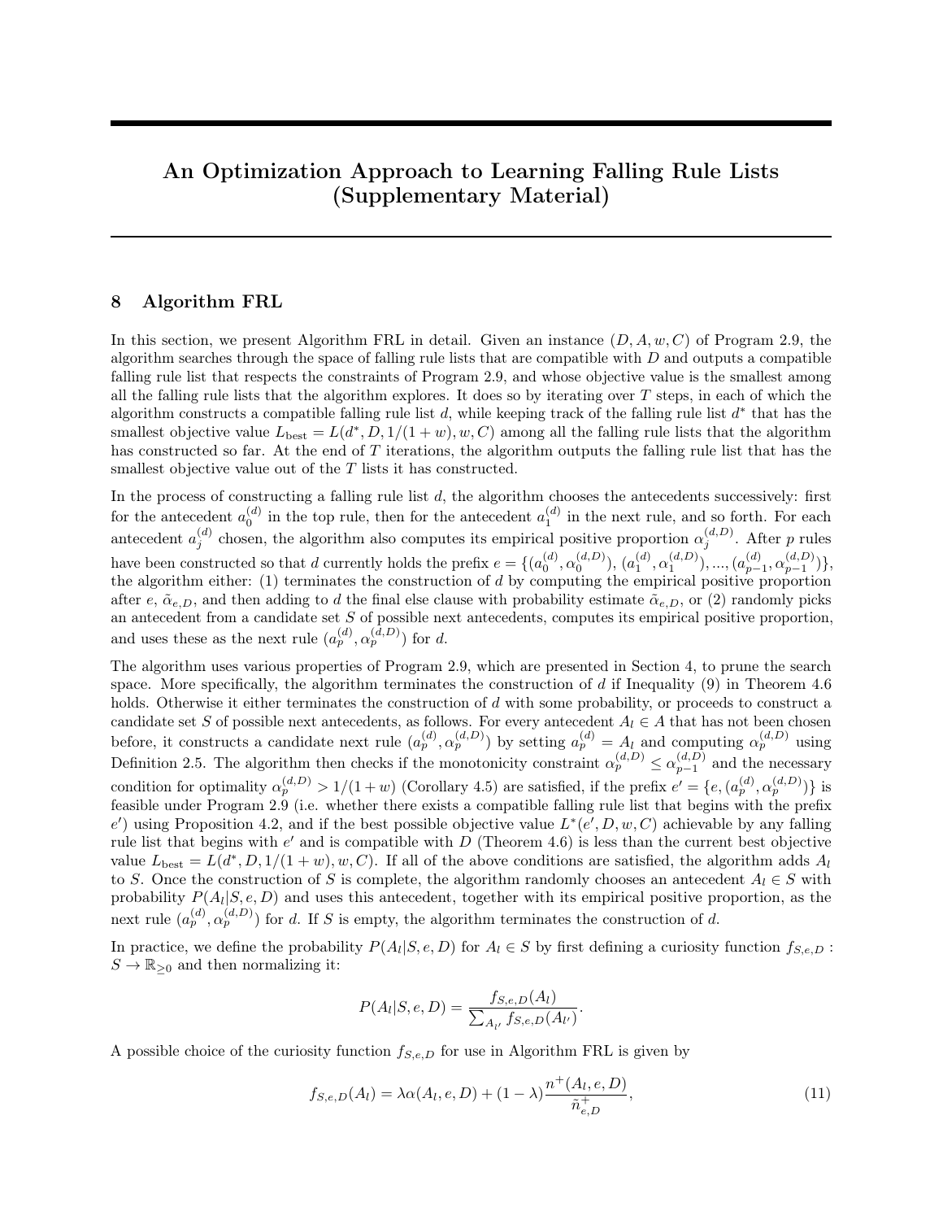# An Optimization Approach to Learning Falling Rule Lists (Supplementary Material)

## 8 Algorithm FRL

In this section, we present Algorithm FRL in detail. Given an instance $(D, A, w, C)$ of Program 2.9, the algorithm searches through the space of falling rule lists that are compatible with $D$ and outputs a compatible falling rule list that respects the constraints of Program 2.9, and whose objective value is the smallest among all the falling rule lists that the algorithm explores. It does so by iterating over $T$ steps, in each of which the algorithm constructs a compatible falling rule list $d$, while keeping track of the falling rule list $d^*$ that has the smallest objective value $L_{\text{best}} = L(d^*, D, 1/(1+w), w, C)$ among all the falling rule lists that the algorithm has constructed so far. At the end of $T$ iterations, the algorithm outputs the falling rule list that has the smallest objective value out of the $T$ lists it has constructed.

In the process of constructing a falling rule list $d$, the algorithm chooses the antecedents successively: first for the antecedent $a_0^{(d)}$ in the top rule, then for the antecedent $a_1^{(d)}$ in the next rule, and so forth. For each antecedent $a_j^{(d)}$ chosen, the algorithm also computes its empirical positive proportion $\alpha_j^{(d,D)}$. After $p$ rules have been constructed so that $d$ currently holds the prefix $e = \{(a_0^{(d)}, \alpha_0^{(d,D)}), (a_1^{(d)}, \alpha_1^{(d,D)}), ..., (a_{p-1}^{(d)}, \alpha_{p-1}^{(d,D)})\}$, the algorithm either: (1) terminates the construction of $d$ by computing the empirical positive proportion after $e$, $\tilde{\alpha}_{e,D}$, and then adding to $d$ the final else clause with probability estimate $\tilde{\alpha}_{e,D}$, or (2) randomly picks an antecedent from a candidate set $S$ of possible next antecedents, computes its empirical positive proportion, and uses these as the next rule $(a_p^{(d)}, \alpha_p^{(d,D)})$ for $d$.

The algorithm uses various properties of Program 2.9, which are presented in Section 4, to prune the search space. More specifically, the algorithm terminates the construction of $d$ if Inequality (9) in Theorem 4.6 holds. Otherwise it either terminates the construction of $d$ with some probability, or proceeds to construct a candidate set $S$ of possible next antecedents, as follows. For every antecedent $A_l \in A$ that has not been chosen before, it constructs a candidate next rule $(a_p^{(d)}, \alpha_p^{(d,D)})$ by setting $a_p^{(d)} = A_l$ and computing $\alpha_p^{(d,D)}$ using Definition 2.5. The algorithm then checks if the monotonicity constraint $\alpha_p^{(d,D)} \leq \alpha_{p-1}^{(d,D)}$ and the necessary condition for optimality $\alpha_p^{(d,D)} > 1/(1+w)$ (Corollary 4.5) are satisfied, if the prefix $e' = \{e, (a_p^{(d)}, \alpha_p^{(d,D)})\}$ is feasible under Program 2.9 (i.e. whether there exists a compatible falling rule list that begins with the prefix $e'$) using Proposition 4.2, and if the best possible objective value $L^*(e', D, w, C)$ achievable by any falling rule list that begins with $e'$ and is compatible with $D$ (Theorem 4.6) is less than the current best objective value $L_{\text{best}} = L(d^*, D, 1/(1+w), w, C)$. If all of the above conditions are satisfied, the algorithm adds $A_l$ to $S$. Once the construction of $S$ is complete, the algorithm randomly chooses an antecedent $A_l \in S$ with probability $P(A_l|S, e, D)$ and uses this antecedent, together with its empirical positive proportion, as the next rule $(a_p^{(d)}, \alpha_p^{(d,D)})$ for $d$. If $S$ is empty, the algorithm terminates the construction of $d$.

In practice, we define the probability $P(A_l|S, e, D)$ for $A_l \in S$ by first defining a curiosity function $f_{S,e,D} : S \to \mathbb{R}_{\geq 0}$ and then normalizing it:

$$P(A_l|S, e, D) = \frac{f_{S,e,D}(A_l)}{\sum_{A_{l'}} f_{S,e,D}(A_{l'})}.$$

A possible choice of the curiosity function $f_{S,e,D}$ for use in Algorithm FRL is given by

$$f_{S,e,D}(A_l) = \lambda\alpha(A_l, e, D) + (1-\lambda)\frac{n^+(A_l, e, D)}{\tilde{n}^+_{e,D}}, \tag{11}$$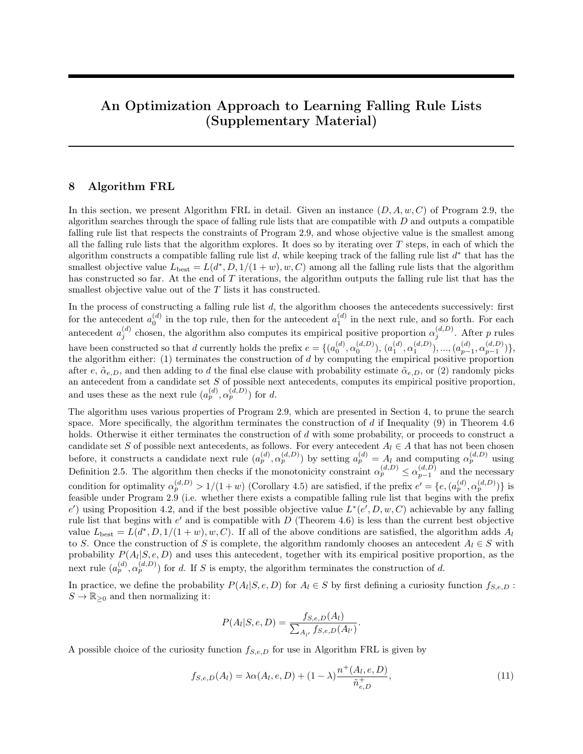# An Optimization Approach to Learning Falling Rule Lists (Supplementary Material)

## 8 Algorithm FRL

In this section, we present Algorithm FRL in detail. Given an instance $(D, A, w, C)$ of Program 2.9, the algorithm searches through the space of falling rule lists that are compatible with $D$ and outputs a compatible falling rule list that respects the constraints of Program 2.9, and whose objective value is the smallest among all the falling rule lists that the algorithm explores. It does so by iterating over $T$ steps, in each of which the algorithm constructs a compatible falling rule list $d$, while keeping track of the falling rule list $d^*$ that has the smallest objective value $L_{\text{best}} = L(d^*, D, 1/(1+w), w, C)$ among all the falling rule lists that the algorithm has constructed so far. At the end of $T$ iterations, the algorithm outputs the falling rule list that has the smallest objective value out of the $T$ lists it has constructed.

In the process of constructing a falling rule list $d$, the algorithm chooses the antecedents successively: first for the antecedent $a_0^{(d)}$ in the top rule, then for the antecedent $a_1^{(d)}$ in the next rule, and so forth. For each antecedent $a_j^{(d)}$ chosen, the algorithm also computes its empirical positive proportion $\alpha_j^{(d,D)}$. After $p$ rules have been constructed so that $d$ currently holds the prefix $e = \{(a_0^{(d)}, \alpha_0^{(d,D)}), (a_1^{(d)}, \alpha_1^{(d,D)}), ..., (a_{p-1}^{(d)}, \alpha_{p-1}^{(d,D)})\}$, the algorithm either: (1) terminates the construction of $d$ by computing the empirical positive proportion after $e$, $\tilde{\alpha}_{e,D}$, and then adding to $d$ the final else clause with probability estimate $\tilde{\alpha}_{e,D}$, or (2) randomly picks an antecedent from a candidate set $S$ of possible next antecedents, computes its empirical positive proportion, and uses these as the next rule $(a_p^{(d)}, \alpha_p^{(d,D)})$ for $d$.

The algorithm uses various properties of Program 2.9, which are presented in Section 4, to prune the search space. More specifically, the algorithm terminates the construction of $d$ if Inequality (9) in Theorem 4.6 holds. Otherwise it either terminates the construction of $d$ with some probability, or proceeds to construct a candidate set $S$ of possible next antecedents, as follows. For every antecedent $A_l \in A$ that has not been chosen before, it constructs a candidate next rule $(a_p^{(d)}, \alpha_p^{(d,D)})$ by setting $a_p^{(d)} = A_l$ and computing $\alpha_p^{(d,D)}$ using Definition 2.5. The algorithm then checks if the monotonicity constraint $\alpha_p^{(d,D)} \leq \alpha_{p-1}^{(d,D)}$ and the necessary condition for optimality $\alpha_p^{(d,D)} > 1/(1+w)$ (Corollary 4.5) are satisfied, if the prefix $e' = \{e, (a_p^{(d)}, \alpha_p^{(d,D)})\}$ is feasible under Program 2.9 (i.e. whether there exists a compatible falling rule list that begins with the prefix $e'$) using Proposition 4.2, and if the best possible objective value $L^*(e', D, w, C)$ achievable by any falling rule list that begins with $e'$ and is compatible with $D$ (Theorem 4.6) is less than the current best objective value $L_{\text{best}} = L(d^*, D, 1/(1+w), w, C)$. If all of the above conditions are satisfied, the algorithm adds $A_l$ to $S$. Once the construction of $S$ is complete, the algorithm randomly chooses an antecedent $A_l \in S$ with probability $P(A_l|S, e, D)$ and uses this antecedent, together with its empirical positive proportion, as the next rule $(a_p^{(d)}, \alpha_p^{(d,D)})$ for $d$. If $S$ is empty, the algorithm terminates the construction of $d$.

In practice, we define the probability $P(A_l|S, e, D)$ for $A_l \in S$ by first defining a curiosity function $f_{S,e,D} : S \to \mathbb{R}_{\geq 0}$ and then normalizing it:

$$P(A_l|S, e, D) = \frac{f_{S,e,D}(A_l)}{\sum_{A_{l'}} f_{S,e,D}(A_{l'})}.$$

A possible choice of the curiosity function $f_{S,e,D}$ for use in Algorithm FRL is given by

$$f_{S,e,D}(A_l) = \lambda\alpha(A_l, e, D) + (1-\lambda)\frac{n^+(A_l, e, D)}{\tilde{n}^+_{e,D}}, \tag{11}$$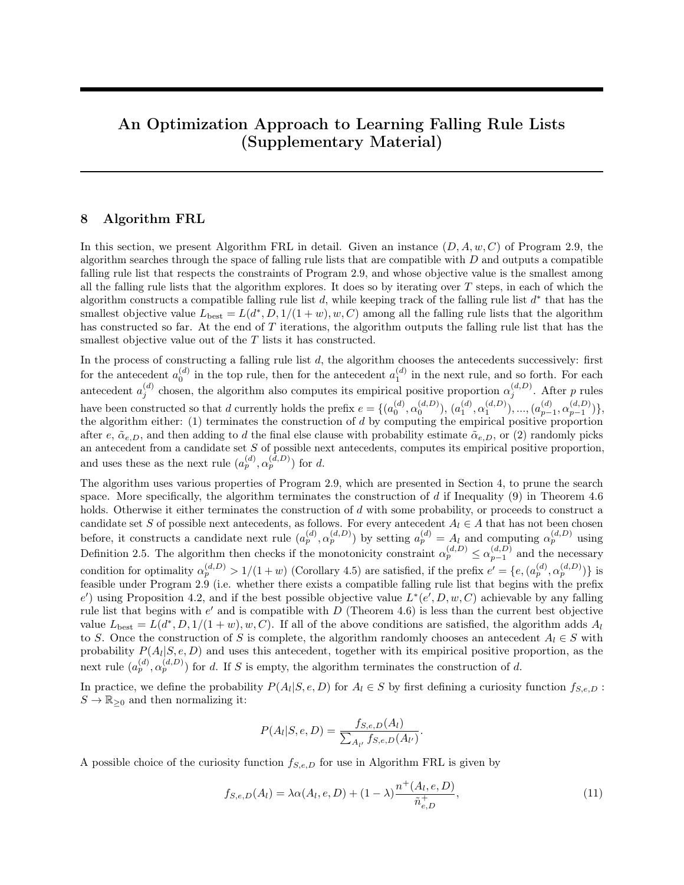# An Optimization Approach to Learning Falling Rule Lists (Supplementary Material)

## 8 Algorithm FRL

In this section, we present Algorithm FRL in detail. Given an instance $(D, A, w, C)$ of Program 2.9, the algorithm searches through the space of falling rule lists that are compatible with $D$ and outputs a compatible falling rule list that respects the constraints of Program 2.9, and whose objective value is the smallest among all the falling rule lists that the algorithm explores. It does so by iterating over $T$ steps, in each of which the algorithm constructs a compatible falling rule list $d$, while keeping track of the falling rule list $d^*$ that has the smallest objective value $L_{\text{best}} = L(d^*, D, 1/(1+w), w, C)$ among all the falling rule lists that the algorithm has constructed so far. At the end of $T$ iterations, the algorithm outputs the falling rule list that has the smallest objective value out of the $T$ lists it has constructed.

In the process of constructing a falling rule list $d$, the algorithm chooses the antecedents successively: first for the antecedent $a_0^{(d)}$ in the top rule, then for the antecedent $a_1^{(d)}$ in the next rule, and so forth. For each antecedent $a_j^{(d)}$ chosen, the algorithm also computes its empirical positive proportion $\alpha_j^{(d,D)}$. After $p$ rules have been constructed so that $d$ currently holds the prefix $e = \{(a_0^{(d)}, \alpha_0^{(d,D)}), (a_1^{(d)}, \alpha_1^{(d,D)}), ..., (a_{p-1}^{(d)}, \alpha_{p-1}^{(d,D)})\}$, the algorithm either: (1) terminates the construction of $d$ by computing the empirical positive proportion after $e$, $\tilde{\alpha}_{e,D}$, and then adding to $d$ the final else clause with probability estimate $\tilde{\alpha}_{e,D}$, or (2) randomly picks an antecedent from a candidate set $S$ of possible next antecedents, computes its empirical positive proportion, and uses these as the next rule $(a_p^{(d)}, \alpha_p^{(d,D)})$ for $d$.

The algorithm uses various properties of Program 2.9, which are presented in Section 4, to prune the search space. More specifically, the algorithm terminates the construction of $d$ if Inequality (9) in Theorem 4.6 holds. Otherwise it either terminates the construction of $d$ with some probability, or proceeds to construct a candidate set $S$ of possible next antecedents, as follows. For every antecedent $A_l \in A$ that has not been chosen before, it constructs a candidate next rule $(a_p^{(d)}, \alpha_p^{(d,D)})$ by setting $a_p^{(d)} = A_l$ and computing $\alpha_p^{(d,D)}$ using Definition 2.5. The algorithm then checks if the monotonicity constraint $\alpha_p^{(d,D)} \leq \alpha_{p-1}^{(d,D)}$ and the necessary condition for optimality $\alpha_p^{(d,D)} > 1/(1+w)$ (Corollary 4.5) are satisfied, if the prefix $e' = \{e, (a_p^{(d)}, \alpha_p^{(d,D)})\}$ is feasible under Program 2.9 (i.e. whether there exists a compatible falling rule list that begins with the prefix $e'$) using Proposition 4.2, and if the best possible objective value $L^*(e', D, w, C)$ achievable by any falling rule list that begins with $e'$ and is compatible with $D$ (Theorem 4.6) is less than the current best objective value $L_{\text{best}} = L(d^*, D, 1/(1+w), w, C)$. If all of the above conditions are satisfied, the algorithm adds $A_l$ to $S$. Once the construction of $S$ is complete, the algorithm randomly chooses an antecedent $A_l \in S$ with probability $P(A_l|S, e, D)$ and uses this antecedent, together with its empirical positive proportion, as the next rule $(a_p^{(d)}, \alpha_p^{(d,D)})$ for $d$. If $S$ is empty, the algorithm terminates the construction of $d$.

In practice, we define the probability $P(A_l|S, e, D)$ for $A_l \in S$ by first defining a curiosity function $f_{S,e,D} : S \to \mathbb{R}_{\geq 0}$ and then normalizing it:

$$P(A_l|S, e, D) = \frac{f_{S,e,D}(A_l)}{\sum_{A_{l'}} f_{S,e,D}(A_{l'})}.$$

A possible choice of the curiosity function $f_{S,e,D}$ for use in Algorithm FRL is given by

$$f_{S,e,D}(A_l) = \lambda\alpha(A_l, e, D) + (1-\lambda)\frac{n^+(A_l, e, D)}{\tilde{n}^+_{e,D}}, \tag{11}$$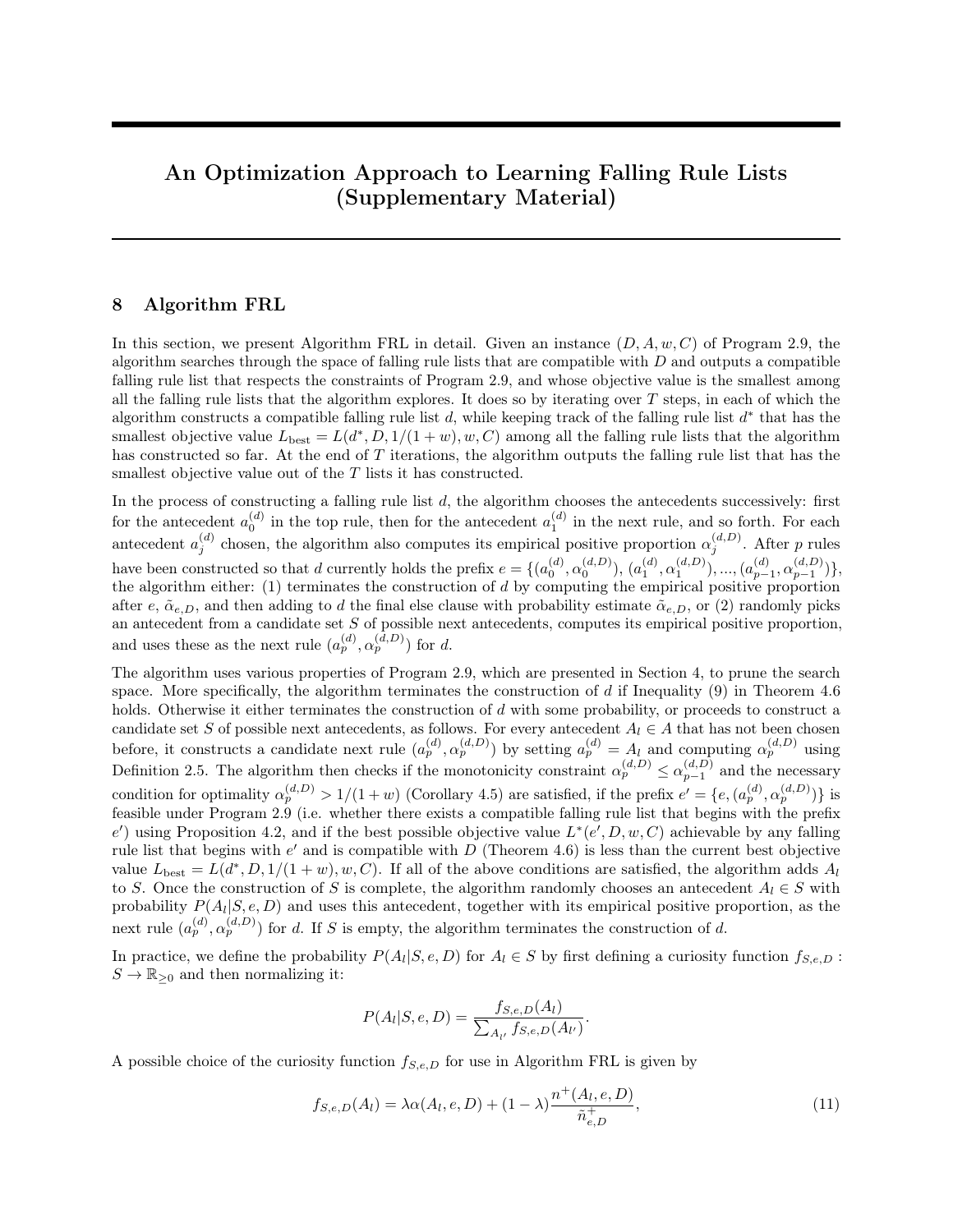# An Optimization Approach to Learning Falling Rule Lists (Supplementary Material)

## 8 Algorithm FRL

In this section, we present Algorithm FRL in detail. Given an instance $(D, A, w, C)$ of Program 2.9, the algorithm searches through the space of falling rule lists that are compatible with $D$ and outputs a compatible falling rule list that respects the constraints of Program 2.9, and whose objective value is the smallest among all the falling rule lists that the algorithm explores. It does so by iterating over $T$ steps, in each of which the algorithm constructs a compatible falling rule list $d$, while keeping track of the falling rule list $d^*$ that has the smallest objective value $L_{\text{best}} = L(d^*, D, 1/(1+w), w, C)$ among all the falling rule lists that the algorithm has constructed so far. At the end of $T$ iterations, the algorithm outputs the falling rule list that has the smallest objective value out of the $T$ lists it has constructed.

In the process of constructing a falling rule list $d$, the algorithm chooses the antecedents successively: first for the antecedent $a_0^{(d)}$ in the top rule, then for the antecedent $a_1^{(d)}$ in the next rule, and so forth. For each antecedent $a_j^{(d)}$ chosen, the algorithm also computes its empirical positive proportion $\alpha_j^{(d,D)}$. After $p$ rules have been constructed so that $d$ currently holds the prefix $e = \{(a_0^{(d)}, \alpha_0^{(d,D)}), (a_1^{(d)}, \alpha_1^{(d,D)}), ..., (a_{p-1}^{(d)}, \alpha_{p-1}^{(d,D)})\}$, the algorithm either: (1) terminates the construction of $d$ by computing the empirical positive proportion after $e$, $\tilde{\alpha}_{e,D}$, and then adding to $d$ the final else clause with probability estimate $\tilde{\alpha}_{e,D}$, or (2) randomly picks an antecedent from a candidate set $S$ of possible next antecedents, computes its empirical positive proportion, and uses these as the next rule $(a_p^{(d)}, \alpha_p^{(d,D)})$ for $d$.

The algorithm uses various properties of Program 2.9, which are presented in Section 4, to prune the search space. More specifically, the algorithm terminates the construction of $d$ if Inequality (9) in Theorem 4.6 holds. Otherwise it either terminates the construction of $d$ with some probability, or proceeds to construct a candidate set $S$ of possible next antecedents, as follows. For every antecedent $A_l \in A$ that has not been chosen before, it constructs a candidate next rule $(a_p^{(d)}, \alpha_p^{(d,D)})$ by setting $a_p^{(d)} = A_l$ and computing $\alpha_p^{(d,D)}$ using Definition 2.5. The algorithm then checks if the monotonicity constraint $\alpha_p^{(d,D)} \leq \alpha_{p-1}^{(d,D)}$ and the necessary condition for optimality $\alpha_p^{(d,D)} > 1/(1+w)$ (Corollary 4.5) are satisfied, if the prefix $e' = \{e, (a_p^{(d)}, \alpha_p^{(d,D)})\}$ is feasible under Program 2.9 (i.e. whether there exists a compatible falling rule list that begins with the prefix $e'$) using Proposition 4.2, and if the best possible objective value $L^*(e', D, w, C)$ achievable by any falling rule list that begins with $e'$ and is compatible with $D$ (Theorem 4.6) is less than the current best objective value $L_{\text{best}} = L(d^*, D, 1/(1+w), w, C)$. If all of the above conditions are satisfied, the algorithm adds $A_l$ to $S$. Once the construction of $S$ is complete, the algorithm randomly chooses an antecedent $A_l \in S$ with probability $P(A_l|S, e, D)$ and uses this antecedent, together with its empirical positive proportion, as the next rule $(a_p^{(d)}, \alpha_p^{(d,D)})$ for $d$. If $S$ is empty, the algorithm terminates the construction of $d$.

In practice, we define the probability $P(A_l|S, e, D)$ for $A_l \in S$ by first defining a curiosity function $f_{S,e,D} : S \to \mathbb{R}_{\geq 0}$ and then normalizing it:

$$P(A_l|S, e, D) = \frac{f_{S,e,D}(A_l)}{\sum_{A_{l'}} f_{S,e,D}(A_{l'})}.$$

A possible choice of the curiosity function $f_{S,e,D}$ for use in Algorithm FRL is given by

$$f_{S,e,D}(A_l) = \lambda \alpha(A_l, e, D) + (1 - \lambda) \frac{n^+(A_l, e, D)}{\tilde{n}^+_{e,D}}, \tag{11}$$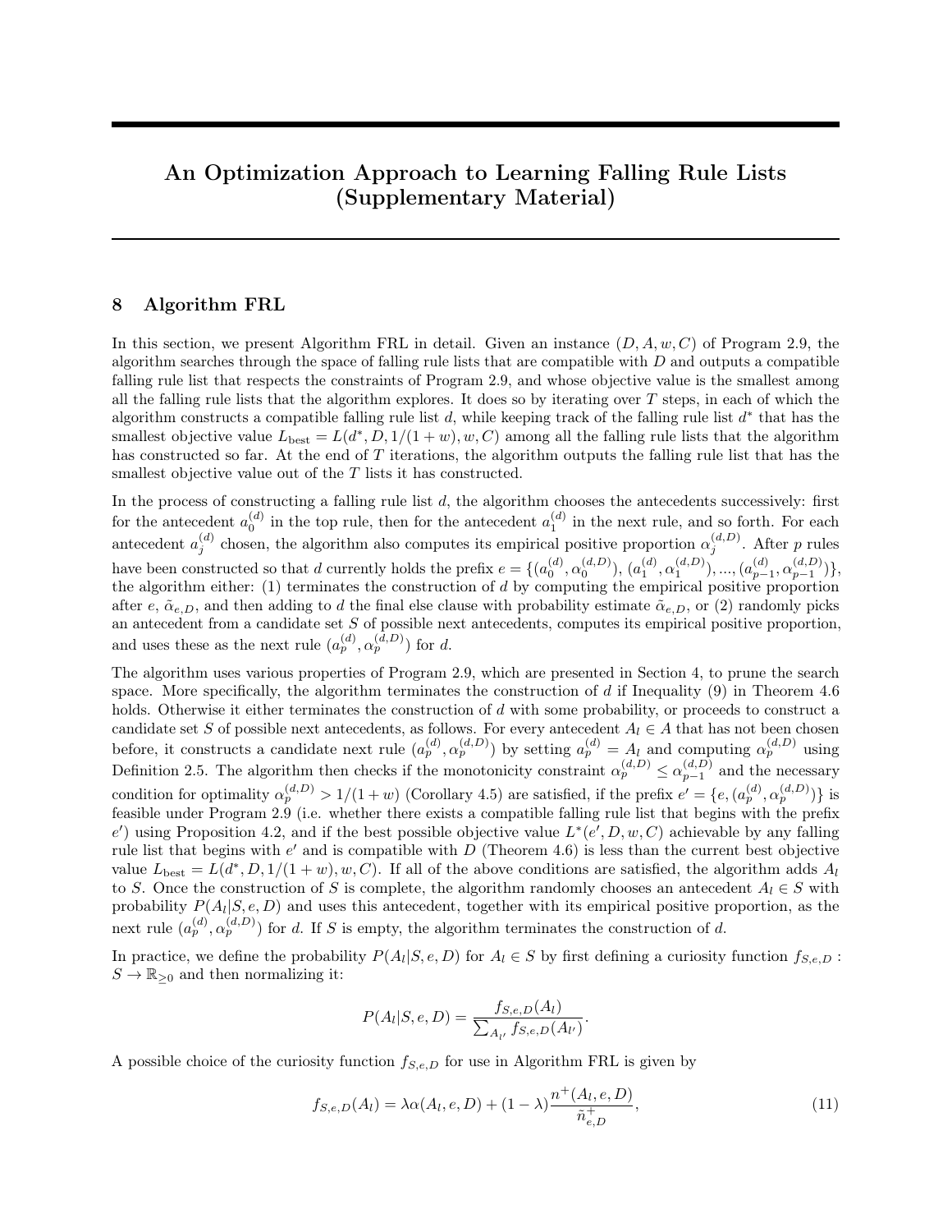# An Optimization Approach to Learning Falling Rule Lists (Supplementary Material)

## 8 Algorithm FRL

In this section, we present Algorithm FRL in detail. Given an instance $(D, A, w, C)$ of Program 2.9, the algorithm searches through the space of falling rule lists that are compatible with $D$ and outputs a compatible falling rule list that respects the constraints of Program 2.9, and whose objective value is the smallest among all the falling rule lists that the algorithm explores. It does so by iterating over $T$ steps, in each of which the algorithm constructs a compatible falling rule list $d$, while keeping track of the falling rule list $d^*$ that has the smallest objective value $L_{\text{best}} = L(d^*, D, 1/(1+w), w, C)$ among all the falling rule lists that the algorithm has constructed so far. At the end of $T$ iterations, the algorithm outputs the falling rule list that has the smallest objective value out of the $T$ lists it has constructed.

In the process of constructing a falling rule list $d$, the algorithm chooses the antecedents successively: first for the antecedent $a_0^{(d)}$ in the top rule, then for the antecedent $a_1^{(d)}$ in the next rule, and so forth. For each antecedent $a_j^{(d)}$ chosen, the algorithm also computes its empirical positive proportion $\alpha_j^{(d,D)}$. After $p$ rules have been constructed so that $d$ currently holds the prefix $e = \{(a_0^{(d)}, \alpha_0^{(d,D)}), (a_1^{(d)}, \alpha_1^{(d,D)}), ..., (a_{p-1}^{(d)}, \alpha_{p-1}^{(d,D)})\}$, the algorithm either: (1) terminates the construction of $d$ by computing the empirical positive proportion after $e$, $\tilde{\alpha}_{e,D}$, and then adding to $d$ the final else clause with probability estimate $\tilde{\alpha}_{e,D}$, or (2) randomly picks an antecedent from a candidate set $S$ of possible next antecedents, computes its empirical positive proportion, and uses these as the next rule $(a_p^{(d)}, \alpha_p^{(d,D)})$ for $d$.

The algorithm uses various properties of Program 2.9, which are presented in Section 4, to prune the search space. More specifically, the algorithm terminates the construction of $d$ if Inequality (9) in Theorem 4.6 holds. Otherwise it either terminates the construction of $d$ with some probability, or proceeds to construct a candidate set $S$ of possible next antecedents, as follows. For every antecedent $A_l \in A$ that has not been chosen before, it constructs a candidate next rule $(a_p^{(d)}, \alpha_p^{(d,D)})$ by setting $a_p^{(d)} = A_l$ and computing $\alpha_p^{(d,D)}$ using Definition 2.5. The algorithm then checks if the monotonicity constraint $\alpha_p^{(d,D)} \leq \alpha_{p-1}^{(d,D)}$ and the necessary condition for optimality $\alpha_p^{(d,D)} > 1/(1+w)$ (Corollary 4.5) are satisfied, if the prefix $e' = \{e, (a_p^{(d)}, \alpha_p^{(d,D)})\}$ is feasible under Program 2.9 (i.e. whether there exists a compatible falling rule list that begins with the prefix $e'$) using Proposition 4.2, and if the best possible objective value $L^*(e', D, w, C)$ achievable by any falling rule list that begins with $e'$ and is compatible with $D$ (Theorem 4.6) is less than the current best objective value $L_{\text{best}} = L(d^*, D, 1/(1+w), w, C)$. If all of the above conditions are satisfied, the algorithm adds $A_l$ to $S$. Once the construction of $S$ is complete, the algorithm randomly chooses an antecedent $A_l \in S$ with probability $P(A_l|S, e, D)$ and uses this antecedent, together with its empirical positive proportion, as the next rule $(a_p^{(d)}, \alpha_p^{(d,D)})$ for $d$. If $S$ is empty, the algorithm terminates the construction of $d$.

In practice, we define the probability $P(A_l|S, e, D)$ for $A_l \in S$ by first defining a curiosity function $f_{S,e,D} : S \to \mathbb{R}_{\geq 0}$ and then normalizing it:

$$P(A_l|S, e, D) = \frac{f_{S,e,D}(A_l)}{\sum_{A_{l'}} f_{S,e,D}(A_{l'})}.$$

A possible choice of the curiosity function $f_{S,e,D}$ for use in Algorithm FRL is given by

$$f_{S,e,D}(A_l) = \lambda \alpha(A_l, e, D) + (1-\lambda)\frac{n^+(A_l, e, D)}{\tilde{n}^+_{e,D}}, \tag{11}$$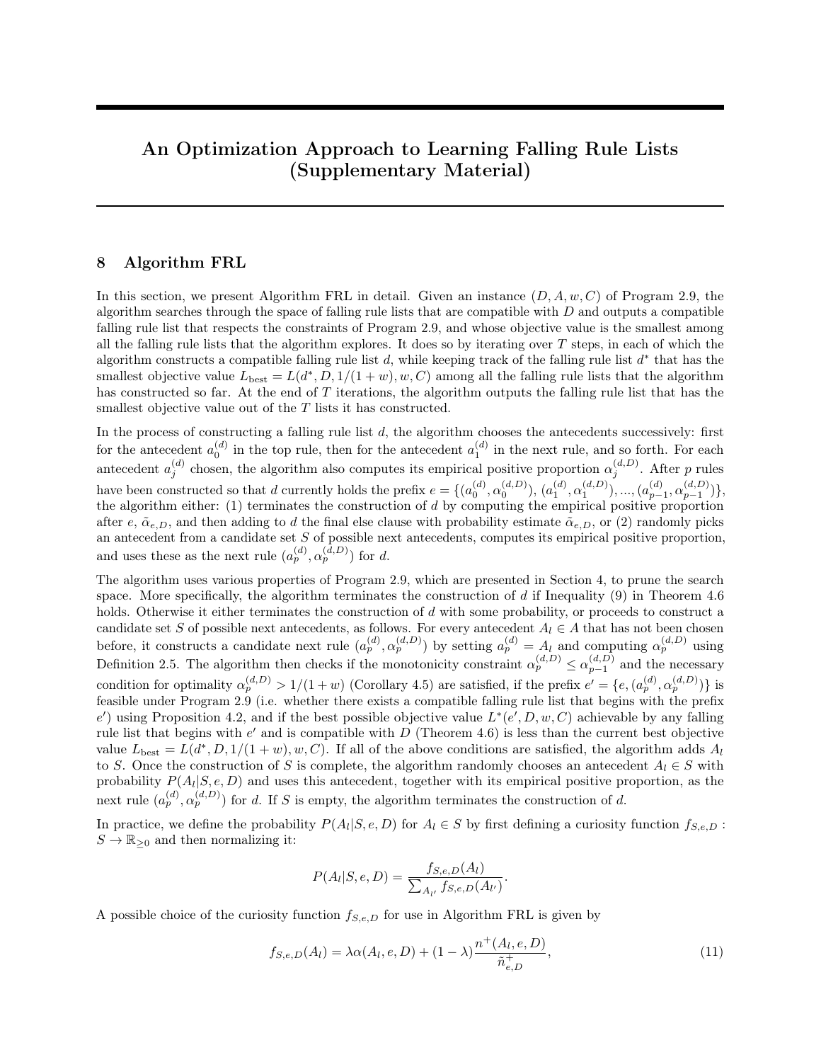# An Optimization Approach to Learning Falling Rule Lists (Supplementary Material)

## 8 Algorithm FRL

In this section, we present Algorithm FRL in detail. Given an instance $(D, A, w, C)$ of Program 2.9, the algorithm searches through the space of falling rule lists that are compatible with $D$ and outputs a compatible falling rule list that respects the constraints of Program 2.9, and whose objective value is the smallest among all the falling rule lists that the algorithm explores. It does so by iterating over $T$ steps, in each of which the algorithm constructs a compatible falling rule list $d$, while keeping track of the falling rule list $d^*$ that has the smallest objective value $L_{\text{best}} = L(d^*, D, 1/(1+w), w, C)$ among all the falling rule lists that the algorithm has constructed so far. At the end of $T$ iterations, the algorithm outputs the falling rule list that has the smallest objective value out of the $T$ lists it has constructed.

In the process of constructing a falling rule list $d$, the algorithm chooses the antecedents successively: first for the antecedent $a_0^{(d)}$ in the top rule, then for the antecedent $a_1^{(d)}$ in the next rule, and so forth. For each antecedent $a_j^{(d)}$ chosen, the algorithm also computes its empirical positive proportion $\alpha_j^{(d,D)}$. After $p$ rules have been constructed so that $d$ currently holds the prefix $e = \{(a_0^{(d)}, \alpha_0^{(d,D)}), (a_1^{(d)}, \alpha_1^{(d,D)}), ..., (a_{p-1}^{(d)}, \alpha_{p-1}^{(d,D)})\}$, the algorithm either: (1) terminates the construction of $d$ by computing the empirical positive proportion after $e$, $\tilde{\alpha}_{e,D}$, and then adding to $d$ the final else clause with probability estimate $\tilde{\alpha}_{e,D}$, or (2) randomly picks an antecedent from a candidate set $S$ of possible next antecedents, computes its empirical positive proportion, and uses these as the next rule $(a_p^{(d)}, \alpha_p^{(d,D)})$ for $d$.

The algorithm uses various properties of Program 2.9, which are presented in Section 4, to prune the search space. More specifically, the algorithm terminates the construction of $d$ if Inequality (9) in Theorem 4.6 holds. Otherwise it either terminates the construction of $d$ with some probability, or proceeds to construct a candidate set $S$ of possible next antecedents, as follows. For every antecedent $A_l \in A$ that has not been chosen before, it constructs a candidate next rule $(a_p^{(d)}, \alpha_p^{(d,D)})$ by setting $a_p^{(d)} = A_l$ and computing $\alpha_p^{(d,D)}$ using Definition 2.5. The algorithm then checks if the monotonicity constraint $\alpha_p^{(d,D)} \leq \alpha_{p-1}^{(d,D)}$ and the necessary condition for optimality $\alpha_p^{(d,D)} > 1/(1+w)$ (Corollary 4.5) are satisfied, if the prefix $e' = \{e, (a_p^{(d)}, \alpha_p^{(d,D)})\}$ is feasible under Program 2.9 (i.e. whether there exists a compatible falling rule list that begins with the prefix $e'$) using Proposition 4.2, and if the best possible objective value $L^*(e', D, w, C)$ achievable by any falling rule list that begins with $e'$ and is compatible with $D$ (Theorem 4.6) is less than the current best objective value $L_{\text{best}} = L(d^*, D, 1/(1+w), w, C)$. If all of the above conditions are satisfied, the algorithm adds $A_l$ to $S$. Once the construction of $S$ is complete, the algorithm randomly chooses an antecedent $A_l \in S$ with probability $P(A_l|S, e, D)$ and uses this antecedent, together with its empirical positive proportion, as the next rule $(a_p^{(d)}, \alpha_p^{(d,D)})$ for $d$. If $S$ is empty, the algorithm terminates the construction of $d$.

In practice, we define the probability $P(A_l|S, e, D)$ for $A_l \in S$ by first defining a curiosity function $f_{S,e,D} : S \to \mathbb{R}_{\geq 0}$ and then normalizing it:

$$P(A_l|S, e, D) = \frac{f_{S,e,D}(A_l)}{\sum_{A_{l'}} f_{S,e,D}(A_{l'})}.$$

A possible choice of the curiosity function $f_{S,e,D}$ for use in Algorithm FRL is given by

$$f_{S,e,D}(A_l) = \lambda\alpha(A_l, e, D) + (1-\lambda)\frac{n^+(A_l, e, D)}{\tilde{n}^+_{e,D}}, \tag{11}$$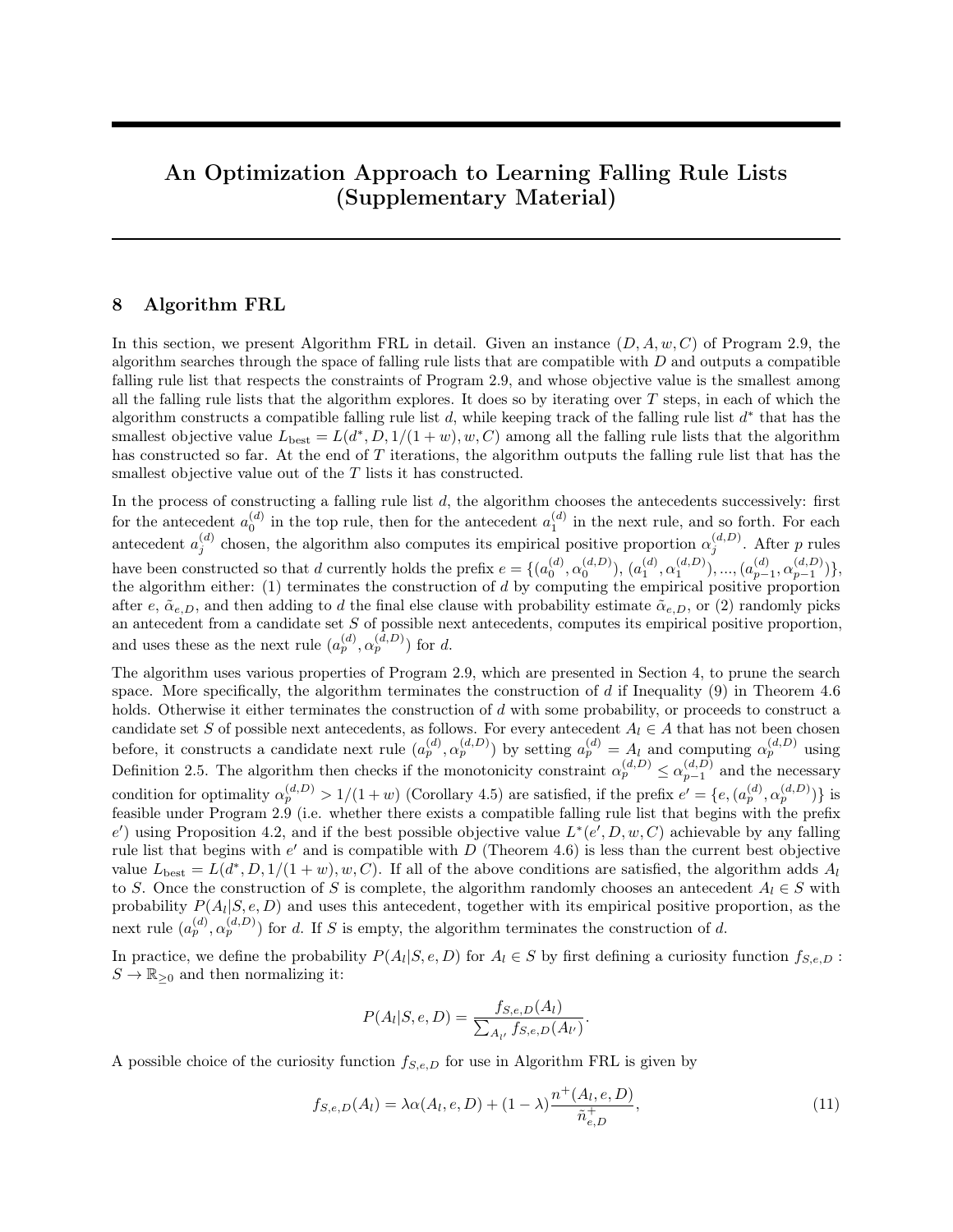# An Optimization Approach to Learning Falling Rule Lists (Supplementary Material)

## 8 Algorithm FRL

In this section, we present Algorithm FRL in detail. Given an instance $(D, A, w, C)$ of Program 2.9, the algorithm searches through the space of falling rule lists that are compatible with $D$ and outputs a compatible falling rule list that respects the constraints of Program 2.9, and whose objective value is the smallest among all the falling rule lists that the algorithm explores. It does so by iterating over $T$ steps, in each of which the algorithm constructs a compatible falling rule list $d$, while keeping track of the falling rule list $d^*$ that has the smallest objective value $L_{\text{best}} = L(d^*, D, 1/(1+w), w, C)$ among all the falling rule lists that the algorithm has constructed so far. At the end of $T$ iterations, the algorithm outputs the falling rule list that has the smallest objective value out of the $T$ lists it has constructed.

In the process of constructing a falling rule list $d$, the algorithm chooses the antecedents successively: first for the antecedent $a_0^{(d)}$ in the top rule, then for the antecedent $a_1^{(d)}$ in the next rule, and so forth. For each antecedent $a_j^{(d)}$ chosen, the algorithm also computes its empirical positive proportion $\alpha_j^{(d,D)}$. After $p$ rules have been constructed so that $d$ currently holds the prefix $e = \{(a_0^{(d)}, \alpha_0^{(d,D)}), (a_1^{(d)}, \alpha_1^{(d,D)}), ..., (a_{p-1}^{(d)}, \alpha_{p-1}^{(d,D)})\}$, the algorithm either: (1) terminates the construction of $d$ by computing the empirical positive proportion after $e$, $\tilde{\alpha}_{e,D}$, and then adding to $d$ the final else clause with probability estimate $\tilde{\alpha}_{e,D}$, or (2) randomly picks an antecedent from a candidate set $S$ of possible next antecedents, computes its empirical positive proportion, and uses these as the next rule $(a_p^{(d)}, \alpha_p^{(d,D)})$ for $d$.

The algorithm uses various properties of Program 2.9, which are presented in Section 4, to prune the search space. More specifically, the algorithm terminates the construction of $d$ if Inequality (9) in Theorem 4.6 holds. Otherwise it either terminates the construction of $d$ with some probability, or proceeds to construct a candidate set $S$ of possible next antecedents, as follows. For every antecedent $A_l \in A$ that has not been chosen before, it constructs a candidate next rule $(a_p^{(d)}, \alpha_p^{(d,D)})$ by setting $a_p^{(d)} = A_l$ and computing $\alpha_p^{(d,D)}$ using Definition 2.5. The algorithm then checks if the monotonicity constraint $\alpha_p^{(d,D)} \leq \alpha_{p-1}^{(d,D)}$ and the necessary condition for optimality $\alpha_p^{(d,D)} > 1/(1+w)$ (Corollary 4.5) are satisfied, if the prefix $e' = \{e, (a_p^{(d)}, \alpha_p^{(d,D)})\}$ is feasible under Program 2.9 (i.e. whether there exists a compatible falling rule list that begins with the prefix $e'$) using Proposition 4.2, and if the best possible objective value $L^*(e', D, w, C)$ achievable by any falling rule list that begins with $e'$ and is compatible with $D$ (Theorem 4.6) is less than the current best objective value $L_{\text{best}} = L(d^*, D, 1/(1+w), w, C)$. If all of the above conditions are satisfied, the algorithm adds $A_l$ to $S$. Once the construction of $S$ is complete, the algorithm randomly chooses an antecedent $A_l \in S$ with probability $P(A_l|S, e, D)$ and uses this antecedent, together with its empirical positive proportion, as the next rule $(a_p^{(d)}, \alpha_p^{(d,D)})$ for $d$. If $S$ is empty, the algorithm terminates the construction of $d$.

In practice, we define the probability $P(A_l|S, e, D)$ for $A_l \in S$ by first defining a curiosity function $f_{S,e,D} : S \to \mathbb{R}_{\geq 0}$ and then normalizing it:

$$P(A_l|S, e, D) = \frac{f_{S,e,D}(A_l)}{\sum_{A_{l'}} f_{S,e,D}(A_{l'})}.$$

A possible choice of the curiosity function $f_{S,e,D}$ for use in Algorithm FRL is given by

$$f_{S,e,D}(A_l) = \lambda \alpha(A_l, e, D) + (1-\lambda) \frac{n^+(A_l, e, D)}{\tilde{n}^+_{e,D}}, \tag{11}$$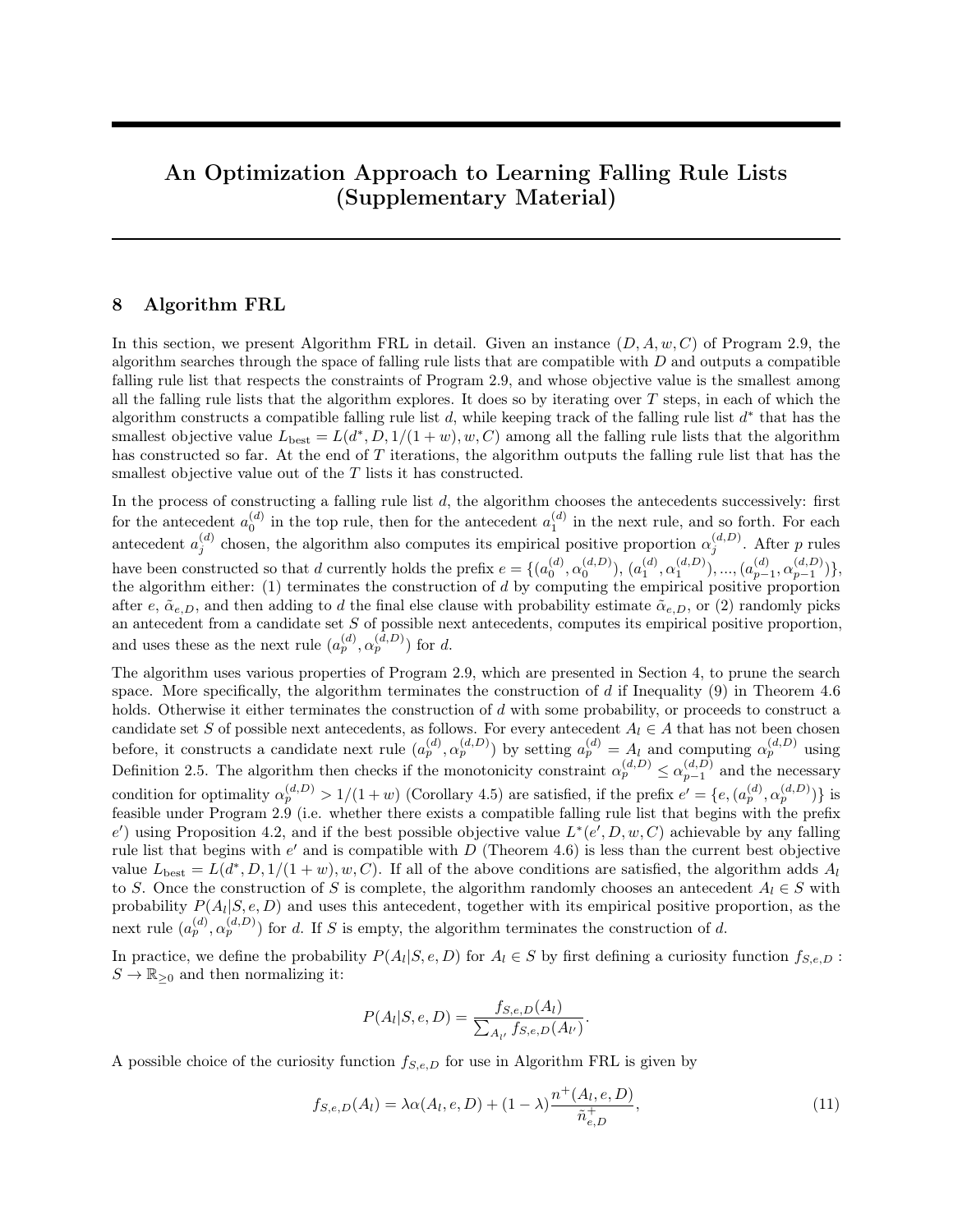# An Optimization Approach to Learning Falling Rule Lists (Supplementary Material)

## 8 Algorithm FRL

In this section, we present Algorithm FRL in detail. Given an instance $(D, A, w, C)$ of Program 2.9, the algorithm searches through the space of falling rule lists that are compatible with $D$ and outputs a compatible falling rule list that respects the constraints of Program 2.9, and whose objective value is the smallest among all the falling rule lists that the algorithm explores. It does so by iterating over $T$ steps, in each of which the algorithm constructs a compatible falling rule list $d$, while keeping track of the falling rule list $d^*$ that has the smallest objective value $L_{\text{best}} = L(d^*, D, 1/(1+w), w, C)$ among all the falling rule lists that the algorithm has constructed so far. At the end of $T$ iterations, the algorithm outputs the falling rule list that has the smallest objective value out of the $T$ lists it has constructed.

In the process of constructing a falling rule list $d$, the algorithm chooses the antecedents successively: first for the antecedent $a_0^{(d)}$ in the top rule, then for the antecedent $a_1^{(d)}$ in the next rule, and so forth. For each antecedent $a_j^{(d)}$ chosen, the algorithm also computes its empirical positive proportion $\alpha_j^{(d,D)}$. After $p$ rules have been constructed so that $d$ currently holds the prefix $e = \{(a_0^{(d)}, \alpha_0^{(d,D)}), (a_1^{(d)}, \alpha_1^{(d,D)}), ..., (a_{p-1}^{(d)}, \alpha_{p-1}^{(d,D)})\}$, the algorithm either: (1) terminates the construction of $d$ by computing the empirical positive proportion after $e$, $\tilde{\alpha}_{e,D}$, and then adding to $d$ the final else clause with probability estimate $\tilde{\alpha}_{e,D}$, or (2) randomly picks an antecedent from a candidate set $S$ of possible next antecedents, computes its empirical positive proportion, and uses these as the next rule $(a_p^{(d)}, \alpha_p^{(d,D)})$ for $d$.

The algorithm uses various properties of Program 2.9, which are presented in Section 4, to prune the search space. More specifically, the algorithm terminates the construction of $d$ if Inequality (9) in Theorem 4.6 holds. Otherwise it either terminates the construction of $d$ with some probability, or proceeds to construct a candidate set $S$ of possible next antecedents, as follows. For every antecedent $A_l \in A$ that has not been chosen before, it constructs a candidate next rule $(a_p^{(d)}, \alpha_p^{(d,D)})$ by setting $a_p^{(d)} = A_l$ and computing $\alpha_p^{(d,D)}$ using Definition 2.5. The algorithm then checks if the monotonicity constraint $\alpha_p^{(d,D)} \leq \alpha_{p-1}^{(d,D)}$ and the necessary condition for optimality $\alpha_p^{(d,D)} > 1/(1+w)$ (Corollary 4.5) are satisfied, if the prefix $e' = \{e, (a_p^{(d)}, \alpha_p^{(d,D)})\}$ is feasible under Program 2.9 (i.e. whether there exists a compatible falling rule list that begins with the prefix $e'$) using Proposition 4.2, and if the best possible objective value $L^*(e', D, w, C)$ achievable by any falling rule list that begins with $e'$ and is compatible with $D$ (Theorem 4.6) is less than the current best objective value $L_{\text{best}} = L(d^*, D, 1/(1+w), w, C)$. If all of the above conditions are satisfied, the algorithm adds $A_l$ to $S$. Once the construction of $S$ is complete, the algorithm randomly chooses an antecedent $A_l \in S$ with probability $P(A_l|S, e, D)$ and uses this antecedent, together with its empirical positive proportion, as the next rule $(a_p^{(d)}, \alpha_p^{(d,D)})$ for $d$. If $S$ is empty, the algorithm terminates the construction of $d$.

In practice, we define the probability $P(A_l|S, e, D)$ for $A_l \in S$ by first defining a curiosity function $f_{S,e,D} : S \to \mathbb{R}_{\geq 0}$ and then normalizing it:

$$P(A_l|S, e, D) = \frac{f_{S,e,D}(A_l)}{\sum_{A_{l'}} f_{S,e,D}(A_{l'})}.$$

A possible choice of the curiosity function $f_{S,e,D}$ for use in Algorithm FRL is given by

$$f_{S,e,D}(A_l) = \lambda \alpha(A_l, e, D) + (1-\lambda) \frac{n^+(A_l, e, D)}{\tilde{n}^+_{e,D}}, \tag{11}$$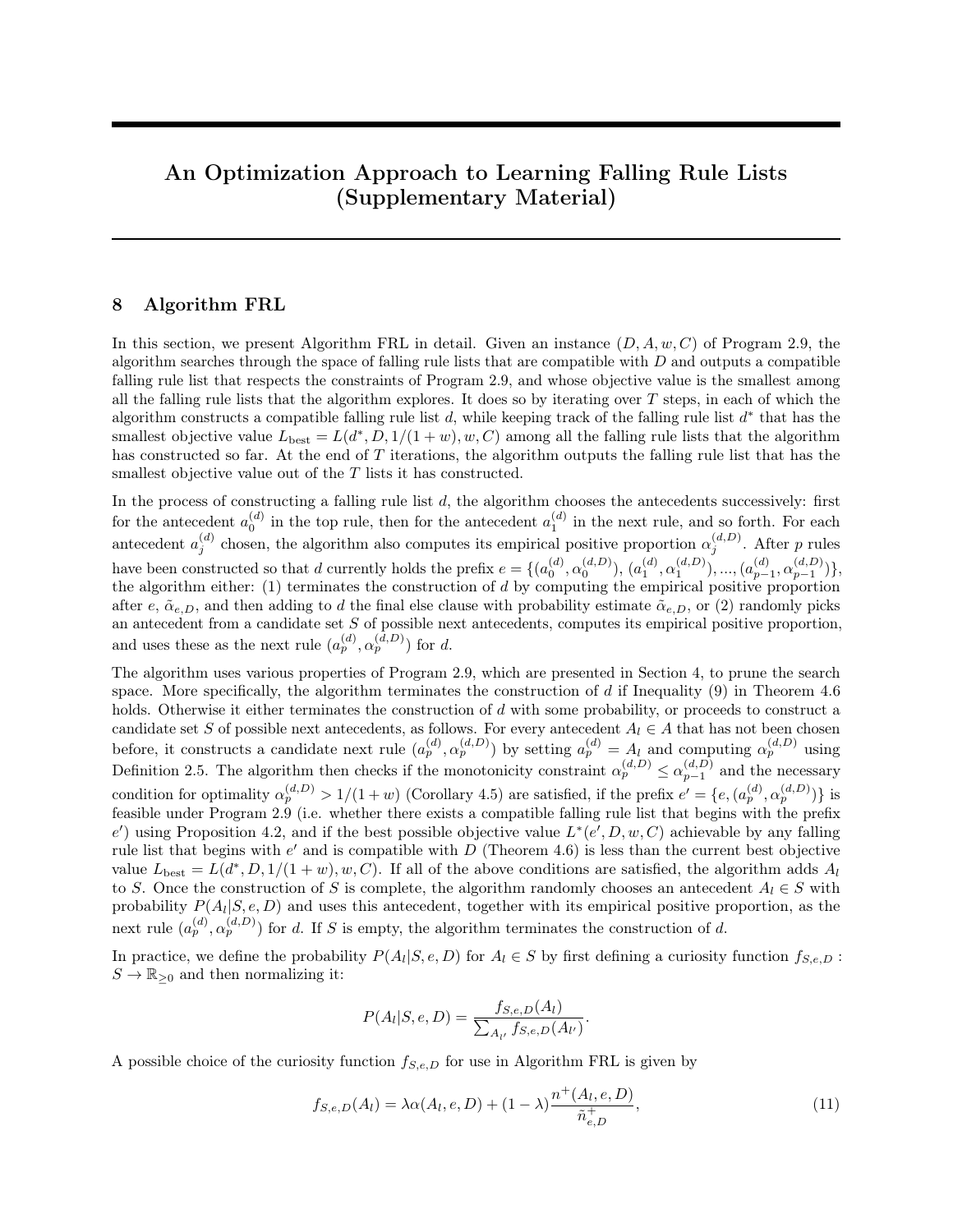# An Optimization Approach to Learning Falling Rule Lists (Supplementary Material)

## 8 Algorithm FRL

In this section, we present Algorithm FRL in detail. Given an instance $(D, A, w, C)$ of Program 2.9, the algorithm searches through the space of falling rule lists that are compatible with $D$ and outputs a compatible falling rule list that respects the constraints of Program 2.9, and whose objective value is the smallest among all the falling rule lists that the algorithm explores. It does so by iterating over $T$ steps, in each of which the algorithm constructs a compatible falling rule list $d$, while keeping track of the falling rule list $d^*$ that has the smallest objective value $L_{\text{best}} = L(d^*, D, 1/(1+w), w, C)$ among all the falling rule lists that the algorithm has constructed so far. At the end of $T$ iterations, the algorithm outputs the falling rule list that has the smallest objective value out of the $T$ lists it has constructed.

In the process of constructing a falling rule list $d$, the algorithm chooses the antecedents successively: first for the antecedent $a_0^{(d)}$ in the top rule, then for the antecedent $a_1^{(d)}$ in the next rule, and so forth. For each antecedent $a_j^{(d)}$ chosen, the algorithm also computes its empirical positive proportion $\alpha_j^{(d,D)}$. After $p$ rules have been constructed so that $d$ currently holds the prefix $e = \{(a_0^{(d)}, \alpha_0^{(d,D)}), (a_1^{(d)}, \alpha_1^{(d,D)}), ..., (a_{p-1}^{(d)}, \alpha_{p-1}^{(d,D)})\}$, the algorithm either: (1) terminates the construction of $d$ by computing the empirical positive proportion after $e$, $\tilde{\alpha}_{e,D}$, and then adding to $d$ the final else clause with probability estimate $\tilde{\alpha}_{e,D}$, or (2) randomly picks an antecedent from a candidate set $S$ of possible next antecedents, computes its empirical positive proportion, and uses these as the next rule $(a_p^{(d)}, \alpha_p^{(d,D)})$ for $d$.

The algorithm uses various properties of Program 2.9, which are presented in Section 4, to prune the search space. More specifically, the algorithm terminates the construction of $d$ if Inequality (9) in Theorem 4.6 holds. Otherwise it either terminates the construction of $d$ with some probability, or proceeds to construct a candidate set $S$ of possible next antecedents, as follows. For every antecedent $A_l \in A$ that has not been chosen before, it constructs a candidate next rule $(a_p^{(d)}, \alpha_p^{(d,D)})$ by setting $a_p^{(d)} = A_l$ and computing $\alpha_p^{(d,D)}$ using Definition 2.5. The algorithm then checks if the monotonicity constraint $\alpha_p^{(d,D)} \leq \alpha_{p-1}^{(d,D)}$ and the necessary condition for optimality $\alpha_p^{(d,D)} > 1/(1+w)$ (Corollary 4.5) are satisfied, if the prefix $e' = \{e, (a_p^{(d)}, \alpha_p^{(d,D)})\}$ is feasible under Program 2.9 (i.e. whether there exists a compatible falling rule list that begins with the prefix $e'$) using Proposition 4.2, and if the best possible objective value $L^*(e', D, w, C)$ achievable by any falling rule list that begins with $e'$ and is compatible with $D$ (Theorem 4.6) is less than the current best objective value $L_{\text{best}} = L(d^*, D, 1/(1+w), w, C)$. If all of the above conditions are satisfied, the algorithm adds $A_l$ to $S$. Once the construction of $S$ is complete, the algorithm randomly chooses an antecedent $A_l \in S$ with probability $P(A_l|S, e, D)$ and uses this antecedent, together with its empirical positive proportion, as the next rule $(a_p^{(d)}, \alpha_p^{(d,D)})$ for $d$. If $S$ is empty, the algorithm terminates the construction of $d$.

In practice, we define the probability $P(A_l|S, e, D)$ for $A_l \in S$ by first defining a curiosity function $f_{S,e,D} : S \to \mathbb{R}_{\geq 0}$ and then normalizing it:

$$P(A_l|S, e, D) = \frac{f_{S,e,D}(A_l)}{\sum_{A_{l'}} f_{S,e,D}(A_{l'})}.$$

A possible choice of the curiosity function $f_{S,e,D}$ for use in Algorithm FRL is given by

$$f_{S,e,D}(A_l) = \lambda \alpha(A_l, e, D) + (1-\lambda) \frac{n^+(A_l, e, D)}{\tilde{n}^+_{e,D}}, \tag{11}$$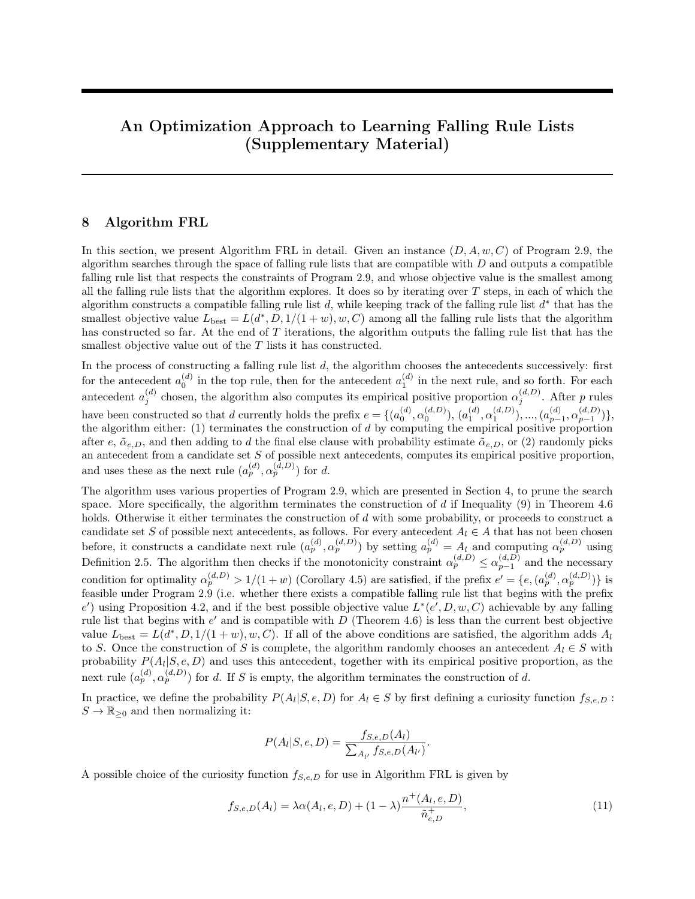# An Optimization Approach to Learning Falling Rule Lists (Supplementary Material)

## 8 Algorithm FRL

In this section, we present Algorithm FRL in detail. Given an instance $(D, A, w, C)$ of Program 2.9, the algorithm searches through the space of falling rule lists that are compatible with $D$ and outputs a compatible falling rule list that respects the constraints of Program 2.9, and whose objective value is the smallest among all the falling rule lists that the algorithm explores. It does so by iterating over $T$ steps, in each of which the algorithm constructs a compatible falling rule list $d$, while keeping track of the falling rule list $d^*$ that has the smallest objective value $L_{\text{best}} = L(d^*, D, 1/(1+w), w, C)$ among all the falling rule lists that the algorithm has constructed so far. At the end of $T$ iterations, the algorithm outputs the falling rule list that has the smallest objective value out of the $T$ lists it has constructed.

In the process of constructing a falling rule list $d$, the algorithm chooses the antecedents successively: first for the antecedent $a_0^{(d)}$ in the top rule, then for the antecedent $a_1^{(d)}$ in the next rule, and so forth. For each antecedent $a_j^{(d)}$ chosen, the algorithm also computes its empirical positive proportion $\alpha_j^{(d,D)}$. After $p$ rules have been constructed so that $d$ currently holds the prefix $e = \{(a_0^{(d)}, \alpha_0^{(d,D)}), (a_1^{(d)}, \alpha_1^{(d,D)}), ..., (a_{p-1}^{(d)}, \alpha_{p-1}^{(d,D)})\}$, the algorithm either: (1) terminates the construction of $d$ by computing the empirical positive proportion after $e$, $\tilde{\alpha}_{e,D}$, and then adding to $d$ the final else clause with probability estimate $\tilde{\alpha}_{e,D}$, or (2) randomly picks an antecedent from a candidate set $S$ of possible next antecedents, computes its empirical positive proportion, and uses these as the next rule $(a_p^{(d)}, \alpha_p^{(d,D)})$ for $d$.

The algorithm uses various properties of Program 2.9, which are presented in Section 4, to prune the search space. More specifically, the algorithm terminates the construction of $d$ if Inequality (9) in Theorem 4.6 holds. Otherwise it either terminates the construction of $d$ with some probability, or proceeds to construct a candidate set $S$ of possible next antecedents, as follows. For every antecedent $A_l \in A$ that has not been chosen before, it constructs a candidate next rule $(a_p^{(d)}, \alpha_p^{(d,D)})$ by setting $a_p^{(d)} = A_l$ and computing $\alpha_p^{(d,D)}$ using Definition 2.5. The algorithm then checks if the monotonicity constraint $\alpha_p^{(d,D)} \leq \alpha_{p-1}^{(d,D)}$ and the necessary condition for optimality $\alpha_p^{(d,D)} > 1/(1+w)$ (Corollary 4.5) are satisfied, if the prefix $e' = \{e, (a_p^{(d)}, \alpha_p^{(d,D)})\}$ is feasible under Program 2.9 (i.e. whether there exists a compatible falling rule list that begins with the prefix $e'$) using Proposition 4.2, and if the best possible objective value $L^*(e', D, w, C)$ achievable by any falling rule list that begins with $e'$ and is compatible with $D$ (Theorem 4.6) is less than the current best objective value $L_{\text{best}} = L(d^*, D, 1/(1+w), w, C)$. If all of the above conditions are satisfied, the algorithm adds $A_l$ to $S$. Once the construction of $S$ is complete, the algorithm randomly chooses an antecedent $A_l \in S$ with probability $P(A_l|S, e, D)$ and uses this antecedent, together with its empirical positive proportion, as the next rule $(a_p^{(d)}, \alpha_p^{(d,D)})$ for $d$. If $S$ is empty, the algorithm terminates the construction of $d$.

In practice, we define the probability $P(A_l|S, e, D)$ for $A_l \in S$ by first defining a curiosity function $f_{S,e,D} : S \to \mathbb{R}_{\geq 0}$ and then normalizing it:

$$P(A_l|S, e, D) = \frac{f_{S,e,D}(A_l)}{\sum_{A_{l'}} f_{S,e,D}(A_{l'})}.$$

A possible choice of the curiosity function $f_{S,e,D}$ for use in Algorithm FRL is given by

$$f_{S,e,D}(A_l) = \lambda\alpha(A_l, e, D) + (1-\lambda)\frac{n^+(A_l, e, D)}{\tilde{n}^+_{e,D}}, \tag{11}$$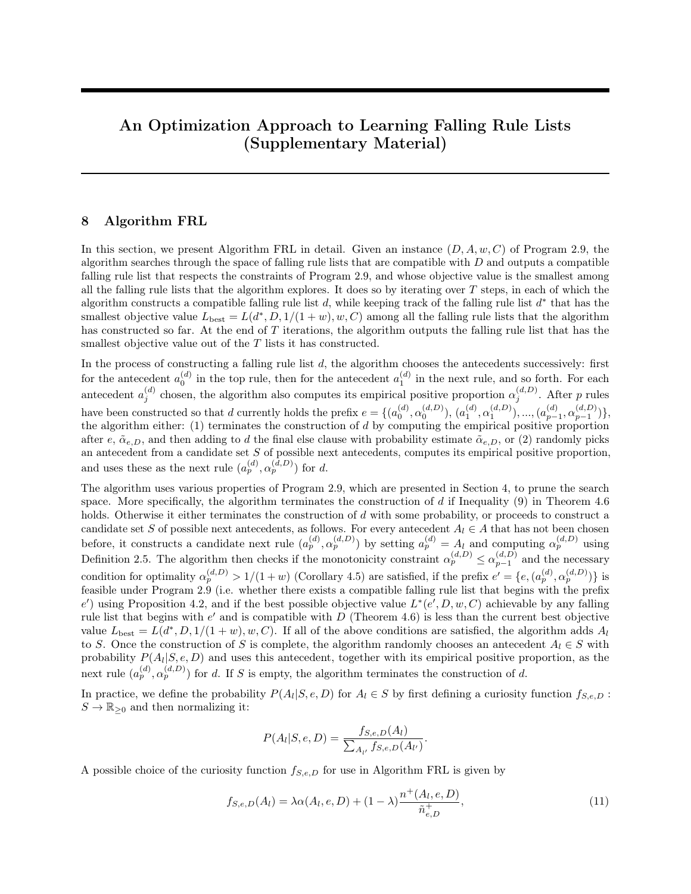# An Optimization Approach to Learning Falling Rule Lists (Supplementary Material)

## 8 Algorithm FRL

In this section, we present Algorithm FRL in detail. Given an instance $(D, A, w, C)$ of Program 2.9, the algorithm searches through the space of falling rule lists that are compatible with $D$ and outputs a compatible falling rule list that respects the constraints of Program 2.9, and whose objective value is the smallest among all the falling rule lists that the algorithm explores. It does so by iterating over $T$ steps, in each of which the algorithm constructs a compatible falling rule list $d$, while keeping track of the falling rule list $d^*$ that has the smallest objective value $L_{\text{best}} = L(d^*, D, 1/(1+w), w, C)$ among all the falling rule lists that the algorithm has constructed so far. At the end of $T$ iterations, the algorithm outputs the falling rule list that has the smallest objective value out of the $T$ lists it has constructed.

In the process of constructing a falling rule list $d$, the algorithm chooses the antecedents successively: first for the antecedent $a_0^{(d)}$ in the top rule, then for the antecedent $a_1^{(d)}$ in the next rule, and so forth. For each antecedent $a_j^{(d)}$ chosen, the algorithm also computes its empirical positive proportion $\alpha_j^{(d,D)}$. After $p$ rules have been constructed so that $d$ currently holds the prefix $e = \{(a_0^{(d)}, \alpha_0^{(d,D)}), (a_1^{(d)}, \alpha_1^{(d,D)}), ..., (a_{p-1}^{(d)}, \alpha_{p-1}^{(d,D)})\}$, the algorithm either: (1) terminates the construction of $d$ by computing the empirical positive proportion after $e$, $\tilde{\alpha}_{e,D}$, and then adding to $d$ the final else clause with probability estimate $\tilde{\alpha}_{e,D}$, or (2) randomly picks an antecedent from a candidate set $S$ of possible next antecedents, computes its empirical positive proportion, and uses these as the next rule $(a_p^{(d)}, \alpha_p^{(d,D)})$ for $d$.

The algorithm uses various properties of Program 2.9, which are presented in Section 4, to prune the search space. More specifically, the algorithm terminates the construction of $d$ if Inequality (9) in Theorem 4.6 holds. Otherwise it either terminates the construction of $d$ with some probability, or proceeds to construct a candidate set $S$ of possible next antecedents, as follows. For every antecedent $A_l \in A$ that has not been chosen before, it constructs a candidate next rule $(a_p^{(d)}, \alpha_p^{(d,D)})$ by setting $a_p^{(d)} = A_l$ and computing $\alpha_p^{(d,D)}$ using Definition 2.5. The algorithm then checks if the monotonicity constraint $\alpha_p^{(d,D)} \leq \alpha_{p-1}^{(d,D)}$ and the necessary condition for optimality $\alpha_p^{(d,D)} > 1/(1+w)$ (Corollary 4.5) are satisfied, if the prefix $e' = \{e, (a_p^{(d)}, \alpha_p^{(d,D)})\}$ is feasible under Program 2.9 (i.e. whether there exists a compatible falling rule list that begins with the prefix $e'$) using Proposition 4.2, and if the best possible objective value $L^*(e', D, w, C)$ achievable by any falling rule list that begins with $e'$ and is compatible with $D$ (Theorem 4.6) is less than the current best objective value $L_{\text{best}} = L(d^*, D, 1/(1+w), w, C)$. If all of the above conditions are satisfied, the algorithm adds $A_l$ to $S$. Once the construction of $S$ is complete, the algorithm randomly chooses an antecedent $A_l \in S$ with probability $P(A_l|S, e, D)$ and uses this antecedent, together with its empirical positive proportion, as the next rule $(a_p^{(d)}, \alpha_p^{(d,D)})$ for $d$. If $S$ is empty, the algorithm terminates the construction of $d$.

In practice, we define the probability $P(A_l|S, e, D)$ for $A_l \in S$ by first defining a curiosity function $f_{S,e,D} : S \to \mathbb{R}_{\geq 0}$ and then normalizing it:

$$P(A_l|S, e, D) = \frac{f_{S,e,D}(A_l)}{\sum_{A_{l'}} f_{S,e,D}(A_{l'})}.$$

A possible choice of the curiosity function $f_{S,e,D}$ for use in Algorithm FRL is given by

$$f_{S,e,D}(A_l) = \lambda \alpha(A_l, e, D) + (1-\lambda) \frac{n^+(A_l, e, D)}{\tilde{n}^+_{e,D}}, \tag{11}$$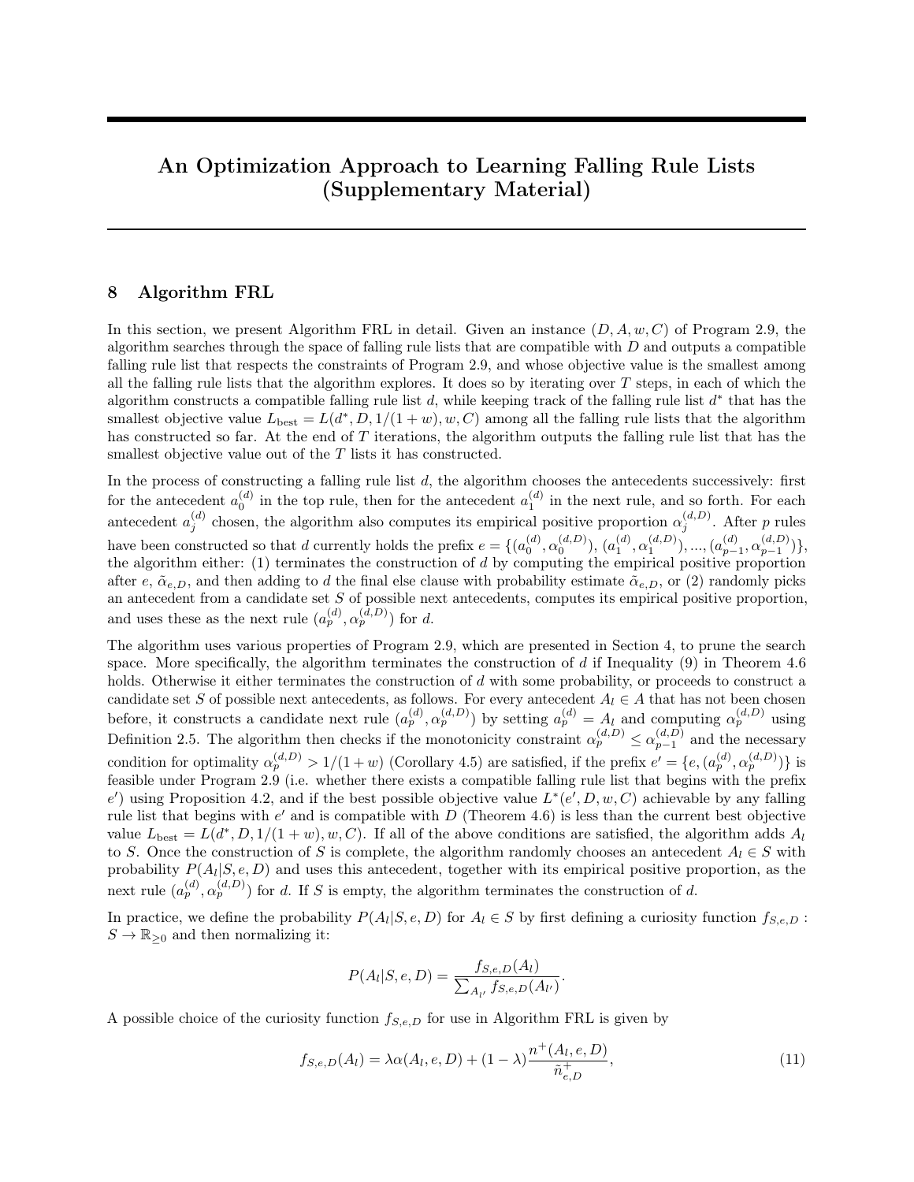# An Optimization Approach to Learning Falling Rule Lists (Supplementary Material)

## 8 Algorithm FRL

In this section, we present Algorithm FRL in detail. Given an instance $(D, A, w, C)$ of Program 2.9, the algorithm searches through the space of falling rule lists that are compatible with $D$ and outputs a compatible falling rule list that respects the constraints of Program 2.9, and whose objective value is the smallest among all the falling rule lists that the algorithm explores. It does so by iterating over $T$ steps, in each of which the algorithm constructs a compatible falling rule list $d$, while keeping track of the falling rule list $d^*$ that has the smallest objective value $L_{\text{best}} = L(d^*, D, 1/(1+w), w, C)$ among all the falling rule lists that the algorithm has constructed so far. At the end of $T$ iterations, the algorithm outputs the falling rule list that has the smallest objective value out of the $T$ lists it has constructed.

In the process of constructing a falling rule list $d$, the algorithm chooses the antecedents successively: first for the antecedent $a_0^{(d)}$ in the top rule, then for the antecedent $a_1^{(d)}$ in the next rule, and so forth. For each antecedent $a_j^{(d)}$ chosen, the algorithm also computes its empirical positive proportion $\alpha_j^{(d,D)}$. After $p$ rules have been constructed so that $d$ currently holds the prefix $e = \{(a_0^{(d)}, \alpha_0^{(d,D)}), (a_1^{(d)}, \alpha_1^{(d,D)}), ..., (a_{p-1}^{(d)}, \alpha_{p-1}^{(d,D)})\}$, the algorithm either: (1) terminates the construction of $d$ by computing the empirical positive proportion after $e$, $\tilde{\alpha}_{e,D}$, and then adding to $d$ the final else clause with probability estimate $\tilde{\alpha}_{e,D}$, or (2) randomly picks an antecedent from a candidate set $S$ of possible next antecedents, computes its empirical positive proportion, and uses these as the next rule $(a_p^{(d)}, \alpha_p^{(d,D)})$ for $d$.

The algorithm uses various properties of Program 2.9, which are presented in Section 4, to prune the search space. More specifically, the algorithm terminates the construction of $d$ if Inequality (9) in Theorem 4.6 holds. Otherwise it either terminates the construction of $d$ with some probability, or proceeds to construct a candidate set $S$ of possible next antecedents, as follows. For every antecedent $A_l \in A$ that has not been chosen before, it constructs a candidate next rule $(a_p^{(d)}, \alpha_p^{(d,D)})$ by setting $a_p^{(d)} = A_l$ and computing $\alpha_p^{(d,D)}$ using Definition 2.5. The algorithm then checks if the monotonicity constraint $\alpha_p^{(d,D)} \leq \alpha_{p-1}^{(d,D)}$ and the necessary condition for optimality $\alpha_p^{(d,D)} > 1/(1+w)$ (Corollary 4.5) are satisfied, if the prefix $e' = \{e, (a_p^{(d)}, \alpha_p^{(d,D)})\}$ is feasible under Program 2.9 (i.e. whether there exists a compatible falling rule list that begins with the prefix $e'$) using Proposition 4.2, and if the best possible objective value $L^*(e', D, w, C)$ achievable by any falling rule list that begins with $e'$ and is compatible with $D$ (Theorem 4.6) is less than the current best objective value $L_{\text{best}} = L(d^*, D, 1/(1+w), w, C)$. If all of the above conditions are satisfied, the algorithm adds $A_l$ to $S$. Once the construction of $S$ is complete, the algorithm randomly chooses an antecedent $A_l \in S$ with probability $P(A_l|S, e, D)$ and uses this antecedent, together with its empirical positive proportion, as the next rule $(a_p^{(d)}, \alpha_p^{(d,D)})$ for $d$. If $S$ is empty, the algorithm terminates the construction of $d$.

In practice, we define the probability $P(A_l|S, e, D)$ for $A_l \in S$ by first defining a curiosity function $f_{S,e,D} : S \to \mathbb{R}_{\geq 0}$ and then normalizing it:

$$P(A_l|S, e, D) = \frac{f_{S,e,D}(A_l)}{\sum_{A_{l'}} f_{S,e,D}(A_{l'})}.$$

A possible choice of the curiosity function $f_{S,e,D}$ for use in Algorithm FRL is given by

$$f_{S,e,D}(A_l) = \lambda\alpha(A_l, e, D) + (1-\lambda)\frac{n^+(A_l, e, D)}{\tilde{n}^+_{e,D}}, \tag{11}$$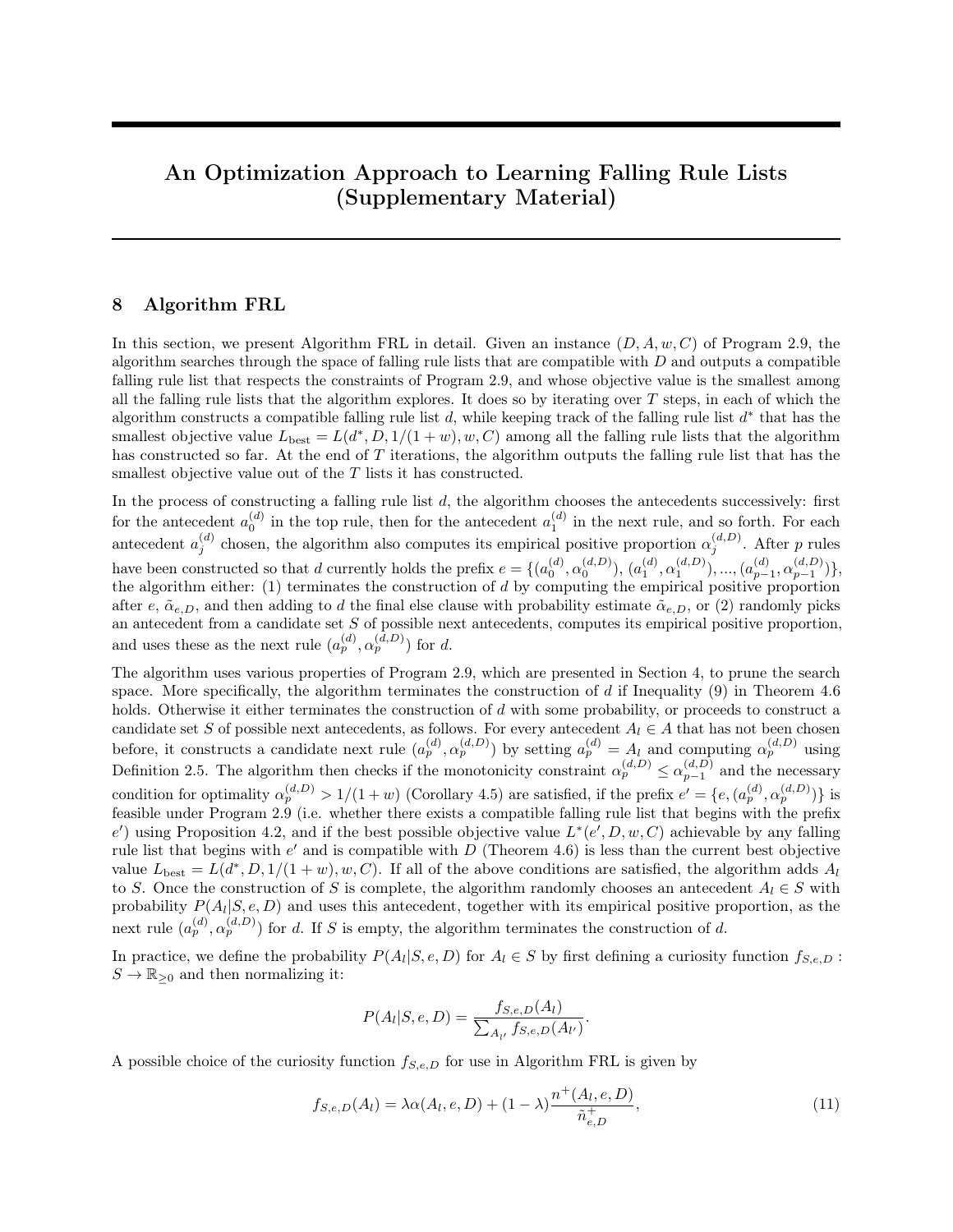# An Optimization Approach to Learning Falling Rule Lists (Supplementary Material)

## 8 Algorithm FRL

In this section, we present Algorithm FRL in detail. Given an instance $(D, A, w, C)$ of Program 2.9, the algorithm searches through the space of falling rule lists that are compatible with $D$ and outputs a compatible falling rule list that respects the constraints of Program 2.9, and whose objective value is the smallest among all the falling rule lists that the algorithm explores. It does so by iterating over $T$ steps, in each of which the algorithm constructs a compatible falling rule list $d$, while keeping track of the falling rule list $d^*$ that has the smallest objective value $L_{\text{best}} = L(d^*, D, 1/(1+w), w, C)$ among all the falling rule lists that the algorithm has constructed so far. At the end of $T$ iterations, the algorithm outputs the falling rule list that has the smallest objective value out of the $T$ lists it has constructed.

In the process of constructing a falling rule list $d$, the algorithm chooses the antecedents successively: first for the antecedent $a_0^{(d)}$ in the top rule, then for the antecedent $a_1^{(d)}$ in the next rule, and so forth. For each antecedent $a_j^{(d)}$ chosen, the algorithm also computes its empirical positive proportion $\alpha_j^{(d,D)}$. After $p$ rules have been constructed so that $d$ currently holds the prefix $e = \{(a_0^{(d)}, \alpha_0^{(d,D)}), (a_1^{(d)}, \alpha_1^{(d,D)}), ..., (a_{p-1}^{(d)}, \alpha_{p-1}^{(d,D)})\}$, the algorithm either: (1) terminates the construction of $d$ by computing the empirical positive proportion after $e$, $\tilde{\alpha}_{e,D}$, and then adding to $d$ the final else clause with probability estimate $\tilde{\alpha}_{e,D}$, or (2) randomly picks an antecedent from a candidate set $S$ of possible next antecedents, computes its empirical positive proportion, and uses these as the next rule $(a_p^{(d)}, \alpha_p^{(d,D)})$ for $d$.

The algorithm uses various properties of Program 2.9, which are presented in Section 4, to prune the search space. More specifically, the algorithm terminates the construction of $d$ if Inequality (9) in Theorem 4.6 holds. Otherwise it either terminates the construction of $d$ with some probability, or proceeds to construct a candidate set $S$ of possible next antecedents, as follows. For every antecedent $A_l \in A$ that has not been chosen before, it constructs a candidate next rule $(a_p^{(d)}, \alpha_p^{(d,D)})$ by setting $a_p^{(d)} = A_l$ and computing $\alpha_p^{(d,D)}$ using Definition 2.5. The algorithm then checks if the monotonicity constraint $\alpha_p^{(d,D)} \leq \alpha_{p-1}^{(d,D)}$ and the necessary condition for optimality $\alpha_p^{(d,D)} > 1/(1+w)$ (Corollary 4.5) are satisfied, if the prefix $e' = \{e, (a_p^{(d)}, \alpha_p^{(d,D)})\}$ is feasible under Program 2.9 (i.e. whether there exists a compatible falling rule list that begins with the prefix $e'$) using Proposition 4.2, and if the best possible objective value $L^*(e', D, w, C)$ achievable by any falling rule list that begins with $e'$ and is compatible with $D$ (Theorem 4.6) is less than the current best objective value $L_{\text{best}} = L(d^*, D, 1/(1+w), w, C)$. If all of the above conditions are satisfied, the algorithm adds $A_l$ to $S$. Once the construction of $S$ is complete, the algorithm randomly chooses an antecedent $A_l \in S$ with probability $P(A_l|S, e, D)$ and uses this antecedent, together with its empirical positive proportion, as the next rule $(a_p^{(d)}, \alpha_p^{(d,D)})$ for $d$. If $S$ is empty, the algorithm terminates the construction of $d$.

In practice, we define the probability $P(A_l|S, e, D)$ for $A_l \in S$ by first defining a curiosity function $f_{S,e,D} : S \to \mathbb{R}_{\geq 0}$ and then normalizing it:

$$P(A_l|S, e, D) = \frac{f_{S,e,D}(A_l)}{\sum_{A_{l'}} f_{S,e,D}(A_{l'})}.$$

A possible choice of the curiosity function $f_{S,e,D}$ for use in Algorithm FRL is given by

$$f_{S,e,D}(A_l) = \lambda\alpha(A_l, e, D) + (1-\lambda)\frac{n^+(A_l, e, D)}{\tilde{n}^+_{e,D}}, \tag{11}$$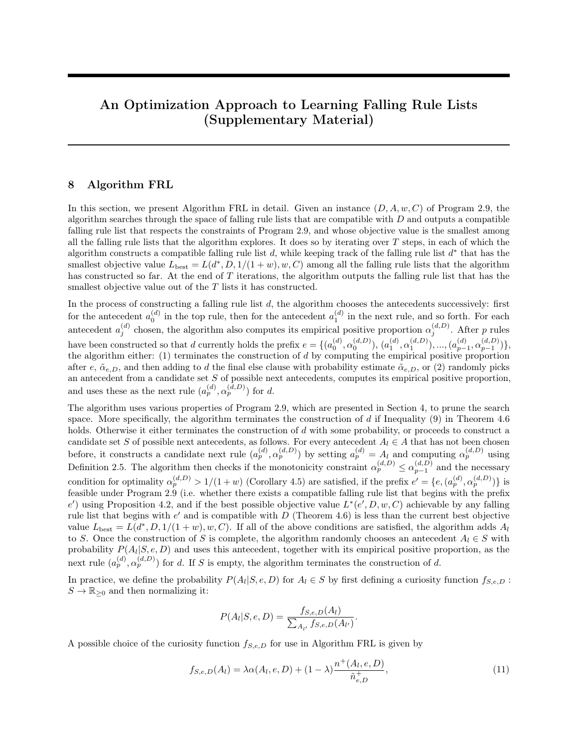# An Optimization Approach to Learning Falling Rule Lists (Supplementary Material)

## 8 Algorithm FRL

In this section, we present Algorithm FRL in detail. Given an instance $(D, A, w, C)$ of Program 2.9, the algorithm searches through the space of falling rule lists that are compatible with $D$ and outputs a compatible falling rule list that respects the constraints of Program 2.9, and whose objective value is the smallest among all the falling rule lists that the algorithm explores. It does so by iterating over $T$ steps, in each of which the algorithm constructs a compatible falling rule list $d$, while keeping track of the falling rule list $d^*$ that has the smallest objective value $L_{\text{best}} = L(d^*, D, 1/(1+w), w, C)$ among all the falling rule lists that the algorithm has constructed so far. At the end of $T$ iterations, the algorithm outputs the falling rule list that has the smallest objective value out of the $T$ lists it has constructed.

In the process of constructing a falling rule list $d$, the algorithm chooses the antecedents successively: first for the antecedent $a_0^{(d)}$ in the top rule, then for the antecedent $a_1^{(d)}$ in the next rule, and so forth. For each antecedent $a_j^{(d)}$ chosen, the algorithm also computes its empirical positive proportion $\alpha_j^{(d,D)}$. After $p$ rules have been constructed so that $d$ currently holds the prefix $e = \{(a_0^{(d)}, \alpha_0^{(d,D)}), (a_1^{(d)}, \alpha_1^{(d,D)}), ..., (a_{p-1}^{(d)}, \alpha_{p-1}^{(d,D)})\}$, the algorithm either: (1) terminates the construction of $d$ by computing the empirical positive proportion after $e$, $\tilde{\alpha}_{e,D}$, and then adding to $d$ the final else clause with probability estimate $\tilde{\alpha}_{e,D}$, or (2) randomly picks an antecedent from a candidate set $S$ of possible next antecedents, computes its empirical positive proportion, and uses these as the next rule $(a_p^{(d)}, \alpha_p^{(d,D)})$ for $d$.

The algorithm uses various properties of Program 2.9, which are presented in Section 4, to prune the search space. More specifically, the algorithm terminates the construction of $d$ if Inequality (9) in Theorem 4.6 holds. Otherwise it either terminates the construction of $d$ with some probability, or proceeds to construct a candidate set $S$ of possible next antecedents, as follows. For every antecedent $A_l \in A$ that has not been chosen before, it constructs a candidate next rule $(a_p^{(d)}, \alpha_p^{(d,D)})$ by setting $a_p^{(d)} = A_l$ and computing $\alpha_p^{(d,D)}$ using Definition 2.5. The algorithm then checks if the monotonicity constraint $\alpha_p^{(d,D)} \leq \alpha_{p-1}^{(d,D)}$ and the necessary condition for optimality $\alpha_p^{(d,D)} > 1/(1+w)$ (Corollary 4.5) are satisfied, if the prefix $e' = \{e, (a_p^{(d)}, \alpha_p^{(d,D)})\}$ is feasible under Program 2.9 (i.e. whether there exists a compatible falling rule list that begins with the prefix $e'$) using Proposition 4.2, and if the best possible objective value $L^*(e', D, w, C)$ achievable by any falling rule list that begins with $e'$ and is compatible with $D$ (Theorem 4.6) is less than the current best objective value $L_{\text{best}} = L(d^*, D, 1/(1+w), w, C)$. If all of the above conditions are satisfied, the algorithm adds $A_l$ to $S$. Once the construction of $S$ is complete, the algorithm randomly chooses an antecedent $A_l \in S$ with probability $P(A_l|S, e, D)$ and uses this antecedent, together with its empirical positive proportion, as the next rule $(a_p^{(d)}, \alpha_p^{(d,D)})$ for $d$. If $S$ is empty, the algorithm terminates the construction of $d$.

In practice, we define the probability $P(A_l|S, e, D)$ for $A_l \in S$ by first defining a curiosity function $f_{S,e,D} : S \to \mathbb{R}_{\geq 0}$ and then normalizing it:

$$P(A_l|S, e, D) = \frac{f_{S,e,D}(A_l)}{\sum_{A_{l'}} f_{S,e,D}(A_{l'})}.$$

A possible choice of the curiosity function $f_{S,e,D}$ for use in Algorithm FRL is given by

$$f_{S,e,D}(A_l) = \lambda \alpha(A_l, e, D) + (1-\lambda)\frac{n^+(A_l, e, D)}{\tilde{n}^+_{e,D}}, \tag{11}$$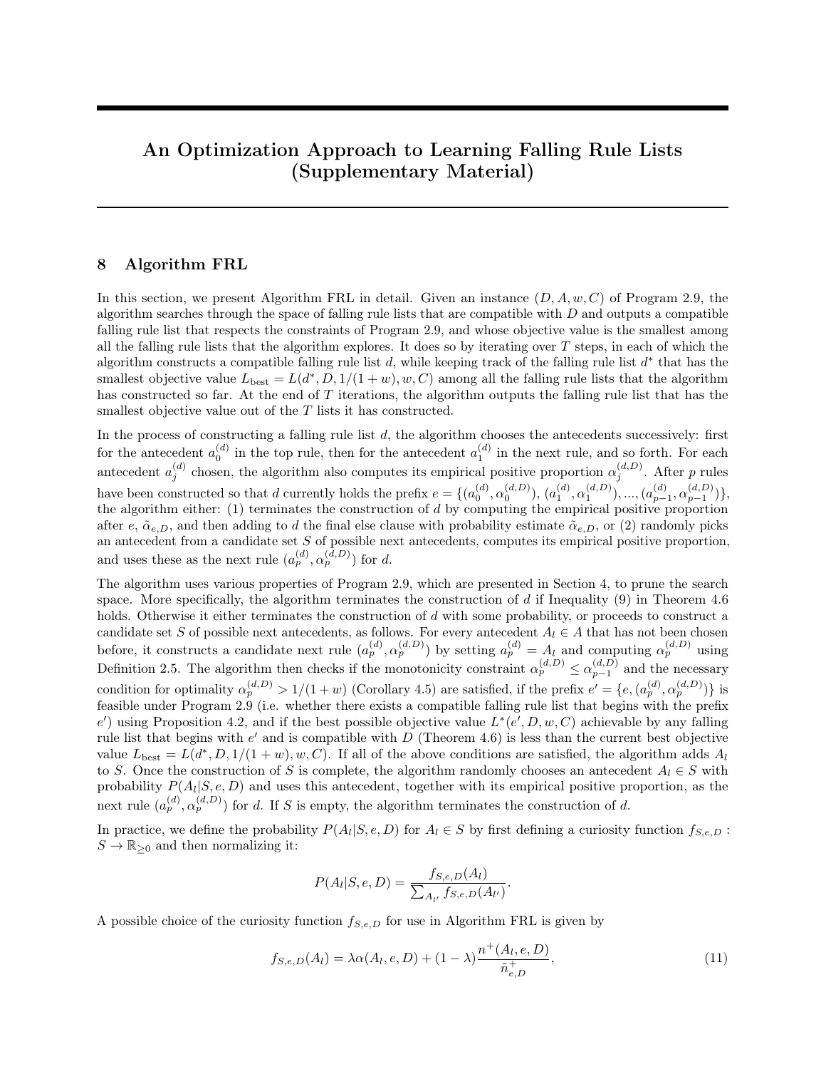# An Optimization Approach to Learning Falling Rule Lists (Supplementary Material)

## 8 Algorithm FRL

In this section, we present Algorithm FRL in detail. Given an instance $(D, A, w, C)$ of Program 2.9, the algorithm searches through the space of falling rule lists that are compatible with $D$ and outputs a compatible falling rule list that respects the constraints of Program 2.9, and whose objective value is the smallest among all the falling rule lists that the algorithm explores. It does so by iterating over $T$ steps, in each of which the algorithm constructs a compatible falling rule list $d$, while keeping track of the falling rule list $d^*$ that has the smallest objective value $L_{\text{best}} = L(d^*, D, 1/(1+w), w, C)$ among all the falling rule lists that the algorithm has constructed so far. At the end of $T$ iterations, the algorithm outputs the falling rule list that has the smallest objective value out of the $T$ lists it has constructed.

In the process of constructing a falling rule list $d$, the algorithm chooses the antecedents successively: first for the antecedent $a_0^{(d)}$ in the top rule, then for the antecedent $a_1^{(d)}$ in the next rule, and so forth. For each antecedent $a_j^{(d)}$ chosen, the algorithm also computes its empirical positive proportion $\alpha_j^{(d,D)}$. After $p$ rules have been constructed so that $d$ currently holds the prefix $e = \{(a_0^{(d)}, \alpha_0^{(d,D)}), (a_1^{(d)}, \alpha_1^{(d,D)}), ..., (a_{p-1}^{(d)}, \alpha_{p-1}^{(d,D)})\}$, the algorithm either: (1) terminates the construction of $d$ by computing the empirical positive proportion after $e$, $\tilde{\alpha}_{e,D}$, and then adding to $d$ the final else clause with probability estimate $\tilde{\alpha}_{e,D}$, or (2) randomly picks an antecedent from a candidate set $S$ of possible next antecedents, computes its empirical positive proportion, and uses these as the next rule $(a_p^{(d)}, \alpha_p^{(d,D)})$ for $d$.

The algorithm uses various properties of Program 2.9, which are presented in Section 4, to prune the search space. More specifically, the algorithm terminates the construction of $d$ if Inequality (9) in Theorem 4.6 holds. Otherwise it either terminates the construction of $d$ with some probability, or proceeds to construct a candidate set $S$ of possible next antecedents, as follows. For every antecedent $A_l \in A$ that has not been chosen before, it constructs a candidate next rule $(a_p^{(d)}, \alpha_p^{(d,D)})$ by setting $a_p^{(d)} = A_l$ and computing $\alpha_p^{(d,D)}$ using Definition 2.5. The algorithm then checks if the monotonicity constraint $\alpha_p^{(d,D)} \leq \alpha_{p-1}^{(d,D)}$ and the necessary condition for optimality $\alpha_p^{(d,D)} > 1/(1+w)$ (Corollary 4.5) are satisfied, if the prefix $e' = \{e, (a_p^{(d)}, \alpha_p^{(d,D)})\}$ is feasible under Program 2.9 (i.e. whether there exists a compatible falling rule list that begins with the prefix $e'$) using Proposition 4.2, and if the best possible objective value $L^*(e', D, w, C)$ achievable by any falling rule list that begins with $e'$ and is compatible with $D$ (Theorem 4.6) is less than the current best objective value $L_{\text{best}} = L(d^*, D, 1/(1+w), w, C)$. If all of the above conditions are satisfied, the algorithm adds $A_l$ to $S$. Once the construction of $S$ is complete, the algorithm randomly chooses an antecedent $A_l \in S$ with probability $P(A_l|S, e, D)$ and uses this antecedent, together with its empirical positive proportion, as the next rule $(a_p^{(d)}, \alpha_p^{(d,D)})$ for $d$. If $S$ is empty, the algorithm terminates the construction of $d$.

In practice, we define the probability $P(A_l|S, e, D)$ for $A_l \in S$ by first defining a curiosity function $f_{S,e,D} : S \to \mathbb{R}_{\geq 0}$ and then normalizing it:

$$P(A_l|S, e, D) = \frac{f_{S,e,D}(A_l)}{\sum_{A_{l'}} f_{S,e,D}(A_{l'})}.$$

A possible choice of the curiosity function $f_{S,e,D}$ for use in Algorithm FRL is given by

$$f_{S,e,D}(A_l) = \lambda \alpha(A_l, e, D) + (1-\lambda) \frac{n^+(A_l, e, D)}{\tilde{n}^+_{e,D}}, \tag{11}$$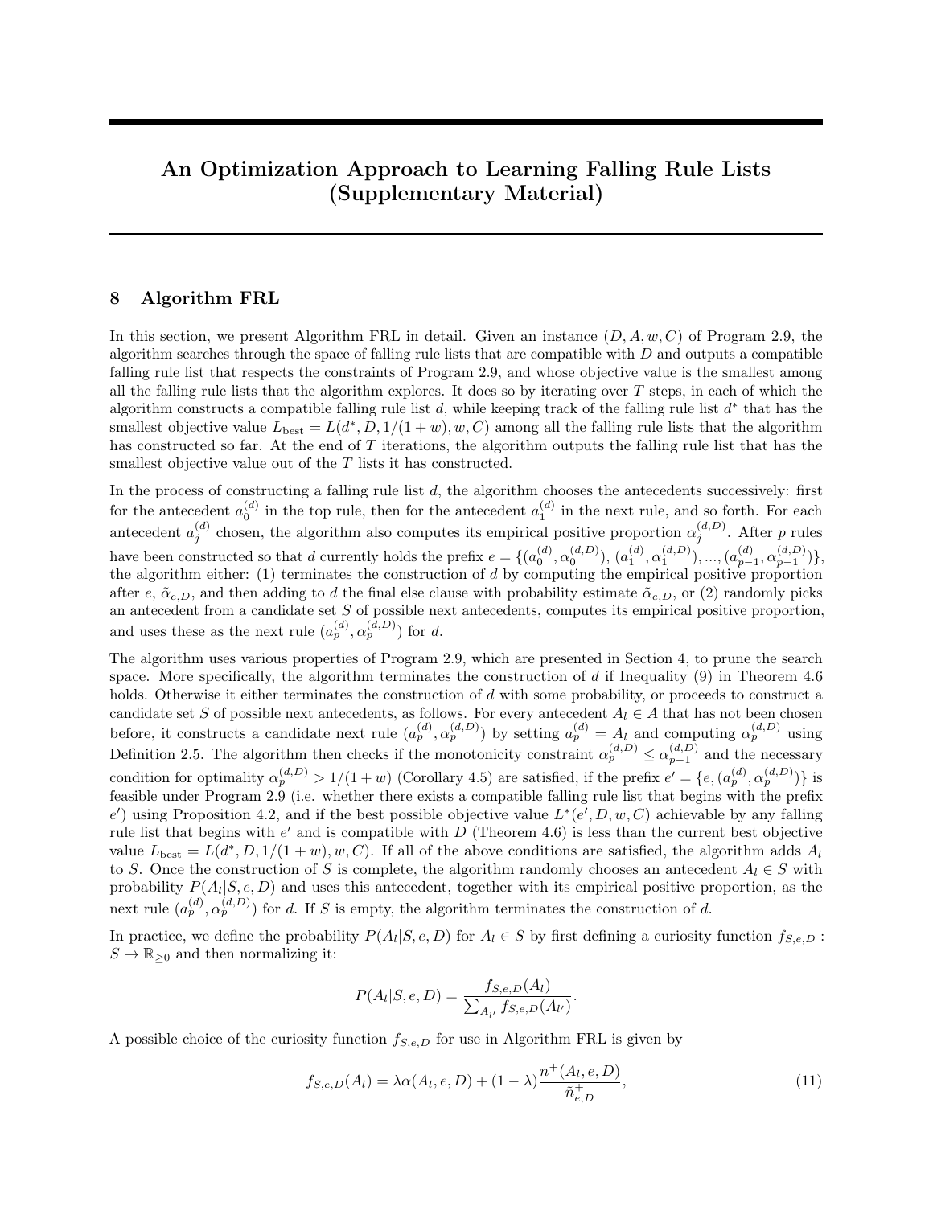# An Optimization Approach to Learning Falling Rule Lists (Supplementary Material)

## 8 Algorithm FRL

In this section, we present Algorithm FRL in detail. Given an instance $(D, A, w, C)$ of Program 2.9, the algorithm searches through the space of falling rule lists that are compatible with $D$ and outputs a compatible falling rule list that respects the constraints of Program 2.9, and whose objective value is the smallest among all the falling rule lists that the algorithm explores. It does so by iterating over $T$ steps, in each of which the algorithm constructs a compatible falling rule list $d$, while keeping track of the falling rule list $d^*$ that has the smallest objective value $L_{\text{best}} = L(d^*, D, 1/(1+w), w, C)$ among all the falling rule lists that the algorithm has constructed so far. At the end of $T$ iterations, the algorithm outputs the falling rule list that has the smallest objective value out of the $T$ lists it has constructed.

In the process of constructing a falling rule list $d$, the algorithm chooses the antecedents successively: first for the antecedent $a_0^{(d)}$ in the top rule, then for the antecedent $a_1^{(d)}$ in the next rule, and so forth. For each antecedent $a_j^{(d)}$ chosen, the algorithm also computes its empirical positive proportion $\alpha_j^{(d,D)}$. After $p$ rules have been constructed so that $d$ currently holds the prefix $e = \{(a_0^{(d)}, \alpha_0^{(d,D)}), (a_1^{(d)}, \alpha_1^{(d,D)}), ..., (a_{p-1}^{(d)}, \alpha_{p-1}^{(d,D)})\}$, the algorithm either: (1) terminates the construction of $d$ by computing the empirical positive proportion after $e$, $\tilde{\alpha}_{e,D}$, and then adding to $d$ the final else clause with probability estimate $\tilde{\alpha}_{e,D}$, or (2) randomly picks an antecedent from a candidate set $S$ of possible next antecedents, computes its empirical positive proportion, and uses these as the next rule $(a_p^{(d)}, \alpha_p^{(d,D)})$ for $d$.

The algorithm uses various properties of Program 2.9, which are presented in Section 4, to prune the search space. More specifically, the algorithm terminates the construction of $d$ if Inequality (9) in Theorem 4.6 holds. Otherwise it either terminates the construction of $d$ with some probability, or proceeds to construct a candidate set $S$ of possible next antecedents, as follows. For every antecedent $A_l \in A$ that has not been chosen before, it constructs a candidate next rule $(a_p^{(d)}, \alpha_p^{(d,D)})$ by setting $a_p^{(d)} = A_l$ and computing $\alpha_p^{(d,D)}$ using Definition 2.5. The algorithm then checks if the monotonicity constraint $\alpha_p^{(d,D)} \leq \alpha_{p-1}^{(d,D)}$ and the necessary condition for optimality $\alpha_p^{(d,D)} > 1/(1+w)$ (Corollary 4.5) are satisfied, if the prefix $e' = \{e, (a_p^{(d)}, \alpha_p^{(d,D)})\}$ is feasible under Program 2.9 (i.e. whether there exists a compatible falling rule list that begins with the prefix $e'$) using Proposition 4.2, and if the best possible objective value $L^*(e', D, w, C)$ achievable by any falling rule list that begins with $e'$ and is compatible with $D$ (Theorem 4.6) is less than the current best objective value $L_{\text{best}} = L(d^*, D, 1/(1+w), w, C)$. If all of the above conditions are satisfied, the algorithm adds $A_l$ to $S$. Once the construction of $S$ is complete, the algorithm randomly chooses an antecedent $A_l \in S$ with probability $P(A_l|S, e, D)$ and uses this antecedent, together with its empirical positive proportion, as the next rule $(a_p^{(d)}, \alpha_p^{(d,D)})$ for $d$. If $S$ is empty, the algorithm terminates the construction of $d$.

In practice, we define the probability $P(A_l|S, e, D)$ for $A_l \in S$ by first defining a curiosity function $f_{S,e,D} : S \to \mathbb{R}_{\geq 0}$ and then normalizing it:

$$P(A_l|S, e, D) = \frac{f_{S,e,D}(A_l)}{\sum_{A_{l'}} f_{S,e,D}(A_{l'})}.$$

A possible choice of the curiosity function $f_{S,e,D}$ for use in Algorithm FRL is given by

$$f_{S,e,D}(A_l) = \lambda\alpha(A_l, e, D) + (1-\lambda)\frac{n^+(A_l, e, D)}{\tilde{n}^+_{e,D}}, \tag{11}$$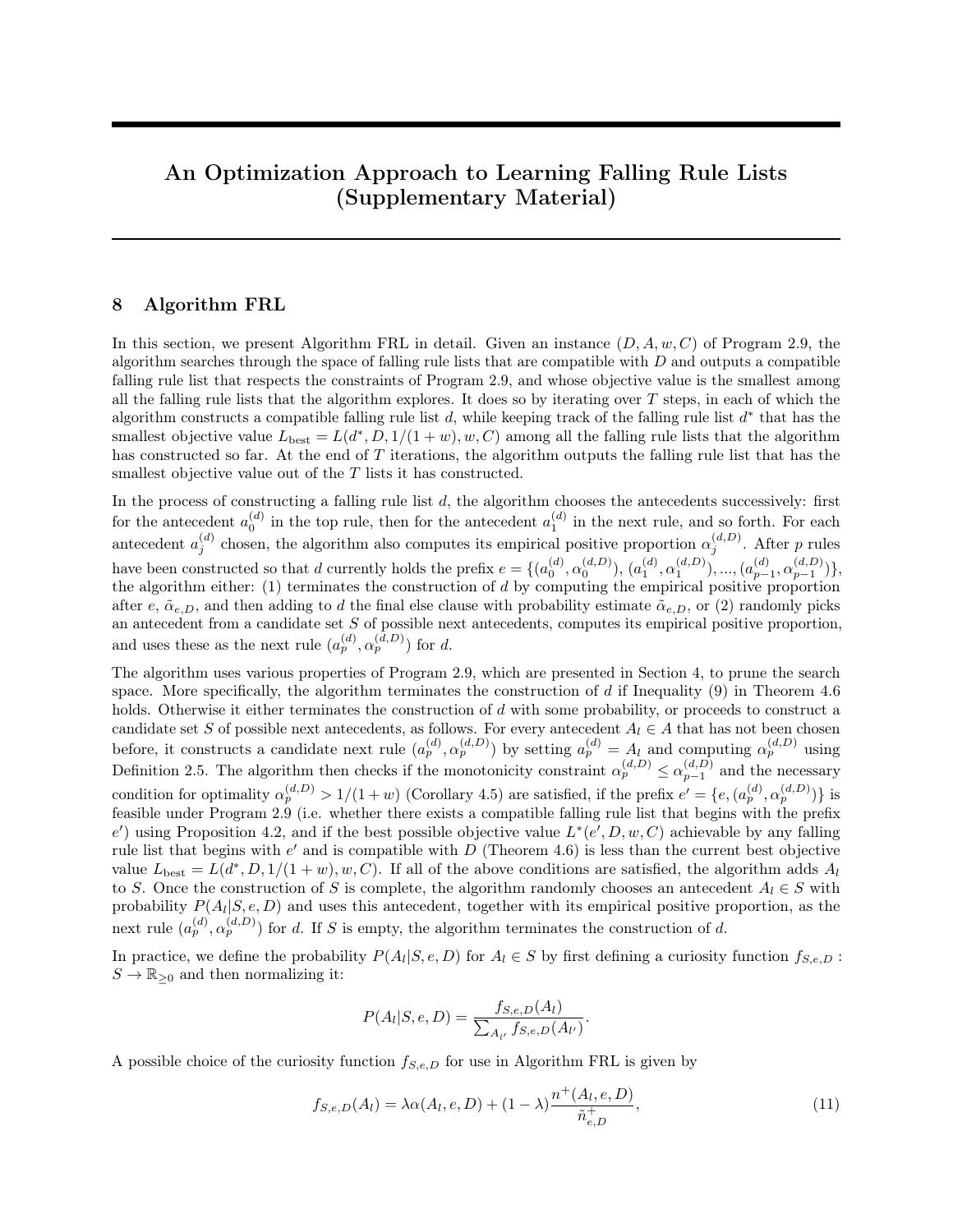# An Optimization Approach to Learning Falling Rule Lists (Supplementary Material)

## 8 Algorithm FRL

In this section, we present Algorithm FRL in detail. Given an instance $(D, A, w, C)$ of Program 2.9, the algorithm searches through the space of falling rule lists that are compatible with $D$ and outputs a compatible falling rule list that respects the constraints of Program 2.9, and whose objective value is the smallest among all the falling rule lists that the algorithm explores. It does so by iterating over $T$ steps, in each of which the algorithm constructs a compatible falling rule list $d$, while keeping track of the falling rule list $d^*$ that has the smallest objective value $L_{\text{best}} = L(d^*, D, 1/(1+w), w, C)$ among all the falling rule lists that the algorithm has constructed so far. At the end of $T$ iterations, the algorithm outputs the falling rule list that has the smallest objective value out of the $T$ lists it has constructed.

In the process of constructing a falling rule list $d$, the algorithm chooses the antecedents successively: first for the antecedent $a_0^{(d)}$ in the top rule, then for the antecedent $a_1^{(d)}$ in the next rule, and so forth. For each antecedent $a_j^{(d)}$ chosen, the algorithm also computes its empirical positive proportion $\alpha_j^{(d,D)}$. After $p$ rules have been constructed so that $d$ currently holds the prefix $e = \{(a_0^{(d)}, \alpha_0^{(d,D)}), (a_1^{(d)}, \alpha_1^{(d,D)}), ..., (a_{p-1}^{(d)}, \alpha_{p-1}^{(d,D)})\}$, the algorithm either: (1) terminates the construction of $d$ by computing the empirical positive proportion after $e$, $\tilde{\alpha}_{e,D}$, and then adding to $d$ the final else clause with probability estimate $\tilde{\alpha}_{e,D}$, or (2) randomly picks an antecedent from a candidate set $S$ of possible next antecedents, computes its empirical positive proportion, and uses these as the next rule $(a_p^{(d)}, \alpha_p^{(d,D)})$ for $d$.

The algorithm uses various properties of Program 2.9, which are presented in Section 4, to prune the search space. More specifically, the algorithm terminates the construction of $d$ if Inequality (9) in Theorem 4.6 holds. Otherwise it either terminates the construction of $d$ with some probability, or proceeds to construct a candidate set $S$ of possible next antecedents, as follows. For every antecedent $A_l \in A$ that has not been chosen before, it constructs a candidate next rule $(a_p^{(d)}, \alpha_p^{(d,D)})$ by setting $a_p^{(d)} = A_l$ and computing $\alpha_p^{(d,D)}$ using Definition 2.5. The algorithm then checks if the monotonicity constraint $\alpha_p^{(d,D)} \leq \alpha_{p-1}^{(d,D)}$ and the necessary condition for optimality $\alpha_p^{(d,D)} > 1/(1+w)$ (Corollary 4.5) are satisfied, if the prefix $e' = \{e, (a_p^{(d)}, \alpha_p^{(d,D)})\}$ is feasible under Program 2.9 (i.e. whether there exists a compatible falling rule list that begins with the prefix $e'$) using Proposition 4.2, and if the best possible objective value $L^*(e', D, w, C)$ achievable by any falling rule list that begins with $e'$ and is compatible with $D$ (Theorem 4.6) is less than the current best objective value $L_{\text{best}} = L(d^*, D, 1/(1+w), w, C)$. If all of the above conditions are satisfied, the algorithm adds $A_l$ to $S$. Once the construction of $S$ is complete, the algorithm randomly chooses an antecedent $A_l \in S$ with probability $P(A_l|S, e, D)$ and uses this antecedent, together with its empirical positive proportion, as the next rule $(a_p^{(d)}, \alpha_p^{(d,D)})$ for $d$. If $S$ is empty, the algorithm terminates the construction of $d$.

In practice, we define the probability $P(A_l|S, e, D)$ for $A_l \in S$ by first defining a curiosity function $f_{S,e,D} : S \to \mathbb{R}_{\geq 0}$ and then normalizing it:

$$P(A_l|S, e, D) = \frac{f_{S,e,D}(A_l)}{\sum_{A_{l'}} f_{S,e,D}(A_{l'})}.$$

A possible choice of the curiosity function $f_{S,e,D}$ for use in Algorithm FRL is given by

$$f_{S,e,D}(A_l) = \lambda \alpha(A_l, e, D) + (1 - \lambda) \frac{n^+(A_l, e, D)}{\tilde{n}^+_{e,D}}, \tag{11}$$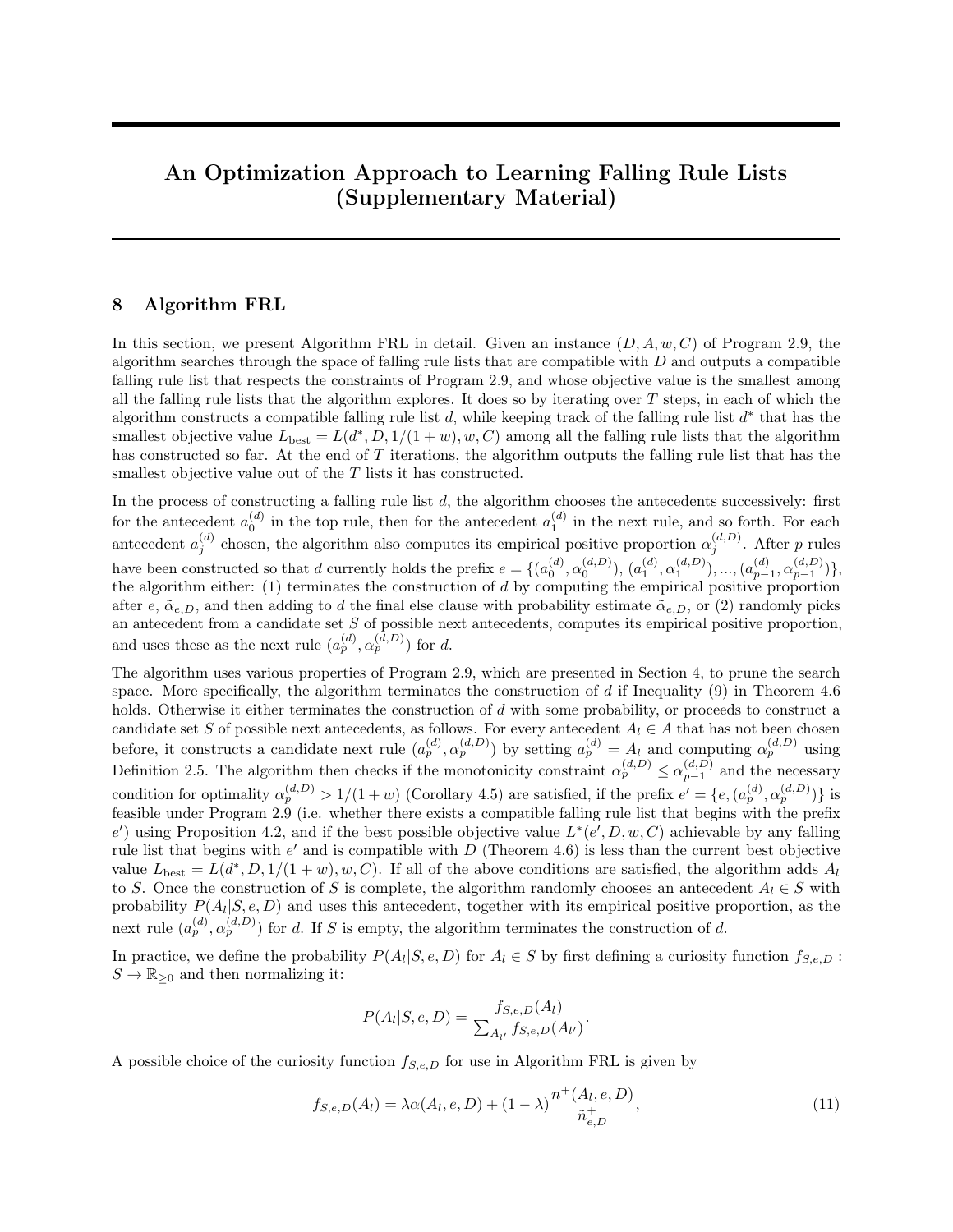# An Optimization Approach to Learning Falling Rule Lists (Supplementary Material)

## 8 Algorithm FRL

In this section, we present Algorithm FRL in detail. Given an instance $(D, A, w, C)$ of Program 2.9, the algorithm searches through the space of falling rule lists that are compatible with $D$ and outputs a compatible falling rule list that respects the constraints of Program 2.9, and whose objective value is the smallest among all the falling rule lists that the algorithm explores. It does so by iterating over $T$ steps, in each of which the algorithm constructs a compatible falling rule list $d$, while keeping track of the falling rule list $d^*$ that has the smallest objective value $L_{\text{best}} = L(d^*, D, 1/(1+w), w, C)$ among all the falling rule lists that the algorithm has constructed so far. At the end of $T$ iterations, the algorithm outputs the falling rule list that has the smallest objective value out of the $T$ lists it has constructed.

In the process of constructing a falling rule list $d$, the algorithm chooses the antecedents successively: first for the antecedent $a_0^{(d)}$ in the top rule, then for the antecedent $a_1^{(d)}$ in the next rule, and so forth. For each antecedent $a_j^{(d)}$ chosen, the algorithm also computes its empirical positive proportion $\alpha_j^{(d,D)}$. After $p$ rules have been constructed so that $d$ currently holds the prefix $e = \{(a_0^{(d)}, \alpha_0^{(d,D)}), (a_1^{(d)}, \alpha_1^{(d,D)}), ..., (a_{p-1}^{(d)}, \alpha_{p-1}^{(d,D)})\}$, the algorithm either: (1) terminates the construction of $d$ by computing the empirical positive proportion after $e$, $\tilde{\alpha}_{e,D}$, and then adding to $d$ the final else clause with probability estimate $\tilde{\alpha}_{e,D}$, or (2) randomly picks an antecedent from a candidate set $S$ of possible next antecedents, computes its empirical positive proportion, and uses these as the next rule $(a_p^{(d)}, \alpha_p^{(d,D)})$ for $d$.

The algorithm uses various properties of Program 2.9, which are presented in Section 4, to prune the search space. More specifically, the algorithm terminates the construction of $d$ if Inequality (9) in Theorem 4.6 holds. Otherwise it either terminates the construction of $d$ with some probability, or proceeds to construct a candidate set $S$ of possible next antecedents, as follows. For every antecedent $A_l \in A$ that has not been chosen before, it constructs a candidate next rule $(a_p^{(d)}, \alpha_p^{(d,D)})$ by setting $a_p^{(d)} = A_l$ and computing $\alpha_p^{(d,D)}$ using Definition 2.5. The algorithm then checks if the monotonicity constraint $\alpha_p^{(d,D)} \leq \alpha_{p-1}^{(d,D)}$ and the necessary condition for optimality $\alpha_p^{(d,D)} > 1/(1+w)$ (Corollary 4.5) are satisfied, if the prefix $e' = \{e, (a_p^{(d)}, \alpha_p^{(d,D)})\}$ is feasible under Program 2.9 (i.e. whether there exists a compatible falling rule list that begins with the prefix $e'$) using Proposition 4.2, and if the best possible objective value $L^*(e', D, w, C)$ achievable by any falling rule list that begins with $e'$ and is compatible with $D$ (Theorem 4.6) is less than the current best objective value $L_{\text{best}} = L(d^*, D, 1/(1+w), w, C)$. If all of the above conditions are satisfied, the algorithm adds $A_l$ to $S$. Once the construction of $S$ is complete, the algorithm randomly chooses an antecedent $A_l \in S$ with probability $P(A_l|S, e, D)$ and uses this antecedent, together with its empirical positive proportion, as the next rule $(a_p^{(d)}, \alpha_p^{(d,D)})$ for $d$. If $S$ is empty, the algorithm terminates the construction of $d$.

In practice, we define the probability $P(A_l|S, e, D)$ for $A_l \in S$ by first defining a curiosity function $f_{S,e,D} : S \to \mathbb{R}_{\geq 0}$ and then normalizing it:

$$P(A_l|S, e, D) = \frac{f_{S,e,D}(A_l)}{\sum_{A_{l'}} f_{S,e,D}(A_{l'})}.$$

A possible choice of the curiosity function $f_{S,e,D}$ for use in Algorithm FRL is given by

$$f_{S,e,D}(A_l) = \lambda \alpha(A_l, e, D) + (1-\lambda) \frac{n^+(A_l, e, D)}{\tilde{n}_{e,D}^+}, \tag{11}$$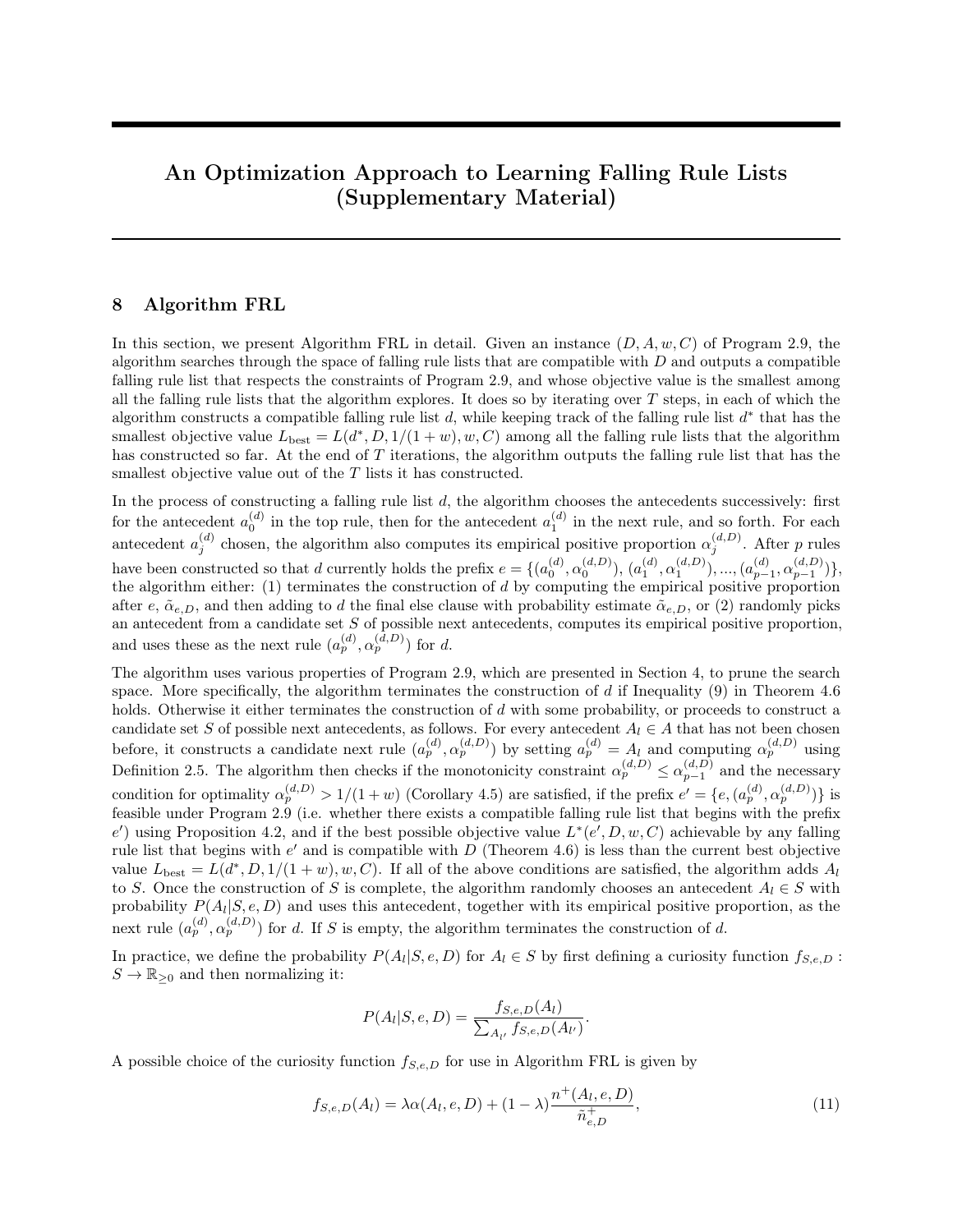# An Optimization Approach to Learning Falling Rule Lists (Supplementary Material)

## 8 Algorithm FRL

In this section, we present Algorithm FRL in detail. Given an instance $(D, A, w, C)$ of Program 2.9, the algorithm searches through the space of falling rule lists that are compatible with $D$ and outputs a compatible falling rule list that respects the constraints of Program 2.9, and whose objective value is the smallest among all the falling rule lists that the algorithm explores. It does so by iterating over $T$ steps, in each of which the algorithm constructs a compatible falling rule list $d$, while keeping track of the falling rule list $d^*$ that has the smallest objective value $L_{\text{best}} = L(d^*, D, 1/(1+w), w, C)$ among all the falling rule lists that the algorithm has constructed so far. At the end of $T$ iterations, the algorithm outputs the falling rule list that has the smallest objective value out of the $T$ lists it has constructed.

In the process of constructing a falling rule list $d$, the algorithm chooses the antecedents successively: first for the antecedent $a_0^{(d)}$ in the top rule, then for the antecedent $a_1^{(d)}$ in the next rule, and so forth. For each antecedent $a_j^{(d)}$ chosen, the algorithm also computes its empirical positive proportion $\alpha_j^{(d,D)}$. After $p$ rules have been constructed so that $d$ currently holds the prefix $e = \{(a_0^{(d)}, \alpha_0^{(d,D)}), (a_1^{(d)}, \alpha_1^{(d,D)}), ..., (a_{p-1}^{(d)}, \alpha_{p-1}^{(d,D)})\}$, the algorithm either: (1) terminates the construction of $d$ by computing the empirical positive proportion after $e$, $\tilde{\alpha}_{e,D}$, and then adding to $d$ the final else clause with probability estimate $\tilde{\alpha}_{e,D}$, or (2) randomly picks an antecedent from a candidate set $S$ of possible next antecedents, computes its empirical positive proportion, and uses these as the next rule $(a_p^{(d)}, \alpha_p^{(d,D)})$ for $d$.

The algorithm uses various properties of Program 2.9, which are presented in Section 4, to prune the search space. More specifically, the algorithm terminates the construction of $d$ if Inequality (9) in Theorem 4.6 holds. Otherwise it either terminates the construction of $d$ with some probability, or proceeds to construct a candidate set $S$ of possible next antecedents, as follows. For every antecedent $A_l \in A$ that has not been chosen before, it constructs a candidate next rule $(a_p^{(d)}, \alpha_p^{(d,D)})$ by setting $a_p^{(d)} = A_l$ and computing $\alpha_p^{(d,D)}$ using Definition 2.5. The algorithm then checks if the monotonicity constraint $\alpha_p^{(d,D)} \le \alpha_{p-1}^{(d,D)}$ and the necessary condition for optimality $\alpha_p^{(d,D)} > 1/(1+w)$ (Corollary 4.5) are satisfied, if the prefix $e' = \{e, (a_p^{(d)}, \alpha_p^{(d,D)})\}$ is feasible under Program 2.9 (i.e. whether there exists a compatible falling rule list that begins with the prefix $e'$) using Proposition 4.2, and if the best possible objective value $L^*(e', D, w, C)$ achievable by any falling rule list that begins with $e'$ and is compatible with $D$ (Theorem 4.6) is less than the current best objective value $L_{\text{best}} = L(d^*, D, 1/(1+w), w, C)$. If all of the above conditions are satisfied, the algorithm adds $A_l$ to $S$. Once the construction of $S$ is complete, the algorithm randomly chooses an antecedent $A_l \in S$ with probability $P(A_l|S, e, D)$ and uses this antecedent, together with its empirical positive proportion, as the next rule $(a_p^{(d)}, \alpha_p^{(d,D)})$ for $d$. If $S$ is empty, the algorithm terminates the construction of $d$.

In practice, we define the probability $P(A_l|S, e, D)$ for $A_l \in S$ by first defining a curiosity function $f_{S,e,D} : S \to \mathbb{R}_{\ge 0}$ and then normalizing it:

$$P(A_l|S, e, D) = \frac{f_{S,e,D}(A_l)}{\sum_{A_{l'}} f_{S,e,D}(A_{l'})}.$$

A possible choice of the curiosity function $f_{S,e,D}$ for use in Algorithm FRL is given by

$$f_{S,e,D}(A_l) = \lambda \alpha(A_l, e, D) + (1 - \lambda) \frac{n^+(A_l, e, D)}{\tilde{n}^+_{e,D}}, \tag{11}$$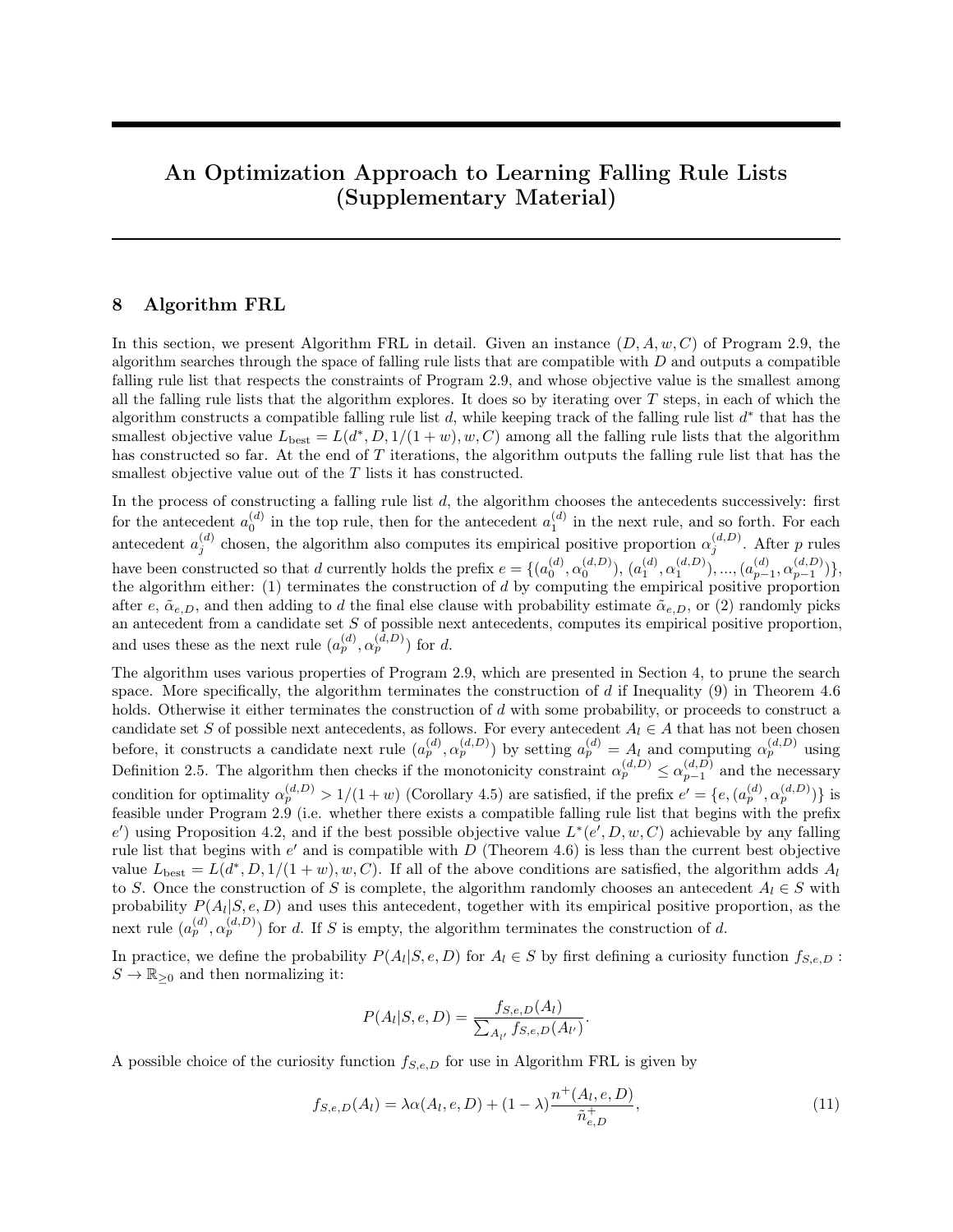# An Optimization Approach to Learning Falling Rule Lists (Supplementary Material)

## 8 Algorithm FRL

In this section, we present Algorithm FRL in detail. Given an instance $(D, A, w, C)$ of Program 2.9, the algorithm searches through the space of falling rule lists that are compatible with $D$ and outputs a compatible falling rule list that respects the constraints of Program 2.9, and whose objective value is the smallest among all the falling rule lists that the algorithm explores. It does so by iterating over $T$ steps, in each of which the algorithm constructs a compatible falling rule list $d$, while keeping track of the falling rule list $d^*$ that has the smallest objective value $L_{\text{best}} = L(d^*, D, 1/(1+w), w, C)$ among all the falling rule lists that the algorithm has constructed so far. At the end of $T$ iterations, the algorithm outputs the falling rule list that has the smallest objective value out of the $T$ lists it has constructed.

In the process of constructing a falling rule list $d$, the algorithm chooses the antecedents successively: first for the antecedent $a_0^{(d)}$ in the top rule, then for the antecedent $a_1^{(d)}$ in the next rule, and so forth. For each antecedent $a_j^{(d)}$ chosen, the algorithm also computes its empirical positive proportion $\alpha_j^{(d,D)}$. After $p$ rules have been constructed so that $d$ currently holds the prefix $e = \{(a_0^{(d)}, \alpha_0^{(d,D)}), (a_1^{(d)}, \alpha_1^{(d,D)}), ..., (a_{p-1}^{(d)}, \alpha_{p-1}^{(d,D)})\}$, the algorithm either: (1) terminates the construction of $d$ by computing the empirical positive proportion after $e$, $\tilde{\alpha}_{e,D}$, and then adding to $d$ the final else clause with probability estimate $\tilde{\alpha}_{e,D}$, or (2) randomly picks an antecedent from a candidate set $S$ of possible next antecedents, computes its empirical positive proportion, and uses these as the next rule $(a_p^{(d)}, \alpha_p^{(d,D)})$ for $d$.

The algorithm uses various properties of Program 2.9, which are presented in Section 4, to prune the search space. More specifically, the algorithm terminates the construction of $d$ if Inequality (9) in Theorem 4.6 holds. Otherwise it either terminates the construction of $d$ with some probability, or proceeds to construct a candidate set $S$ of possible next antecedents, as follows. For every antecedent $A_l \in A$ that has not been chosen before, it constructs a candidate next rule $(a_p^{(d)}, \alpha_p^{(d,D)})$ by setting $a_p^{(d)} = A_l$ and computing $\alpha_p^{(d,D)}$ using Definition 2.5. The algorithm then checks if the monotonicity constraint $\alpha_p^{(d,D)} \leq \alpha_{p-1}^{(d,D)}$ and the necessary condition for optimality $\alpha_p^{(d,D)} > 1/(1+w)$ (Corollary 4.5) are satisfied, if the prefix $e' = \{e, (a_p^{(d)}, \alpha_p^{(d,D)})\}$ is feasible under Program 2.9 (i.e. whether there exists a compatible falling rule list that begins with the prefix $e'$) using Proposition 4.2, and if the best possible objective value $L^*(e', D, w, C)$ achievable by any falling rule list that begins with $e'$ and is compatible with $D$ (Theorem 4.6) is less than the current best objective value $L_{\text{best}} = L(d^*, D, 1/(1+w), w, C)$. If all of the above conditions are satisfied, the algorithm adds $A_l$ to $S$. Once the construction of $S$ is complete, the algorithm randomly chooses an antecedent $A_l \in S$ with probability $P(A_l|S, e, D)$ and uses this antecedent, together with its empirical positive proportion, as the next rule $(a_p^{(d)}, \alpha_p^{(d,D)})$ for $d$. If $S$ is empty, the algorithm terminates the construction of $d$.

In practice, we define the probability $P(A_l|S, e, D)$ for $A_l \in S$ by first defining a curiosity function $f_{S,e,D} : S \to \mathbb{R}_{\geq 0}$ and then normalizing it:

$$P(A_l|S, e, D) = \frac{f_{S,e,D}(A_l)}{\sum_{A_{l'}} f_{S,e,D}(A_{l'})}.$$

A possible choice of the curiosity function $f_{S,e,D}$ for use in Algorithm FRL is given by

$$f_{S,e,D}(A_l) = \lambda \alpha(A_l, e, D) + (1 - \lambda) \frac{n^+(A_l, e, D)}{\tilde{n}_{e,D}^+}, \tag{11}$$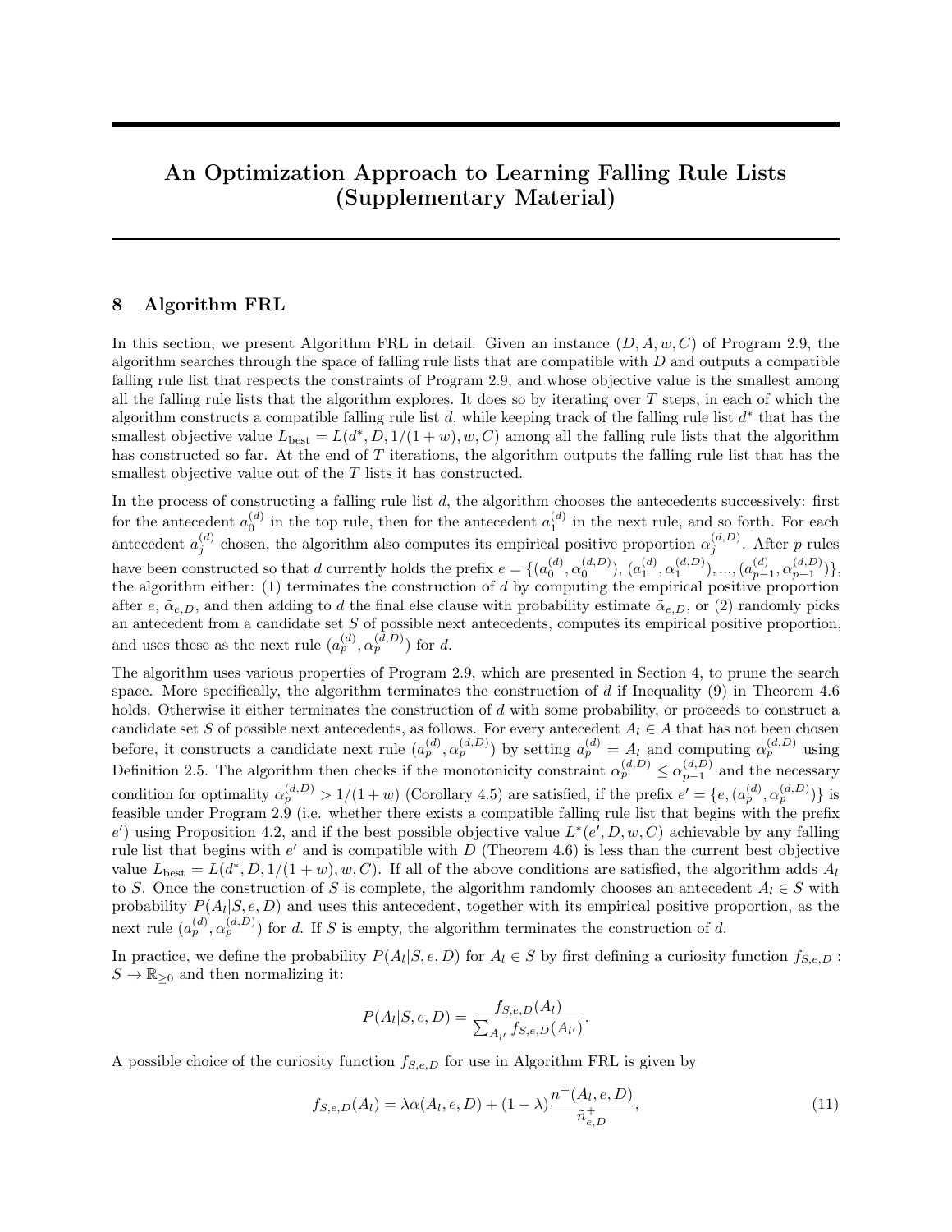# An Optimization Approach to Learning Falling Rule Lists (Supplementary Material)

## 8 Algorithm FRL

In this section, we present Algorithm FRL in detail. Given an instance $(D, A, w, C)$ of Program 2.9, the algorithm searches through the space of falling rule lists that are compatible with $D$ and outputs a compatible falling rule list that respects the constraints of Program 2.9, and whose objective value is the smallest among all the falling rule lists that the algorithm explores. It does so by iterating over $T$ steps, in each of which the algorithm constructs a compatible falling rule list $d$, while keeping track of the falling rule list $d^*$ that has the smallest objective value $L_{\text{best}} = L(d^*, D, 1/(1+w), w, C)$ among all the falling rule lists that the algorithm has constructed so far. At the end of $T$ iterations, the algorithm outputs the falling rule list that has the smallest objective value out of the $T$ lists it has constructed.

In the process of constructing a falling rule list $d$, the algorithm chooses the antecedents successively: first for the antecedent $a_0^{(d)}$ in the top rule, then for the antecedent $a_1^{(d)}$ in the next rule, and so forth. For each antecedent $a_j^{(d)}$ chosen, the algorithm also computes its empirical positive proportion $\alpha_j^{(d,D)}$. After $p$ rules have been constructed so that $d$ currently holds the prefix $e = \{(a_0^{(d)}, \alpha_0^{(d,D)}), (a_1^{(d)}, \alpha_1^{(d,D)}), ..., (a_{p-1}^{(d)}, \alpha_{p-1}^{(d,D)})\}$, the algorithm either: (1) terminates the construction of $d$ by computing the empirical positive proportion after $e$, $\tilde{\alpha}_{e,D}$, and then adding to $d$ the final else clause with probability estimate $\tilde{\alpha}_{e,D}$, or (2) randomly picks an antecedent from a candidate set $S$ of possible next antecedents, computes its empirical positive proportion, and uses these as the next rule $(a_p^{(d)}, \alpha_p^{(d,D)})$ for $d$.

The algorithm uses various properties of Program 2.9, which are presented in Section 4, to prune the search space. More specifically, the algorithm terminates the construction of $d$ if Inequality (9) in Theorem 4.6 holds. Otherwise it either terminates the construction of $d$ with some probability, or proceeds to construct a candidate set $S$ of possible next antecedents, as follows. For every antecedent $A_l \in A$ that has not been chosen before, it constructs a candidate next rule $(a_p^{(d)}, \alpha_p^{(d,D)})$ by setting $a_p^{(d)} = A_l$ and computing $\alpha_p^{(d,D)}$ using Definition 2.5. The algorithm then checks if the monotonicity constraint $\alpha_p^{(d,D)} \leq \alpha_{p-1}^{(d,D)}$ and the necessary condition for optimality $\alpha_p^{(d,D)} > 1/(1+w)$ (Corollary 4.5) are satisfied, if the prefix $e' = \{e, (a_p^{(d)}, \alpha_p^{(d,D)})\}$ is feasible under Program 2.9 (i.e. whether there exists a compatible falling rule list that begins with the prefix $e'$) using Proposition 4.2, and if the best possible objective value $L^*(e', D, w, C)$ achievable by any falling rule list that begins with $e'$ and is compatible with $D$ (Theorem 4.6) is less than the current best objective value $L_{\text{best}} = L(d^*, D, 1/(1+w), w, C)$. If all of the above conditions are satisfied, the algorithm adds $A_l$ to $S$. Once the construction of $S$ is complete, the algorithm randomly chooses an antecedent $A_l \in S$ with probability $P(A_l|S, e, D)$ and uses this antecedent, together with its empirical positive proportion, as the next rule $(a_p^{(d)}, \alpha_p^{(d,D)})$ for $d$. If $S$ is empty, the algorithm terminates the construction of $d$.

In practice, we define the probability $P(A_l|S, e, D)$ for $A_l \in S$ by first defining a curiosity function $f_{S,e,D} : S \to \mathbb{R}_{\geq 0}$ and then normalizing it:

$$P(A_l|S, e, D) = \frac{f_{S,e,D}(A_l)}{\sum_{A_{l'}} f_{S,e,D}(A_{l'})}.$$

A possible choice of the curiosity function $f_{S,e,D}$ for use in Algorithm FRL is given by

$$f_{S,e,D}(A_l) = \lambda \alpha(A_l, e, D) + (1-\lambda)\frac{n^+(A_l, e, D)}{\tilde{n}^+_{e,D}}, \tag{11}$$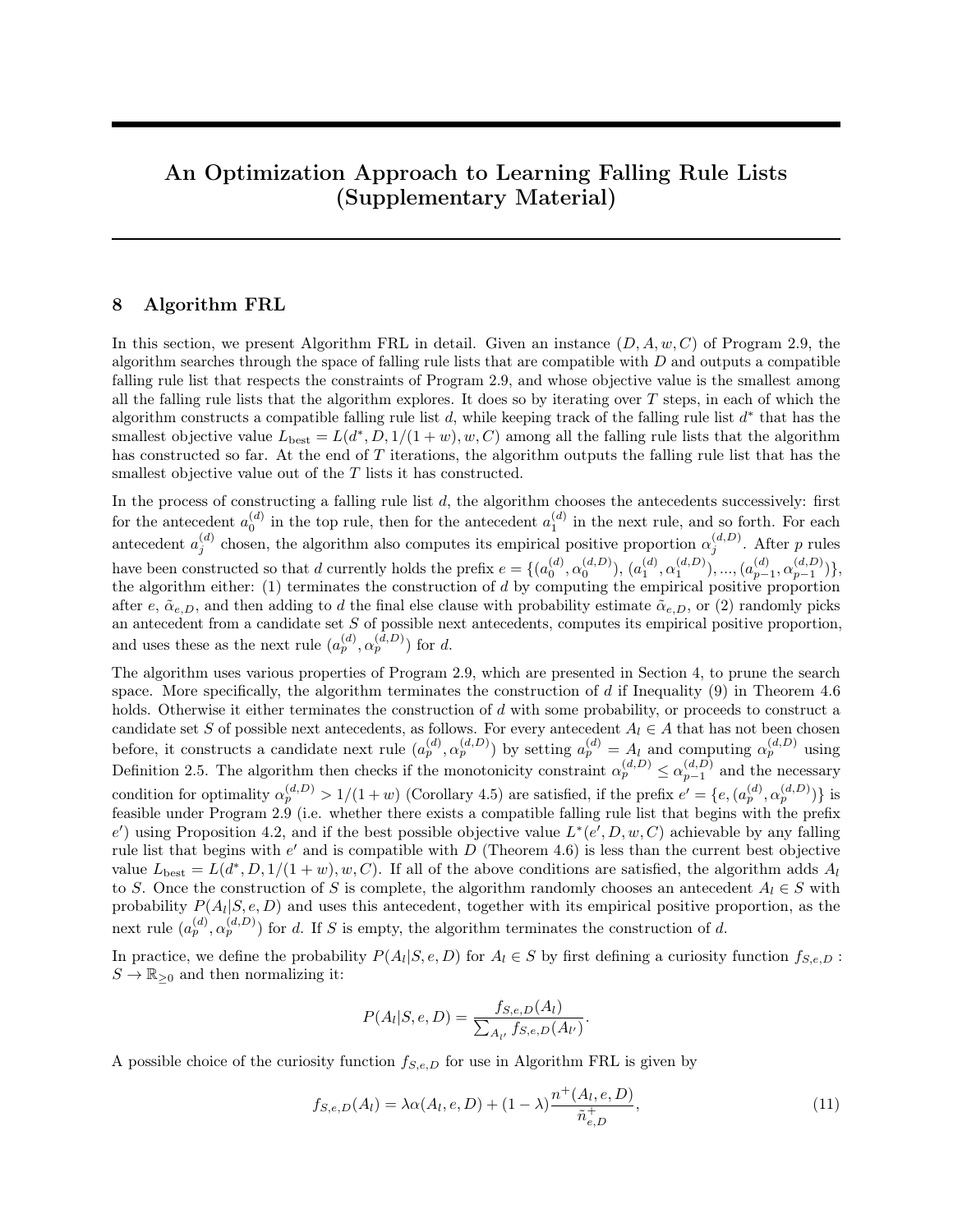# An Optimization Approach to Learning Falling Rule Lists (Supplementary Material)

## 8 Algorithm FRL

In this section, we present Algorithm FRL in detail. Given an instance $(D, A, w, C)$ of Program 2.9, the algorithm searches through the space of falling rule lists that are compatible with $D$ and outputs a compatible falling rule list that respects the constraints of Program 2.9, and whose objective value is the smallest among all the falling rule lists that the algorithm explores. It does so by iterating over $T$ steps, in each of which the algorithm constructs a compatible falling rule list $d$, while keeping track of the falling rule list $d^*$ that has the smallest objective value $L_{\text{best}} = L(d^*, D, 1/(1+w), w, C)$ among all the falling rule lists that the algorithm has constructed so far. At the end of $T$ iterations, the algorithm outputs the falling rule list that has the smallest objective value out of the $T$ lists it has constructed.

In the process of constructing a falling rule list $d$, the algorithm chooses the antecedents successively: first for the antecedent $a_0^{(d)}$ in the top rule, then for the antecedent $a_1^{(d)}$ in the next rule, and so forth. For each antecedent $a_j^{(d)}$ chosen, the algorithm also computes its empirical positive proportion $\alpha_j^{(d,D)}$. After $p$ rules have been constructed so that $d$ currently holds the prefix $e = \{(a_0^{(d)}, \alpha_0^{(d,D)}), (a_1^{(d)}, \alpha_1^{(d,D)}), ..., (a_{p-1}^{(d)}, \alpha_{p-1}^{(d,D)})\}$, the algorithm either: (1) terminates the construction of $d$ by computing the empirical positive proportion after $e$, $\tilde{\alpha}_{e,D}$, and then adding to $d$ the final else clause with probability estimate $\tilde{\alpha}_{e,D}$, or (2) randomly picks an antecedent from a candidate set $S$ of possible next antecedents, computes its empirical positive proportion, and uses these as the next rule $(a_p^{(d)}, \alpha_p^{(d,D)})$ for $d$.

The algorithm uses various properties of Program 2.9, which are presented in Section 4, to prune the search space. More specifically, the algorithm terminates the construction of $d$ if Inequality (9) in Theorem 4.6 holds. Otherwise it either terminates the construction of $d$ with some probability, or proceeds to construct a candidate set $S$ of possible next antecedents, as follows. For every antecedent $A_l \in A$ that has not been chosen before, it constructs a candidate next rule $(a_p^{(d)}, \alpha_p^{(d,D)})$ by setting $a_p^{(d)} = A_l$ and computing $\alpha_p^{(d,D)}$ using Definition 2.5. The algorithm then checks if the monotonicity constraint $\alpha_p^{(d,D)} \leq \alpha_{p-1}^{(d,D)}$ and the necessary condition for optimality $\alpha_p^{(d,D)} > 1/(1+w)$ (Corollary 4.5) are satisfied, if the prefix $e' = \{e, (a_p^{(d)}, \alpha_p^{(d,D)})\}$ is feasible under Program 2.9 (i.e. whether there exists a compatible falling rule list that begins with the prefix $e'$) using Proposition 4.2, and if the best possible objective value $L^*(e', D, w, C)$ achievable by any falling rule list that begins with $e'$ and is compatible with $D$ (Theorem 4.6) is less than the current best objective value $L_{\text{best}} = L(d^*, D, 1/(1+w), w, C)$. If all of the above conditions are satisfied, the algorithm adds $A_l$ to $S$. Once the construction of $S$ is complete, the algorithm randomly chooses an antecedent $A_l \in S$ with probability $P(A_l|S, e, D)$ and uses this antecedent, together with its empirical positive proportion, as the next rule $(a_p^{(d)}, \alpha_p^{(d,D)})$ for $d$. If $S$ is empty, the algorithm terminates the construction of $d$.

In practice, we define the probability $P(A_l|S, e, D)$ for $A_l \in S$ by first defining a curiosity function $f_{S,e,D} : S \to \mathbb{R}_{\geq 0}$ and then normalizing it:

$$P(A_l|S, e, D) = \frac{f_{S,e,D}(A_l)}{\sum_{A_{l'}} f_{S,e,D}(A_{l'})}.$$

A possible choice of the curiosity function $f_{S,e,D}$ for use in Algorithm FRL is given by

$$f_{S,e,D}(A_l) = \lambda\alpha(A_l, e, D) + (1-\lambda)\frac{n^+(A_l, e, D)}{\tilde{n}^+_{e,D}}, \tag{11}$$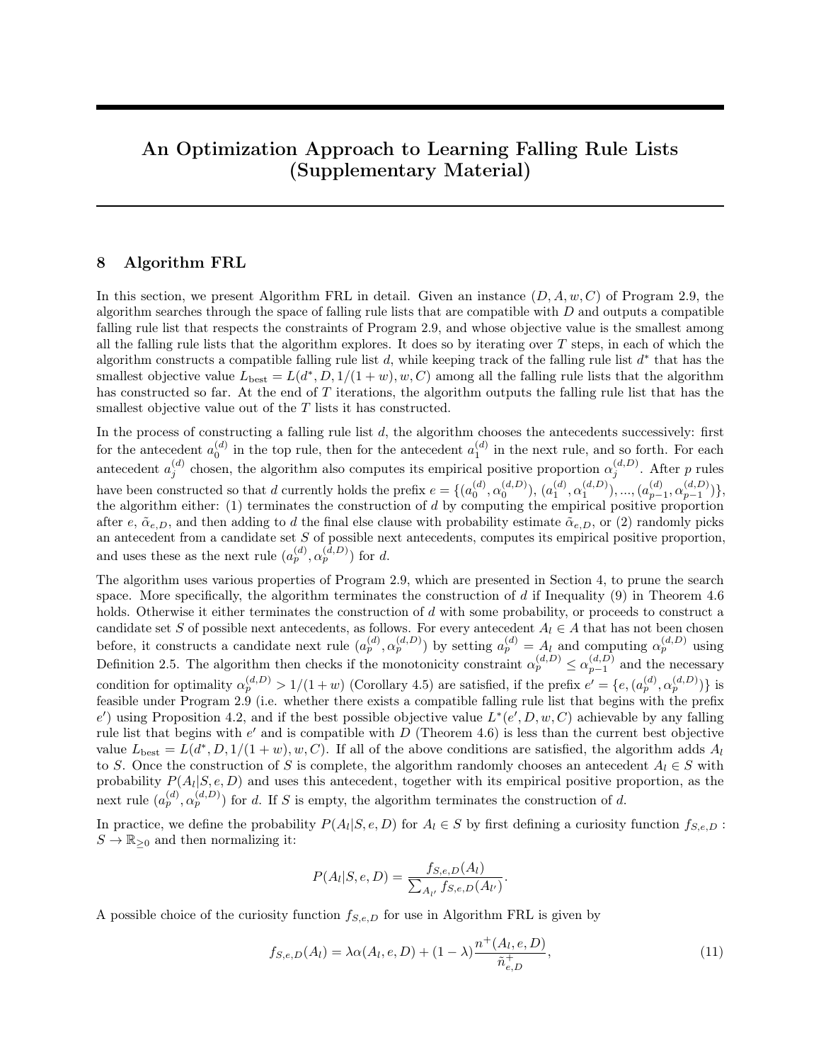# An Optimization Approach to Learning Falling Rule Lists (Supplementary Material)

## 8 Algorithm FRL

In this section, we present Algorithm FRL in detail. Given an instance $(D, A, w, C)$ of Program 2.9, the algorithm searches through the space of falling rule lists that are compatible with $D$ and outputs a compatible falling rule list that respects the constraints of Program 2.9, and whose objective value is the smallest among all the falling rule lists that the algorithm explores. It does so by iterating over $T$ steps, in each of which the algorithm constructs a compatible falling rule list $d$, while keeping track of the falling rule list $d^*$ that has the smallest objective value $L_{\text{best}} = L(d^*, D, 1/(1+w), w, C)$ among all the falling rule lists that the algorithm has constructed so far. At the end of $T$ iterations, the algorithm outputs the falling rule list that has the smallest objective value out of the $T$ lists it has constructed.

In the process of constructing a falling rule list $d$, the algorithm chooses the antecedents successively: first for the antecedent $a_0^{(d)}$ in the top rule, then for the antecedent $a_1^{(d)}$ in the next rule, and so forth. For each antecedent $a_j^{(d)}$ chosen, the algorithm also computes its empirical positive proportion $\alpha_j^{(d,D)}$. After $p$ rules have been constructed so that $d$ currently holds the prefix $e = \{(a_0^{(d)}, \alpha_0^{(d,D)}), (a_1^{(d)}, \alpha_1^{(d,D)}), ..., (a_{p-1}^{(d)}, \alpha_{p-1}^{(d,D)})\}$, the algorithm either: (1) terminates the construction of $d$ by computing the empirical positive proportion after $e$, $\tilde{\alpha}_{e,D}$, and then adding to $d$ the final else clause with probability estimate $\tilde{\alpha}_{e,D}$, or (2) randomly picks an antecedent from a candidate set $S$ of possible next antecedents, computes its empirical positive proportion, and uses these as the next rule $(a_p^{(d)}, \alpha_p^{(d,D)})$ for $d$.

The algorithm uses various properties of Program 2.9, which are presented in Section 4, to prune the search space. More specifically, the algorithm terminates the construction of $d$ if Inequality (9) in Theorem 4.6 holds. Otherwise it either terminates the construction of $d$ with some probability, or proceeds to construct a candidate set $S$ of possible next antecedents, as follows. For every antecedent $A_l \in A$ that has not been chosen before, it constructs a candidate next rule $(a_p^{(d)}, \alpha_p^{(d,D)})$ by setting $a_p^{(d)} = A_l$ and computing $\alpha_p^{(d,D)}$ using Definition 2.5. The algorithm then checks if the monotonicity constraint $\alpha_p^{(d,D)} \leq \alpha_{p-1}^{(d,D)}$ and the necessary condition for optimality $\alpha_p^{(d,D)} > 1/(1+w)$ (Corollary 4.5) are satisfied, if the prefix $e' = \{e, (a_p^{(d)}, \alpha_p^{(d,D)})\}$ is feasible under Program 2.9 (i.e. whether there exists a compatible falling rule list that begins with the prefix $e'$) using Proposition 4.2, and if the best possible objective value $L^*(e', D, w, C)$ achievable by any falling rule list that begins with $e'$ and is compatible with $D$ (Theorem 4.6) is less than the current best objective value $L_{\text{best}} = L(d^*, D, 1/(1+w), w, C)$. If all of the above conditions are satisfied, the algorithm adds $A_l$ to $S$. Once the construction of $S$ is complete, the algorithm randomly chooses an antecedent $A_l \in S$ with probability $P(A_l|S, e, D)$ and uses this antecedent, together with its empirical positive proportion, as the next rule $(a_p^{(d)}, \alpha_p^{(d,D)})$ for $d$. If $S$ is empty, the algorithm terminates the construction of $d$.

In practice, we define the probability $P(A_l|S, e, D)$ for $A_l \in S$ by first defining a curiosity function $f_{S,e,D} : S \to \mathbb{R}_{\geq 0}$ and then normalizing it:

$$P(A_l|S, e, D) = \frac{f_{S,e,D}(A_l)}{\sum_{A_{l'}} f_{S,e,D}(A_{l'})}.$$

A possible choice of the curiosity function $f_{S,e,D}$ for use in Algorithm FRL is given by

$$f_{S,e,D}(A_l) = \lambda \alpha(A_l, e, D) + (1 - \lambda) \frac{n^+(A_l, e, D)}{\tilde{n}^+_{e,D}}, \tag{11}$$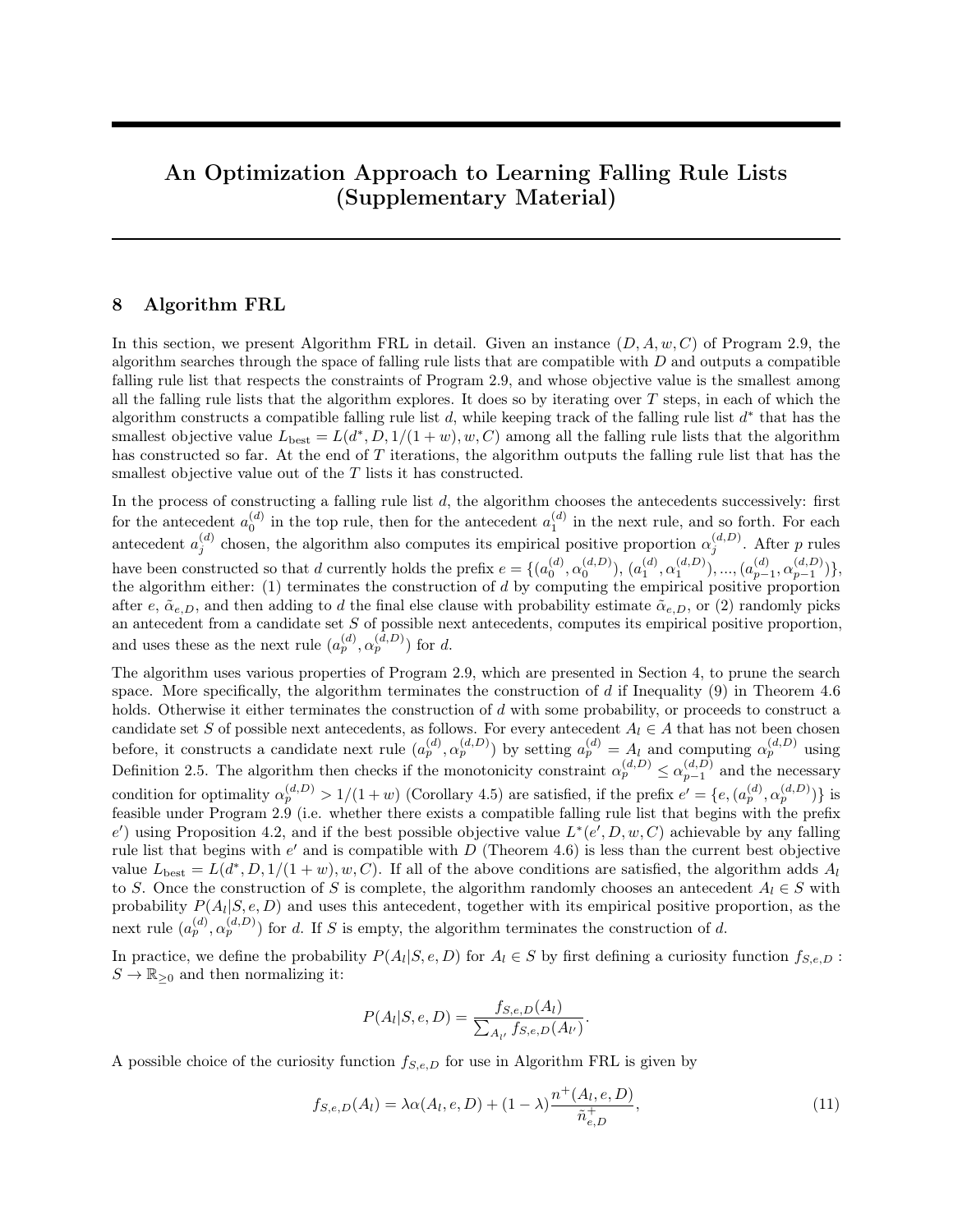# An Optimization Approach to Learning Falling Rule Lists (Supplementary Material)

## 8 Algorithm FRL

In this section, we present Algorithm FRL in detail. Given an instance $(D, A, w, C)$ of Program 2.9, the algorithm searches through the space of falling rule lists that are compatible with $D$ and outputs a compatible falling rule list that respects the constraints of Program 2.9, and whose objective value is the smallest among all the falling rule lists that the algorithm explores. It does so by iterating over $T$ steps, in each of which the algorithm constructs a compatible falling rule list $d$, while keeping track of the falling rule list $d^*$ that has the smallest objective value $L_{\text{best}} = L(d^*, D, 1/(1+w), w, C)$ among all the falling rule lists that the algorithm has constructed so far. At the end of $T$ iterations, the algorithm outputs the falling rule list that has the smallest objective value out of the $T$ lists it has constructed.

In the process of constructing a falling rule list $d$, the algorithm chooses the antecedents successively: first for the antecedent $a_0^{(d)}$ in the top rule, then for the antecedent $a_1^{(d)}$ in the next rule, and so forth. For each antecedent $a_j^{(d)}$ chosen, the algorithm also computes its empirical positive proportion $\alpha_j^{(d,D)}$. After $p$ rules have been constructed so that $d$ currently holds the prefix $e = \{(a_0^{(d)}, \alpha_0^{(d,D)}), (a_1^{(d)}, \alpha_1^{(d,D)}), ..., (a_{p-1}^{(d)}, \alpha_{p-1}^{(d,D)})\}$, the algorithm either: (1) terminates the construction of $d$ by computing the empirical positive proportion after $e$, $\tilde{\alpha}_{e,D}$, and then adding to $d$ the final else clause with probability estimate $\tilde{\alpha}_{e,D}$, or (2) randomly picks an antecedent from a candidate set $S$ of possible next antecedents, computes its empirical positive proportion, and uses these as the next rule $(a_p^{(d)}, \alpha_p^{(d,D)})$ for $d$.

The algorithm uses various properties of Program 2.9, which are presented in Section 4, to prune the search space. More specifically, the algorithm terminates the construction of $d$ if Inequality (9) in Theorem 4.6 holds. Otherwise it either terminates the construction of $d$ with some probability, or proceeds to construct a candidate set $S$ of possible next antecedents, as follows. For every antecedent $A_l \in A$ that has not been chosen before, it constructs a candidate next rule $(a_p^{(d)}, \alpha_p^{(d,D)})$ by setting $a_p^{(d)} = A_l$ and computing $\alpha_p^{(d,D)}$ using Definition 2.5. The algorithm then checks if the monotonicity constraint $\alpha_p^{(d,D)} \leq \alpha_{p-1}^{(d,D)}$ and the necessary condition for optimality $\alpha_p^{(d,D)} > 1/(1+w)$ (Corollary 4.5) are satisfied, if the prefix $e' = \{e, (a_p^{(d)}, \alpha_p^{(d,D)})\}$ is feasible under Program 2.9 (i.e. whether there exists a compatible falling rule list that begins with the prefix $e'$) using Proposition 4.2, and if the best possible objective value $L^*(e', D, w, C)$ achievable by any falling rule list that begins with $e'$ and is compatible with $D$ (Theorem 4.6) is less than the current best objective value $L_{\text{best}} = L(d^*, D, 1/(1+w), w, C)$. If all of the above conditions are satisfied, the algorithm adds $A_l$ to $S$. Once the construction of $S$ is complete, the algorithm randomly chooses an antecedent $A_l \in S$ with probability $P(A_l|S, e, D)$ and uses this antecedent, together with its empirical positive proportion, as the next rule $(a_p^{(d)}, \alpha_p^{(d,D)})$ for $d$. If $S$ is empty, the algorithm terminates the construction of $d$.

In practice, we define the probability $P(A_l|S, e, D)$ for $A_l \in S$ by first defining a curiosity function $f_{S,e,D} : S \to \mathbb{R}_{\geq 0}$ and then normalizing it:

$$P(A_l|S, e, D) = \frac{f_{S,e,D}(A_l)}{\sum_{A_{l'}} f_{S,e,D}(A_{l'})}.$$

A possible choice of the curiosity function $f_{S,e,D}$ for use in Algorithm FRL is given by

$$f_{S,e,D}(A_l) = \lambda\alpha(A_l, e, D) + (1-\lambda)\frac{n^+(A_l, e, D)}{\tilde{n}^+_{e,D}}, \tag{11}$$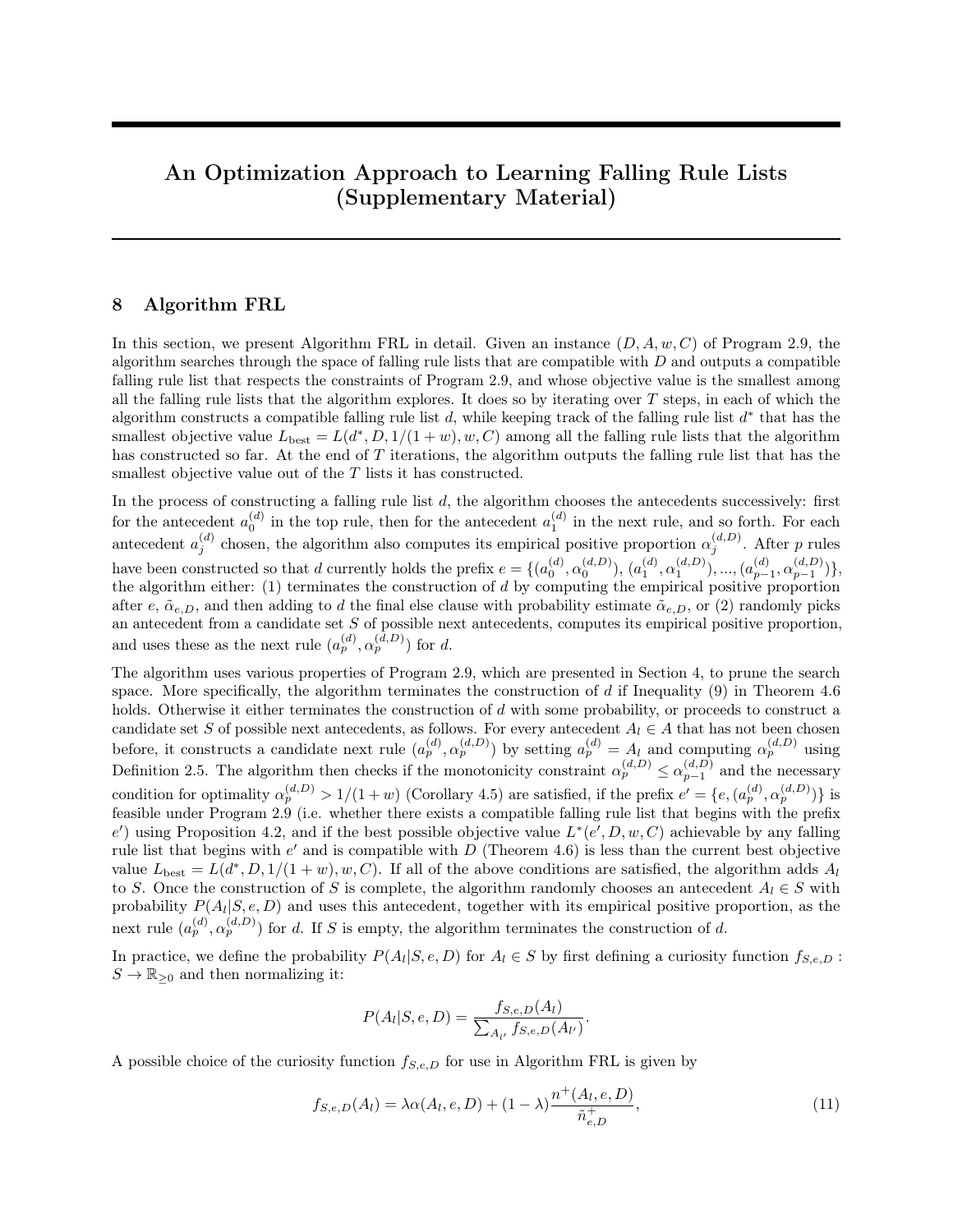# An Optimization Approach to Learning Falling Rule Lists (Supplementary Material)

## 8 Algorithm FRL

In this section, we present Algorithm FRL in detail. Given an instance $(D, A, w, C)$ of Program 2.9, the algorithm searches through the space of falling rule lists that are compatible with $D$ and outputs a compatible falling rule list that respects the constraints of Program 2.9, and whose objective value is the smallest among all the falling rule lists that the algorithm explores. It does so by iterating over $T$ steps, in each of which the algorithm constructs a compatible falling rule list $d$, while keeping track of the falling rule list $d^*$ that has the smallest objective value $L_{\text{best}} = L(d^*, D, 1/(1+w), w, C)$ among all the falling rule lists that the algorithm has constructed so far. At the end of $T$ iterations, the algorithm outputs the falling rule list that has the smallest objective value out of the $T$ lists it has constructed.

In the process of constructing a falling rule list $d$, the algorithm chooses the antecedents successively: first for the antecedent $a_0^{(d)}$ in the top rule, then for the antecedent $a_1^{(d)}$ in the next rule, and so forth. For each antecedent $a_j^{(d)}$ chosen, the algorithm also computes its empirical positive proportion $\alpha_j^{(d,D)}$. After $p$ rules have been constructed so that $d$ currently holds the prefix $e = \{(a_0^{(d)}, \alpha_0^{(d,D)}), (a_1^{(d)}, \alpha_1^{(d,D)}), ..., (a_{p-1}^{(d)}, \alpha_{p-1}^{(d,D)})\}$, the algorithm either: (1) terminates the construction of $d$ by computing the empirical positive proportion after $e$, $\tilde{\alpha}_{e,D}$, and then adding to $d$ the final else clause with probability estimate $\tilde{\alpha}_{e,D}$, or (2) randomly picks an antecedent from a candidate set $S$ of possible next antecedents, computes its empirical positive proportion, and uses these as the next rule $(a_p^{(d)}, \alpha_p^{(d,D)})$ for $d$.

The algorithm uses various properties of Program 2.9, which are presented in Section 4, to prune the search space. More specifically, the algorithm terminates the construction of $d$ if Inequality (9) in Theorem 4.6 holds. Otherwise it either terminates the construction of $d$ with some probability, or proceeds to construct a candidate set $S$ of possible next antecedents, as follows. For every antecedent $A_l \in A$ that has not been chosen before, it constructs a candidate next rule $(a_p^{(d)}, \alpha_p^{(d,D)})$ by setting $a_p^{(d)} = A_l$ and computing $\alpha_p^{(d,D)}$ using Definition 2.5. The algorithm then checks if the monotonicity constraint $\alpha_p^{(d,D)} \leq \alpha_{p-1}^{(d,D)}$ and the necessary condition for optimality $\alpha_p^{(d,D)} > 1/(1+w)$ (Corollary 4.5) are satisfied, if the prefix $e' = \{e, (a_p^{(d)}, \alpha_p^{(d,D)})\}$ is feasible under Program 2.9 (i.e. whether there exists a compatible falling rule list that begins with the prefix $e'$) using Proposition 4.2, and if the best possible objective value $L^*(e', D, w, C)$ achievable by any falling rule list that begins with $e'$ and is compatible with $D$ (Theorem 4.6) is less than the current best objective value $L_{\text{best}} = L(d^*, D, 1/(1+w), w, C)$. If all of the above conditions are satisfied, the algorithm adds $A_l$ to $S$. Once the construction of $S$ is complete, the algorithm randomly chooses an antecedent $A_l \in S$ with probability $P(A_l|S, e, D)$ and uses this antecedent, together with its empirical positive proportion, as the next rule $(a_p^{(d)}, \alpha_p^{(d,D)})$ for $d$. If $S$ is empty, the algorithm terminates the construction of $d$.

In practice, we define the probability $P(A_l|S, e, D)$ for $A_l \in S$ by first defining a curiosity function $f_{S,e,D} : S \to \mathbb{R}_{\geq 0}$ and then normalizing it:

$$P(A_l|S, e, D) = \frac{f_{S,e,D}(A_l)}{\sum_{A_{l'}} f_{S,e,D}(A_{l'})}.$$

A possible choice of the curiosity function $f_{S,e,D}$ for use in Algorithm FRL is given by

$$f_{S,e,D}(A_l) = \lambda \alpha(A_l, e, D) + (1 - \lambda) \frac{n^+(A_l, e, D)}{\tilde{n}^+_{e,D}}, \tag{11}$$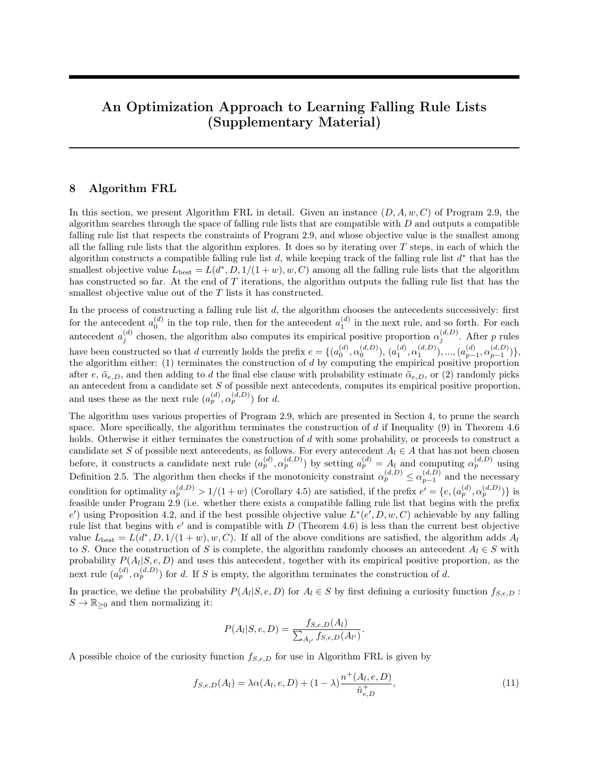# An Optimization Approach to Learning Falling Rule Lists (Supplementary Material)

## 8 Algorithm FRL

In this section, we present Algorithm FRL in detail. Given an instance $(D, A, w, C)$ of Program 2.9, the algorithm searches through the space of falling rule lists that are compatible with $D$ and outputs a compatible falling rule list that respects the constraints of Program 2.9, and whose objective value is the smallest among all the falling rule lists that the algorithm explores. It does so by iterating over $T$ steps, in each of which the algorithm constructs a compatible falling rule list $d$, while keeping track of the falling rule list $d^*$ that has the smallest objective value $L_{\text{best}} = L(d^*, D, 1/(1+w), w, C)$ among all the falling rule lists that the algorithm has constructed so far. At the end of $T$ iterations, the algorithm outputs the falling rule list that has the smallest objective value out of the $T$ lists it has constructed.

In the process of constructing a falling rule list $d$, the algorithm chooses the antecedents successively: first for the antecedent $a_0^{(d)}$ in the top rule, then for the antecedent $a_1^{(d)}$ in the next rule, and so forth. For each antecedent $a_j^{(d)}$ chosen, the algorithm also computes its empirical positive proportion $\alpha_j^{(d,D)}$. After $p$ rules have been constructed so that $d$ currently holds the prefix $e = \{(a_0^{(d)}, \alpha_0^{(d,D)}), (a_1^{(d)}, \alpha_1^{(d,D)}), ..., (a_{p-1}^{(d)}, \alpha_{p-1}^{(d,D)})\}$, the algorithm either: (1) terminates the construction of $d$ by computing the empirical positive proportion after $e$, $\tilde{\alpha}_{e,D}$, and then adding to $d$ the final else clause with probability estimate $\tilde{\alpha}_{e,D}$, or (2) randomly picks an antecedent from a candidate set $S$ of possible next antecedents, computes its empirical positive proportion, and uses these as the next rule $(a_p^{(d)}, \alpha_p^{(d,D)})$ for $d$.

The algorithm uses various properties of Program 2.9, which are presented in Section 4, to prune the search space. More specifically, the algorithm terminates the construction of $d$ if Inequality (9) in Theorem 4.6 holds. Otherwise it either terminates the construction of $d$ with some probability, or proceeds to construct a candidate set $S$ of possible next antecedents, as follows. For every antecedent $A_l \in A$ that has not been chosen before, it constructs a candidate next rule $(a_p^{(d)}, \alpha_p^{(d,D)})$ by setting $a_p^{(d)} = A_l$ and computing $\alpha_p^{(d,D)}$ using Definition 2.5. The algorithm then checks if the monotonicity constraint $\alpha_p^{(d,D)} \leq \alpha_{p-1}^{(d,D)}$ and the necessary condition for optimality $\alpha_p^{(d,D)} > 1/(1+w)$ (Corollary 4.5) are satisfied, if the prefix $e' = \{e, (a_p^{(d)}, \alpha_p^{(d,D)})\}$ is feasible under Program 2.9 (i.e. whether there exists a compatible falling rule list that begins with the prefix $e'$) using Proposition 4.2, and if the best possible objective value $L^*(e', D, w, C)$ achievable by any falling rule list that begins with $e'$ and is compatible with $D$ (Theorem 4.6) is less than the current best objective value $L_{\text{best}} = L(d^*, D, 1/(1+w), w, C)$. If all of the above conditions are satisfied, the algorithm adds $A_l$ to $S$. Once the construction of $S$ is complete, the algorithm randomly chooses an antecedent $A_l \in S$ with probability $P(A_l|S, e, D)$ and uses this antecedent, together with its empirical positive proportion, as the next rule $(a_p^{(d)}, \alpha_p^{(d,D)})$ for $d$. If $S$ is empty, the algorithm terminates the construction of $d$.

In practice, we define the probability $P(A_l|S, e, D)$ for $A_l \in S$ by first defining a curiosity function $f_{S,e,D} : S \to \mathbb{R}_{\geq 0}$ and then normalizing it:

$$P(A_l|S, e, D) = \frac{f_{S,e,D}(A_l)}{\sum_{A_{l'}} f_{S,e,D}(A_{l'})}.$$

A possible choice of the curiosity function $f_{S,e,D}$ for use in Algorithm FRL is given by

$$f_{S,e,D}(A_l) = \lambda \alpha(A_l, e, D) + (1 - \lambda) \frac{n^+(A_l, e, D)}{\tilde{n}^+_{e,D}}, \tag{11}$$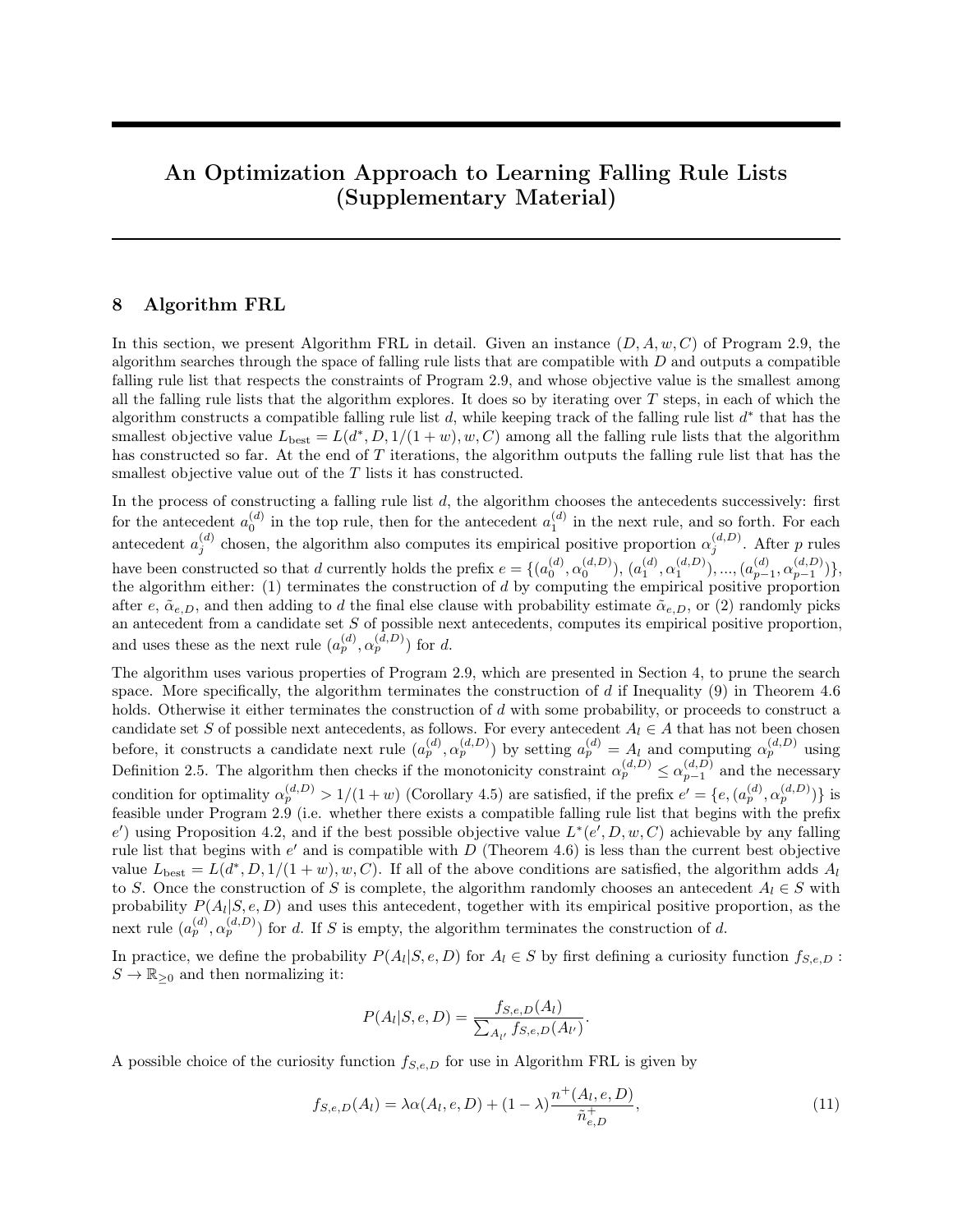# An Optimization Approach to Learning Falling Rule Lists (Supplementary Material)

## 8 Algorithm FRL

In this section, we present Algorithm FRL in detail. Given an instance $(D, A, w, C)$ of Program 2.9, the algorithm searches through the space of falling rule lists that are compatible with $D$ and outputs a compatible falling rule list that respects the constraints of Program 2.9, and whose objective value is the smallest among all the falling rule lists that the algorithm explores. It does so by iterating over $T$ steps, in each of which the algorithm constructs a compatible falling rule list $d$, while keeping track of the falling rule list $d^*$ that has the smallest objective value $L_{\text{best}} = L(d^*, D, 1/(1+w), w, C)$ among all the falling rule lists that the algorithm has constructed so far. At the end of $T$ iterations, the algorithm outputs the falling rule list that has the smallest objective value out of the $T$ lists it has constructed.

In the process of constructing a falling rule list $d$, the algorithm chooses the antecedents successively: first for the antecedent $a_0^{(d)}$ in the top rule, then for the antecedent $a_1^{(d)}$ in the next rule, and so forth. For each antecedent $a_j^{(d)}$ chosen, the algorithm also computes its empirical positive proportion $\alpha_j^{(d,D)}$. After $p$ rules have been constructed so that $d$ currently holds the prefix $e = \{(a_0^{(d)}, \alpha_0^{(d,D)}), (a_1^{(d)}, \alpha_1^{(d,D)}), ..., (a_{p-1}^{(d)}, \alpha_{p-1}^{(d,D)})\}$, the algorithm either: (1) terminates the construction of $d$ by computing the empirical positive proportion after $e$, $\tilde{\alpha}_{e,D}$, and then adding to $d$ the final else clause with probability estimate $\tilde{\alpha}_{e,D}$, or (2) randomly picks an antecedent from a candidate set $S$ of possible next antecedents, computes its empirical positive proportion, and uses these as the next rule $(a_p^{(d)}, \alpha_p^{(d,D)})$ for $d$.

The algorithm uses various properties of Program 2.9, which are presented in Section 4, to prune the search space. More specifically, the algorithm terminates the construction of $d$ if Inequality (9) in Theorem 4.6 holds. Otherwise it either terminates the construction of $d$ with some probability, or proceeds to construct a candidate set $S$ of possible next antecedents, as follows. For every antecedent $A_l \in A$ that has not been chosen before, it constructs a candidate next rule $(a_p^{(d)}, \alpha_p^{(d,D)})$ by setting $a_p^{(d)} = A_l$ and computing $\alpha_p^{(d,D)}$ using Definition 2.5. The algorithm then checks if the monotonicity constraint $\alpha_p^{(d,D)} \leq \alpha_{p-1}^{(d,D)}$ and the necessary condition for optimality $\alpha_p^{(d,D)} > 1/(1+w)$ (Corollary 4.5) are satisfied, if the prefix $e' = \{e, (a_p^{(d)}, \alpha_p^{(d,D)})\}$ is feasible under Program 2.9 (i.e. whether there exists a compatible falling rule list that begins with the prefix $e'$) using Proposition 4.2, and if the best possible objective value $L^*(e', D, w, C)$ achievable by any falling rule list that begins with $e'$ and is compatible with $D$ (Theorem 4.6) is less than the current best objective value $L_{\text{best}} = L(d^*, D, 1/(1+w), w, C)$. If all of the above conditions are satisfied, the algorithm adds $A_l$ to $S$. Once the construction of $S$ is complete, the algorithm randomly chooses an antecedent $A_l \in S$ with probability $P(A_l|S, e, D)$ and uses this antecedent, together with its empirical positive proportion, as the next rule $(a_p^{(d)}, \alpha_p^{(d,D)})$ for $d$. If $S$ is empty, the algorithm terminates the construction of $d$.

In practice, we define the probability $P(A_l|S, e, D)$ for $A_l \in S$ by first defining a curiosity function $f_{S,e,D} : S \to \mathbb{R}_{\geq 0}$ and then normalizing it:

$$P(A_l|S, e, D) = \frac{f_{S,e,D}(A_l)}{\sum_{A_{l'}} f_{S,e,D}(A_{l'})}.$$

A possible choice of the curiosity function $f_{S,e,D}$ for use in Algorithm FRL is given by

$$f_{S,e,D}(A_l) = \lambda\alpha(A_l, e, D) + (1-\lambda)\frac{n^+(A_l, e, D)}{\tilde{n}_{e,D}^+}, \tag{11}$$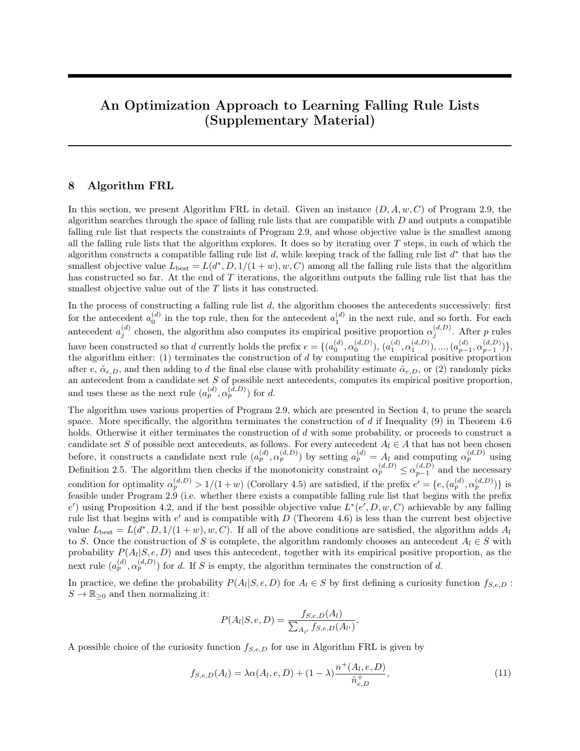# An Optimization Approach to Learning Falling Rule Lists (Supplementary Material)

## 8 Algorithm FRL

In this section, we present Algorithm FRL in detail. Given an instance $(D, A, w, C)$ of Program 2.9, the algorithm searches through the space of falling rule lists that are compatible with $D$ and outputs a compatible falling rule list that respects the constraints of Program 2.9, and whose objective value is the smallest among all the falling rule lists that the algorithm explores. It does so by iterating over $T$ steps, in each of which the algorithm constructs a compatible falling rule list $d$, while keeping track of the falling rule list $d^*$ that has the smallest objective value $L_{\text{best}} = L(d^*, D, 1/(1+w), w, C)$ among all the falling rule lists that the algorithm has constructed so far. At the end of $T$ iterations, the algorithm outputs the falling rule list that has the smallest objective value out of the $T$ lists it has constructed.

In the process of constructing a falling rule list $d$, the algorithm chooses the antecedents successively: first for the antecedent $a_0^{(d)}$ in the top rule, then for the antecedent $a_1^{(d)}$ in the next rule, and so forth. For each antecedent $a_j^{(d)}$ chosen, the algorithm also computes its empirical positive proportion $\alpha_j^{(d,D)}$. After $p$ rules have been constructed so that $d$ currently holds the prefix $e = \{(a_0^{(d)}, \alpha_0^{(d,D)}), (a_1^{(d)}, \alpha_1^{(d,D)}), ..., (a_{p-1}^{(d)}, \alpha_{p-1}^{(d,D)})\}$, the algorithm either: (1) terminates the construction of $d$ by computing the empirical positive proportion after $e$, $\tilde{\alpha}_{e,D}$, and then adding to $d$ the final else clause with probability estimate $\tilde{\alpha}_{e,D}$, or (2) randomly picks an antecedent from a candidate set $S$ of possible next antecedents, computes its empirical positive proportion, and uses these as the next rule $(a_p^{(d)}, \alpha_p^{(d,D)})$ for $d$.

The algorithm uses various properties of Program 2.9, which are presented in Section 4, to prune the search space. More specifically, the algorithm terminates the construction of $d$ if Inequality (9) in Theorem 4.6 holds. Otherwise it either terminates the construction of $d$ with some probability, or proceeds to construct a candidate set $S$ of possible next antecedents, as follows. For every antecedent $A_l \in A$ that has not been chosen before, it constructs a candidate next rule $(a_p^{(d)}, \alpha_p^{(d,D)})$ by setting $a_p^{(d)} = A_l$ and computing $\alpha_p^{(d,D)}$ using Definition 2.5. The algorithm then checks if the monotonicity constraint $\alpha_p^{(d,D)} \leq \alpha_{p-1}^{(d,D)}$ and the necessary condition for optimality $\alpha_p^{(d,D)} > 1/(1+w)$ (Corollary 4.5) are satisfied, if the prefix $e' = \{e, (a_p^{(d)}, \alpha_p^{(d,D)})\}$ is feasible under Program 2.9 (i.e. whether there exists a compatible falling rule list that begins with the prefix $e'$) using Proposition 4.2, and if the best possible objective value $L^*(e', D, w, C)$ achievable by any falling rule list that begins with $e'$ and is compatible with $D$ (Theorem 4.6) is less than the current best objective value $L_{\text{best}} = L(d^*, D, 1/(1+w), w, C)$. If all of the above conditions are satisfied, the algorithm adds $A_l$ to $S$. Once the construction of $S$ is complete, the algorithm randomly chooses an antecedent $A_l \in S$ with probability $P(A_l|S, e, D)$ and uses this antecedent, together with its empirical positive proportion, as the next rule $(a_p^{(d)}, \alpha_p^{(d,D)})$ for $d$. If $S$ is empty, the algorithm terminates the construction of $d$.

In practice, we define the probability $P(A_l|S, e, D)$ for $A_l \in S$ by first defining a curiosity function $f_{S,e,D} : S \to \mathbb{R}_{\geq 0}$ and then normalizing it:

$$P(A_l|S, e, D) = \frac{f_{S,e,D}(A_l)}{\sum_{A_{l'}} f_{S,e,D}(A_{l'})}.$$

A possible choice of the curiosity function $f_{S,e,D}$ for use in Algorithm FRL is given by

$$f_{S,e,D}(A_l) = \lambda \alpha(A_l, e, D) + (1 - \lambda) \frac{n^+(A_l, e, D)}{\tilde{n}_{e,D}^+}, \tag{11}$$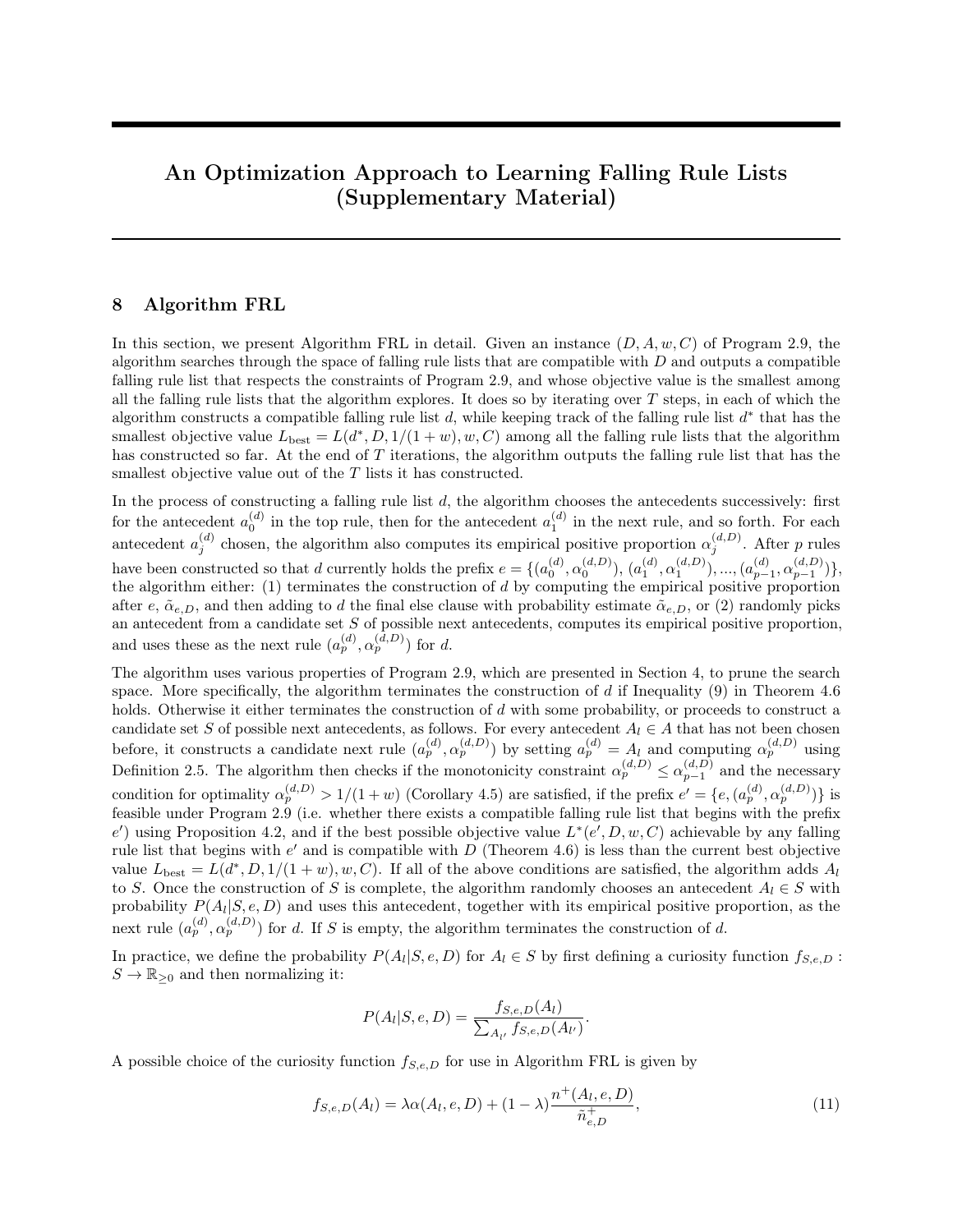# An Optimization Approach to Learning Falling Rule Lists (Supplementary Material)

## 8 Algorithm FRL

In this section, we present Algorithm FRL in detail. Given an instance $(D, A, w, C)$ of Program 2.9, the algorithm searches through the space of falling rule lists that are compatible with $D$ and outputs a compatible falling rule list that respects the constraints of Program 2.9, and whose objective value is the smallest among all the falling rule lists that the algorithm explores. It does so by iterating over $T$ steps, in each of which the algorithm constructs a compatible falling rule list $d$, while keeping track of the falling rule list $d^*$ that has the smallest objective value $L_{\text{best}} = L(d^*, D, 1/(1+w), w, C)$ among all the falling rule lists that the algorithm has constructed so far. At the end of $T$ iterations, the algorithm outputs the falling rule list that has the smallest objective value out of the $T$ lists it has constructed.

In the process of constructing a falling rule list $d$, the algorithm chooses the antecedents successively: first for the antecedent $a_0^{(d)}$ in the top rule, then for the antecedent $a_1^{(d)}$ in the next rule, and so forth. For each antecedent $a_j^{(d)}$ chosen, the algorithm also computes its empirical positive proportion $\alpha_j^{(d,D)}$. After $p$ rules have been constructed so that $d$ currently holds the prefix $e = \{(a_0^{(d)}, \alpha_0^{(d,D)}), (a_1^{(d)}, \alpha_1^{(d,D)}), ..., (a_{p-1}^{(d)}, \alpha_{p-1}^{(d,D)})\}$, the algorithm either: (1) terminates the construction of $d$ by computing the empirical positive proportion after $e$, $\tilde{\alpha}_{e,D}$, and then adding to $d$ the final else clause with probability estimate $\tilde{\alpha}_{e,D}$, or (2) randomly picks an antecedent from a candidate set $S$ of possible next antecedents, computes its empirical positive proportion, and uses these as the next rule $(a_p^{(d)}, \alpha_p^{(d,D)})$ for $d$.

The algorithm uses various properties of Program 2.9, which are presented in Section 4, to prune the search space. More specifically, the algorithm terminates the construction of $d$ if Inequality (9) in Theorem 4.6 holds. Otherwise it either terminates the construction of $d$ with some probability, or proceeds to construct a candidate set $S$ of possible next antecedents, as follows. For every antecedent $A_l \in A$ that has not been chosen before, it constructs a candidate next rule $(a_p^{(d)}, \alpha_p^{(d,D)})$ by setting $a_p^{(d)} = A_l$ and computing $\alpha_p^{(d,D)}$ using Definition 2.5. The algorithm then checks if the monotonicity constraint $\alpha_p^{(d,D)} \leq \alpha_{p-1}^{(d,D)}$ and the necessary condition for optimality $\alpha_p^{(d,D)} > 1/(1+w)$ (Corollary 4.5) are satisfied, if the prefix $e' = \{e, (a_p^{(d)}, \alpha_p^{(d,D)})\}$ is feasible under Program 2.9 (i.e. whether there exists a compatible falling rule list that begins with the prefix $e'$) using Proposition 4.2, and if the best possible objective value $L^*(e', D, w, C)$ achievable by any falling rule list that begins with $e'$ and is compatible with $D$ (Theorem 4.6) is less than the current best objective value $L_{\text{best}} = L(d^*, D, 1/(1+w), w, C)$. If all of the above conditions are satisfied, the algorithm adds $A_l$ to $S$. Once the construction of $S$ is complete, the algorithm randomly chooses an antecedent $A_l \in S$ with probability $P(A_l|S, e, D)$ and uses this antecedent, together with its empirical positive proportion, as the next rule $(a_p^{(d)}, \alpha_p^{(d,D)})$ for $d$. If $S$ is empty, the algorithm terminates the construction of $d$.

In practice, we define the probability $P(A_l|S, e, D)$ for $A_l \in S$ by first defining a curiosity function $f_{S,e,D} : S \to \mathbb{R}_{\geq 0}$ and then normalizing it:

$$P(A_l|S, e, D) = \frac{f_{S,e,D}(A_l)}{\sum_{A_{l'}} f_{S,e,D}(A_{l'})}.$$

A possible choice of the curiosity function $f_{S,e,D}$ for use in Algorithm FRL is given by

$$f_{S,e,D}(A_l) = \lambda \alpha(A_l, e, D) + (1-\lambda)\frac{n^+(A_l, e, D)}{\tilde{n}_{e,D}^+}, \tag{11}$$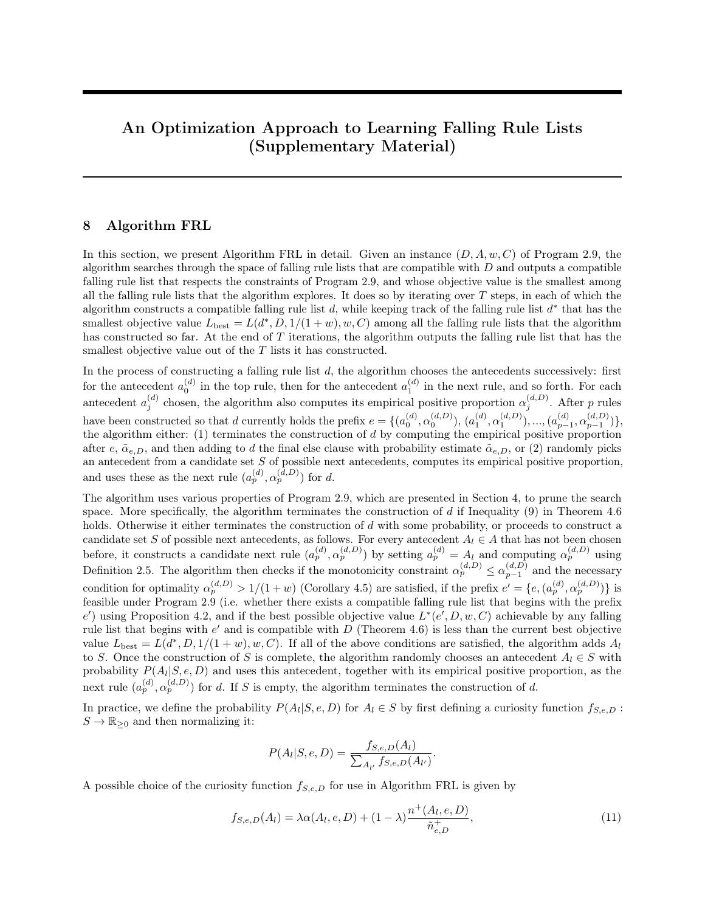# An Optimization Approach to Learning Falling Rule Lists (Supplementary Material)

## 8 Algorithm FRL

In this section, we present Algorithm FRL in detail. Given an instance $(D, A, w, C)$ of Program 2.9, the algorithm searches through the space of falling rule lists that are compatible with $D$ and outputs a compatible falling rule list that respects the constraints of Program 2.9, and whose objective value is the smallest among all the falling rule lists that the algorithm explores. It does so by iterating over $T$ steps, in each of which the algorithm constructs a compatible falling rule list $d$, while keeping track of the falling rule list $d^*$ that has the smallest objective value $L_{\text{best}} = L(d^*, D, 1/(1+w), w, C)$ among all the falling rule lists that the algorithm has constructed so far. At the end of $T$ iterations, the algorithm outputs the falling rule list that has the smallest objective value out of the $T$ lists it has constructed.

In the process of constructing a falling rule list $d$, the algorithm chooses the antecedents successively: first for the antecedent $a_0^{(d)}$ in the top rule, then for the antecedent $a_1^{(d)}$ in the next rule, and so forth. For each antecedent $a_j^{(d)}$ chosen, the algorithm also computes its empirical positive proportion $\alpha_j^{(d,D)}$. After $p$ rules have been constructed so that $d$ currently holds the prefix $e = \{(a_0^{(d)}, \alpha_0^{(d,D)}), (a_1^{(d)}, \alpha_1^{(d,D)}), ..., (a_{p-1}^{(d)}, \alpha_{p-1}^{(d,D)})\}$, the algorithm either: (1) terminates the construction of $d$ by computing the empirical positive proportion after $e$, $\tilde{\alpha}_{e,D}$, and then adding to $d$ the final else clause with probability estimate $\tilde{\alpha}_{e,D}$, or (2) randomly picks an antecedent from a candidate set $S$ of possible next antecedents, computes its empirical positive proportion, and uses these as the next rule $(a_p^{(d)}, \alpha_p^{(d,D)})$ for $d$.

The algorithm uses various properties of Program 2.9, which are presented in Section 4, to prune the search space. More specifically, the algorithm terminates the construction of $d$ if Inequality (9) in Theorem 4.6 holds. Otherwise it either terminates the construction of $d$ with some probability, or proceeds to construct a candidate set $S$ of possible next antecedents, as follows. For every antecedent $A_l \in A$ that has not been chosen before, it constructs a candidate next rule $(a_p^{(d)}, \alpha_p^{(d,D)})$ by setting $a_p^{(d)} = A_l$ and computing $\alpha_p^{(d,D)}$ using Definition 2.5. The algorithm then checks if the monotonicity constraint $\alpha_p^{(d,D)} \leq \alpha_{p-1}^{(d,D)}$ and the necessary condition for optimality $\alpha_p^{(d,D)} > 1/(1+w)$ (Corollary 4.5) are satisfied, if the prefix $e' = \{e, (a_p^{(d)}, \alpha_p^{(d,D)})\}$ is feasible under Program 2.9 (i.e. whether there exists a compatible falling rule list that begins with the prefix $e'$) using Proposition 4.2, and if the best possible objective value $L^*(e', D, w, C)$ achievable by any falling rule list that begins with $e'$ and is compatible with $D$ (Theorem 4.6) is less than the current best objective value $L_{\text{best}} = L(d^*, D, 1/(1+w), w, C)$. If all of the above conditions are satisfied, the algorithm adds $A_l$ to $S$. Once the construction of $S$ is complete, the algorithm randomly chooses an antecedent $A_l \in S$ with probability $P(A_l|S, e, D)$ and uses this antecedent, together with its empirical positive proportion, as the next rule $(a_p^{(d)}, \alpha_p^{(d,D)})$ for $d$. If $S$ is empty, the algorithm terminates the construction of $d$.

In practice, we define the probability $P(A_l|S, e, D)$ for $A_l \in S$ by first defining a curiosity function $f_{S,e,D} : S \to \mathbb{R}_{\geq 0}$ and then normalizing it:

$$P(A_l|S, e, D) = \frac{f_{S,e,D}(A_l)}{\sum_{A_{l'}} f_{S,e,D}(A_{l'})}.$$

A possible choice of the curiosity function $f_{S,e,D}$ for use in Algorithm FRL is given by

$$f_{S,e,D}(A_l) = \lambda \alpha(A_l, e, D) + (1-\lambda) \frac{n^+(A_l, e, D)}{\tilde{n}^+_{e,D}}, \tag{11}$$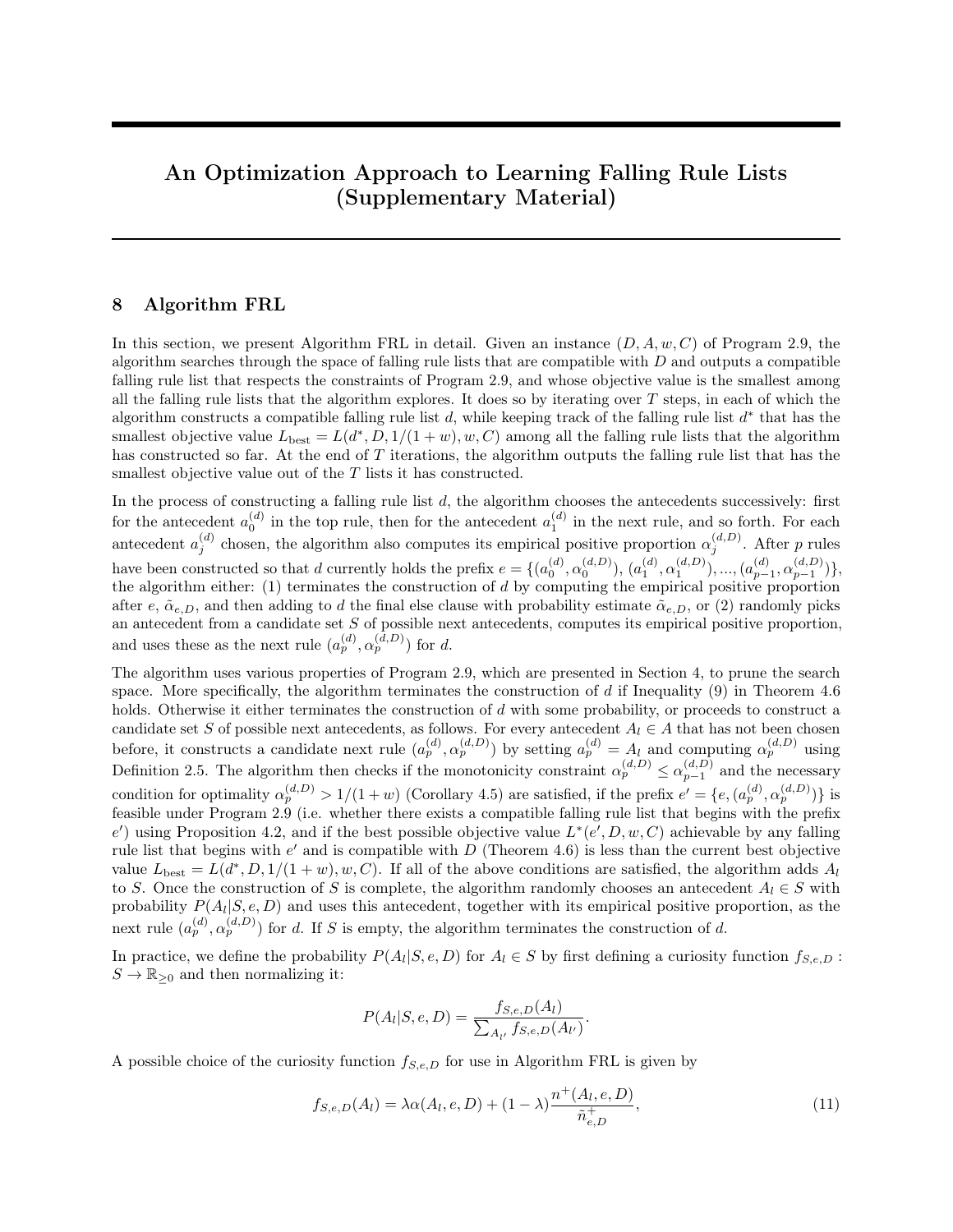# An Optimization Approach to Learning Falling Rule Lists (Supplementary Material)

## 8 Algorithm FRL

In this section, we present Algorithm FRL in detail. Given an instance $(D, A, w, C)$ of Program 2.9, the algorithm searches through the space of falling rule lists that are compatible with $D$ and outputs a compatible falling rule list that respects the constraints of Program 2.9, and whose objective value is the smallest among all the falling rule lists that the algorithm explores. It does so by iterating over $T$ steps, in each of which the algorithm constructs a compatible falling rule list $d$, while keeping track of the falling rule list $d^*$ that has the smallest objective value $L_{\text{best}} = L(d^*, D, 1/(1+w), w, C)$ among all the falling rule lists that the algorithm has constructed so far. At the end of $T$ iterations, the algorithm outputs the falling rule list that has the smallest objective value out of the $T$ lists it has constructed.

In the process of constructing a falling rule list $d$, the algorithm chooses the antecedents successively: first for the antecedent $a_0^{(d)}$ in the top rule, then for the antecedent $a_1^{(d)}$ in the next rule, and so forth. For each antecedent $a_j^{(d)}$ chosen, the algorithm also computes its empirical positive proportion $\alpha_j^{(d,D)}$. After $p$ rules have been constructed so that $d$ currently holds the prefix $e = \{(a_0^{(d)}, \alpha_0^{(d,D)}), (a_1^{(d)}, \alpha_1^{(d,D)}), ..., (a_{p-1}^{(d)}, \alpha_{p-1}^{(d,D)})\}$, the algorithm either: (1) terminates the construction of $d$ by computing the empirical positive proportion after $e$, $\tilde{\alpha}_{e,D}$, and then adding to $d$ the final else clause with probability estimate $\tilde{\alpha}_{e,D}$, or (2) randomly picks an antecedent from a candidate set $S$ of possible next antecedents, computes its empirical positive proportion, and uses these as the next rule $(a_p^{(d)}, \alpha_p^{(d,D)})$ for $d$.

The algorithm uses various properties of Program 2.9, which are presented in Section 4, to prune the search space. More specifically, the algorithm terminates the construction of $d$ if Inequality (9) in Theorem 4.6 holds. Otherwise it either terminates the construction of $d$ with some probability, or proceeds to construct a candidate set $S$ of possible next antecedents, as follows. For every antecedent $A_l \in A$ that has not been chosen before, it constructs a candidate next rule $(a_p^{(d)}, \alpha_p^{(d,D)})$ by setting $a_p^{(d)} = A_l$ and computing $\alpha_p^{(d,D)}$ using Definition 2.5. The algorithm then checks if the monotonicity constraint $\alpha_p^{(d,D)} \leq \alpha_{p-1}^{(d,D)}$ and the necessary condition for optimality $\alpha_p^{(d,D)} > 1/(1+w)$ (Corollary 4.5) are satisfied, if the prefix $e' = \{e, (a_p^{(d)}, \alpha_p^{(d,D)})\}$ is feasible under Program 2.9 (i.e. whether there exists a compatible falling rule list that begins with the prefix $e'$) using Proposition 4.2, and if the best possible objective value $L^*(e', D, w, C)$ achievable by any falling rule list that begins with $e'$ and is compatible with $D$ (Theorem 4.6) is less than the current best objective value $L_{\text{best}} = L(d^*, D, 1/(1+w), w, C)$. If all of the above conditions are satisfied, the algorithm adds $A_l$ to $S$. Once the construction of $S$ is complete, the algorithm randomly chooses an antecedent $A_l \in S$ with probability $P(A_l|S, e, D)$ and uses this antecedent, together with its empirical positive proportion, as the next rule $(a_p^{(d)}, \alpha_p^{(d,D)})$ for $d$. If $S$ is empty, the algorithm terminates the construction of $d$.

In practice, we define the probability $P(A_l|S, e, D)$ for $A_l \in S$ by first defining a curiosity function $f_{S,e,D} : S \to \mathbb{R}_{\geq 0}$ and then normalizing it:

$$P(A_l|S, e, D) = \frac{f_{S,e,D}(A_l)}{\sum_{A_{l'}} f_{S,e,D}(A_{l'})}.$$

A possible choice of the curiosity function $f_{S,e,D}$ for use in Algorithm FRL is given by

$$f_{S,e,D}(A_l) = \lambda \alpha(A_l, e, D) + (1-\lambda) \frac{n^+(A_l, e, D)}{\tilde{n}_{e,D}^+}, \tag{11}$$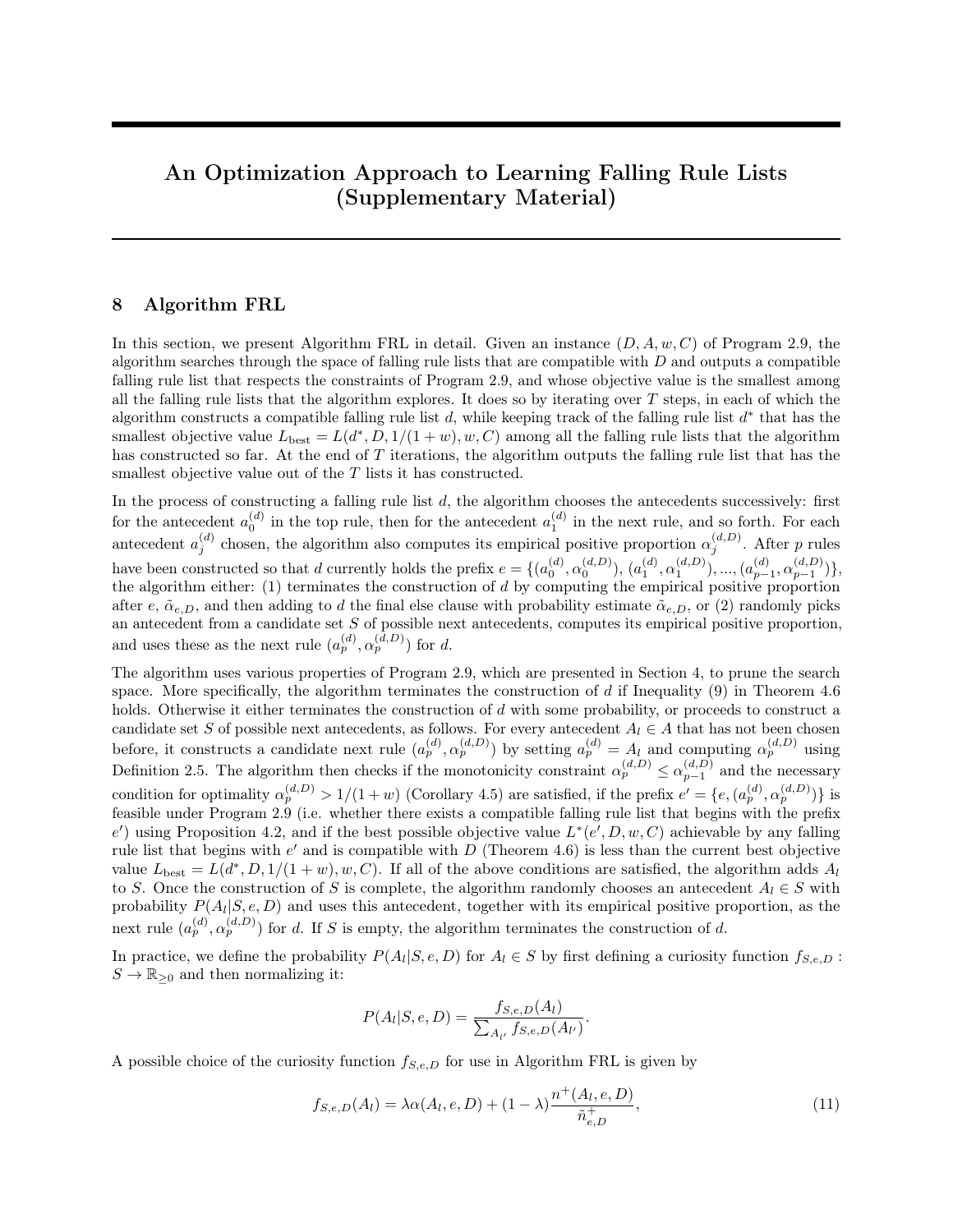# An Optimization Approach to Learning Falling Rule Lists (Supplementary Material)

## 8 Algorithm FRL

In this section, we present Algorithm FRL in detail. Given an instance $(D, A, w, C)$ of Program 2.9, the algorithm searches through the space of falling rule lists that are compatible with $D$ and outputs a compatible falling rule list that respects the constraints of Program 2.9, and whose objective value is the smallest among all the falling rule lists that the algorithm explores. It does so by iterating over $T$ steps, in each of which the algorithm constructs a compatible falling rule list $d$, while keeping track of the falling rule list $d^*$ that has the smallest objective value $L_{\text{best}} = L(d^*, D, 1/(1+w), w, C)$ among all the falling rule lists that the algorithm has constructed so far. At the end of $T$ iterations, the algorithm outputs the falling rule list that has the smallest objective value out of the $T$ lists it has constructed.

In the process of constructing a falling rule list $d$, the algorithm chooses the antecedents successively: first for the antecedent $a_0^{(d)}$ in the top rule, then for the antecedent $a_1^{(d)}$ in the next rule, and so forth. For each antecedent $a_j^{(d)}$ chosen, the algorithm also computes its empirical positive proportion $\alpha_j^{(d,D)}$. After $p$ rules have been constructed so that $d$ currently holds the prefix $e = \{(a_0^{(d)}, \alpha_0^{(d,D)}), (a_1^{(d)}, \alpha_1^{(d,D)}), ..., (a_{p-1}^{(d)}, \alpha_{p-1}^{(d,D)})\}$, the algorithm either: (1) terminates the construction of $d$ by computing the empirical positive proportion after $e$, $\tilde{\alpha}_{e,D}$, and then adding to $d$ the final else clause with probability estimate $\tilde{\alpha}_{e,D}$, or (2) randomly picks an antecedent from a candidate set $S$ of possible next antecedents, computes its empirical positive proportion, and uses these as the next rule $(a_p^{(d)}, \alpha_p^{(d,D)})$ for $d$.

The algorithm uses various properties of Program 2.9, which are presented in Section 4, to prune the search space. More specifically, the algorithm terminates the construction of $d$ if Inequality (9) in Theorem 4.6 holds. Otherwise it either terminates the construction of $d$ with some probability, or proceeds to construct a candidate set $S$ of possible next antecedents, as follows. For every antecedent $A_l \in A$ that has not been chosen before, it constructs a candidate next rule $(a_p^{(d)}, \alpha_p^{(d,D)})$ by setting $a_p^{(d)} = A_l$ and computing $\alpha_p^{(d,D)}$ using Definition 2.5. The algorithm then checks if the monotonicity constraint $\alpha_p^{(d,D)} \leq \alpha_{p-1}^{(d,D)}$ and the necessary condition for optimality $\alpha_p^{(d,D)} > 1/(1+w)$ (Corollary 4.5) are satisfied, if the prefix $e' = \{e, (a_p^{(d)}, \alpha_p^{(d,D)})\}$ is feasible under Program 2.9 (i.e. whether there exists a compatible falling rule list that begins with the prefix $e'$) using Proposition 4.2, and if the best possible objective value $L^*(e', D, w, C)$ achievable by any falling rule list that begins with $e'$ and is compatible with $D$ (Theorem 4.6) is less than the current best objective value $L_{\text{best}} = L(d^*, D, 1/(1+w), w, C)$. If all of the above conditions are satisfied, the algorithm adds $A_l$ to $S$. Once the construction of $S$ is complete, the algorithm randomly chooses an antecedent $A_l \in S$ with probability $P(A_l|S, e, D)$ and uses this antecedent, together with its empirical positive proportion, as the next rule $(a_p^{(d)}, \alpha_p^{(d,D)})$ for $d$. If $S$ is empty, the algorithm terminates the construction of $d$.

In practice, we define the probability $P(A_l|S, e, D)$ for $A_l \in S$ by first defining a curiosity function $f_{S,e,D} : S \to \mathbb{R}_{\geq 0}$ and then normalizing it:

$$P(A_l|S, e, D) = \frac{f_{S,e,D}(A_l)}{\sum_{A_{l'}} f_{S,e,D}(A_{l'})}.$$

A possible choice of the curiosity function $f_{S,e,D}$ for use in Algorithm FRL is given by

$$f_{S,e,D}(A_l) = \lambda \alpha(A_l, e, D) + (1 - \lambda) \frac{n^+(A_l, e, D)}{\tilde{n}^+_{e,D}}, \tag{11}$$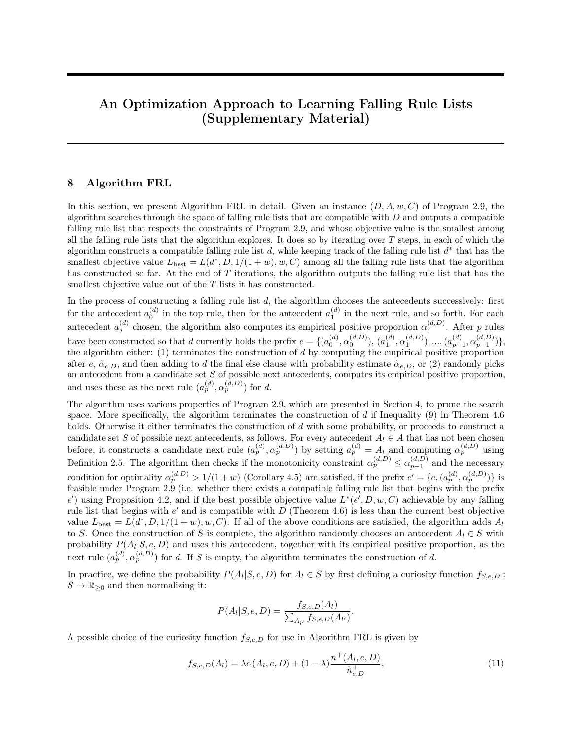# An Optimization Approach to Learning Falling Rule Lists (Supplementary Material)

## 8 Algorithm FRL

In this section, we present Algorithm FRL in detail. Given an instance $(D, A, w, C)$ of Program 2.9, the algorithm searches through the space of falling rule lists that are compatible with $D$ and outputs a compatible falling rule list that respects the constraints of Program 2.9, and whose objective value is the smallest among all the falling rule lists that the algorithm explores. It does so by iterating over $T$ steps, in each of which the algorithm constructs a compatible falling rule list $d$, while keeping track of the falling rule list $d^*$ that has the smallest objective value $L_{\text{best}} = L(d^*, D, 1/(1+w), w, C)$ among all the falling rule lists that the algorithm has constructed so far. At the end of $T$ iterations, the algorithm outputs the falling rule list that has the smallest objective value out of the $T$ lists it has constructed.

In the process of constructing a falling rule list $d$, the algorithm chooses the antecedents successively: first for the antecedent $a_0^{(d)}$ in the top rule, then for the antecedent $a_1^{(d)}$ in the next rule, and so forth. For each antecedent $a_j^{(d)}$ chosen, the algorithm also computes its empirical positive proportion $\alpha_j^{(d,D)}$. After $p$ rules have been constructed so that $d$ currently holds the prefix $e = \{(a_0^{(d)}, \alpha_0^{(d,D)}), (a_1^{(d)}, \alpha_1^{(d,D)}), ..., (a_{p-1}^{(d)}, \alpha_{p-1}^{(d,D)})\}$, the algorithm either: (1) terminates the construction of $d$ by computing the empirical positive proportion after $e$, $\tilde{\alpha}_{e,D}$, and then adding to $d$ the final else clause with probability estimate $\tilde{\alpha}_{e,D}$, or (2) randomly picks an antecedent from a candidate set $S$ of possible next antecedents, computes its empirical positive proportion, and uses these as the next rule $(a_p^{(d)}, \alpha_p^{(d,D)})$ for $d$.

The algorithm uses various properties of Program 2.9, which are presented in Section 4, to prune the search space. More specifically, the algorithm terminates the construction of $d$ if Inequality (9) in Theorem 4.6 holds. Otherwise it either terminates the construction of $d$ with some probability, or proceeds to construct a candidate set $S$ of possible next antecedents, as follows. For every antecedent $A_l \in A$ that has not been chosen before, it constructs a candidate next rule $(a_p^{(d)}, \alpha_p^{(d,D)})$ by setting $a_p^{(d)} = A_l$ and computing $\alpha_p^{(d,D)}$ using Definition 2.5. The algorithm then checks if the monotonicity constraint $\alpha_p^{(d,D)} \leq \alpha_{p-1}^{(d,D)}$ and the necessary condition for optimality $\alpha_p^{(d,D)} > 1/(1+w)$ (Corollary 4.5) are satisfied, if the prefix $e' = \{e, (a_p^{(d)}, \alpha_p^{(d,D)})\}$ is feasible under Program 2.9 (i.e. whether there exists a compatible falling rule list that begins with the prefix $e'$) using Proposition 4.2, and if the best possible objective value $L^*(e', D, w, C)$ achievable by any falling rule list that begins with $e'$ and is compatible with $D$ (Theorem 4.6) is less than the current best objective value $L_{\text{best}} = L(d^*, D, 1/(1+w), w, C)$. If all of the above conditions are satisfied, the algorithm adds $A_l$ to $S$. Once the construction of $S$ is complete, the algorithm randomly chooses an antecedent $A_l \in S$ with probability $P(A_l|S, e, D)$ and uses this antecedent, together with its empirical positive proportion, as the next rule $(a_p^{(d)}, \alpha_p^{(d,D)})$ for $d$. If $S$ is empty, the algorithm terminates the construction of $d$.

In practice, we define the probability $P(A_l|S, e, D)$ for $A_l \in S$ by first defining a curiosity function $f_{S,e,D} : S \to \mathbb{R}_{\geq 0}$ and then normalizing it:

$$P(A_l|S, e, D) = \frac{f_{S,e,D}(A_l)}{\sum_{A_{l'}} f_{S,e,D}(A_{l'})}.$$

A possible choice of the curiosity function $f_{S,e,D}$ for use in Algorithm FRL is given by

$$f_{S,e,D}(A_l) = \lambda\alpha(A_l, e, D) + (1-\lambda)\frac{n^+(A_l, e, D)}{\tilde{n}_{e,D}^+}, \tag{11}$$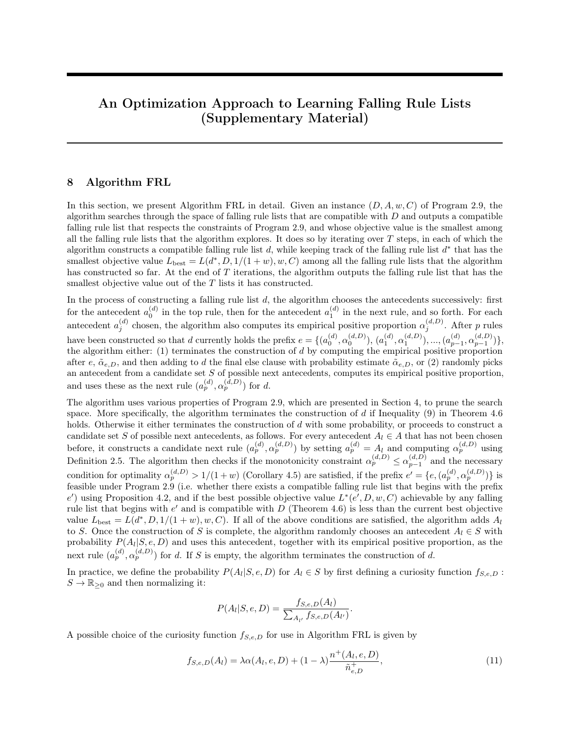# An Optimization Approach to Learning Falling Rule Lists (Supplementary Material)

## 8 Algorithm FRL

In this section, we present Algorithm FRL in detail. Given an instance $(D, A, w, C)$ of Program 2.9, the algorithm searches through the space of falling rule lists that are compatible with $D$ and outputs a compatible falling rule list that respects the constraints of Program 2.9, and whose objective value is the smallest among all the falling rule lists that the algorithm explores. It does so by iterating over $T$ steps, in each of which the algorithm constructs a compatible falling rule list $d$, while keeping track of the falling rule list $d^*$ that has the smallest objective value $L_{\text{best}} = L(d^*, D, 1/(1+w), w, C)$ among all the falling rule lists that the algorithm has constructed so far. At the end of $T$ iterations, the algorithm outputs the falling rule list that has the smallest objective value out of the $T$ lists it has constructed.

In the process of constructing a falling rule list $d$, the algorithm chooses the antecedents successively: first for the antecedent $a_0^{(d)}$ in the top rule, then for the antecedent $a_1^{(d)}$ in the next rule, and so forth. For each antecedent $a_j^{(d)}$ chosen, the algorithm also computes its empirical positive proportion $\alpha_j^{(d,D)}$. After $p$ rules have been constructed so that $d$ currently holds the prefix $e = \{(a_0^{(d)}, \alpha_0^{(d,D)}), (a_1^{(d)}, \alpha_1^{(d,D)}), ..., (a_{p-1}^{(d)}, \alpha_{p-1}^{(d,D)})\}$, the algorithm either: (1) terminates the construction of $d$ by computing the empirical positive proportion after $e$, $\tilde{\alpha}_{e,D}$, and then adding to $d$ the final else clause with probability estimate $\tilde{\alpha}_{e,D}$, or (2) randomly picks an antecedent from a candidate set $S$ of possible next antecedents, computes its empirical positive proportion, and uses these as the next rule $(a_p^{(d)}, \alpha_p^{(d,D)})$ for $d$.

The algorithm uses various properties of Program 2.9, which are presented in Section 4, to prune the search space. More specifically, the algorithm terminates the construction of $d$ if Inequality (9) in Theorem 4.6 holds. Otherwise it either terminates the construction of $d$ with some probability, or proceeds to construct a candidate set $S$ of possible next antecedents, as follows. For every antecedent $A_l \in A$ that has not been chosen before, it constructs a candidate next rule $(a_p^{(d)}, \alpha_p^{(d,D)})$ by setting $a_p^{(d)} = A_l$ and computing $\alpha_p^{(d,D)}$ using Definition 2.5. The algorithm then checks if the monotonicity constraint $\alpha_p^{(d,D)} \leq \alpha_{p-1}^{(d,D)}$ and the necessary condition for optimality $\alpha_p^{(d,D)} > 1/(1+w)$ (Corollary 4.5) are satisfied, if the prefix $e' = \{e, (a_p^{(d)}, \alpha_p^{(d,D)})\}$ is feasible under Program 2.9 (i.e. whether there exists a compatible falling rule list that begins with the prefix $e'$) using Proposition 4.2, and if the best possible objective value $L^*(e', D, w, C)$ achievable by any falling rule list that begins with $e'$ and is compatible with $D$ (Theorem 4.6) is less than the current best objective value $L_{\text{best}} = L(d^*, D, 1/(1+w), w, C)$. If all of the above conditions are satisfied, the algorithm adds $A_l$ to $S$. Once the construction of $S$ is complete, the algorithm randomly chooses an antecedent $A_l \in S$ with probability $P(A_l|S, e, D)$ and uses this antecedent, together with its empirical positive proportion, as the next rule $(a_p^{(d)}, \alpha_p^{(d,D)})$ for $d$. If $S$ is empty, the algorithm terminates the construction of $d$.

In practice, we define the probability $P(A_l|S, e, D)$ for $A_l \in S$ by first defining a curiosity function $f_{S,e,D} : S \to \mathbb{R}_{\geq 0}$ and then normalizing it:

$$P(A_l|S, e, D) = \frac{f_{S,e,D}(A_l)}{\sum_{A_{l'}} f_{S,e,D}(A_{l'})}.$$

A possible choice of the curiosity function $f_{S,e,D}$ for use in Algorithm FRL is given by

$$f_{S,e,D}(A_l) = \lambda\alpha(A_l, e, D) + (1-\lambda)\frac{n^+(A_l, e, D)}{\tilde{n}^+_{e,D}}, \tag{11}$$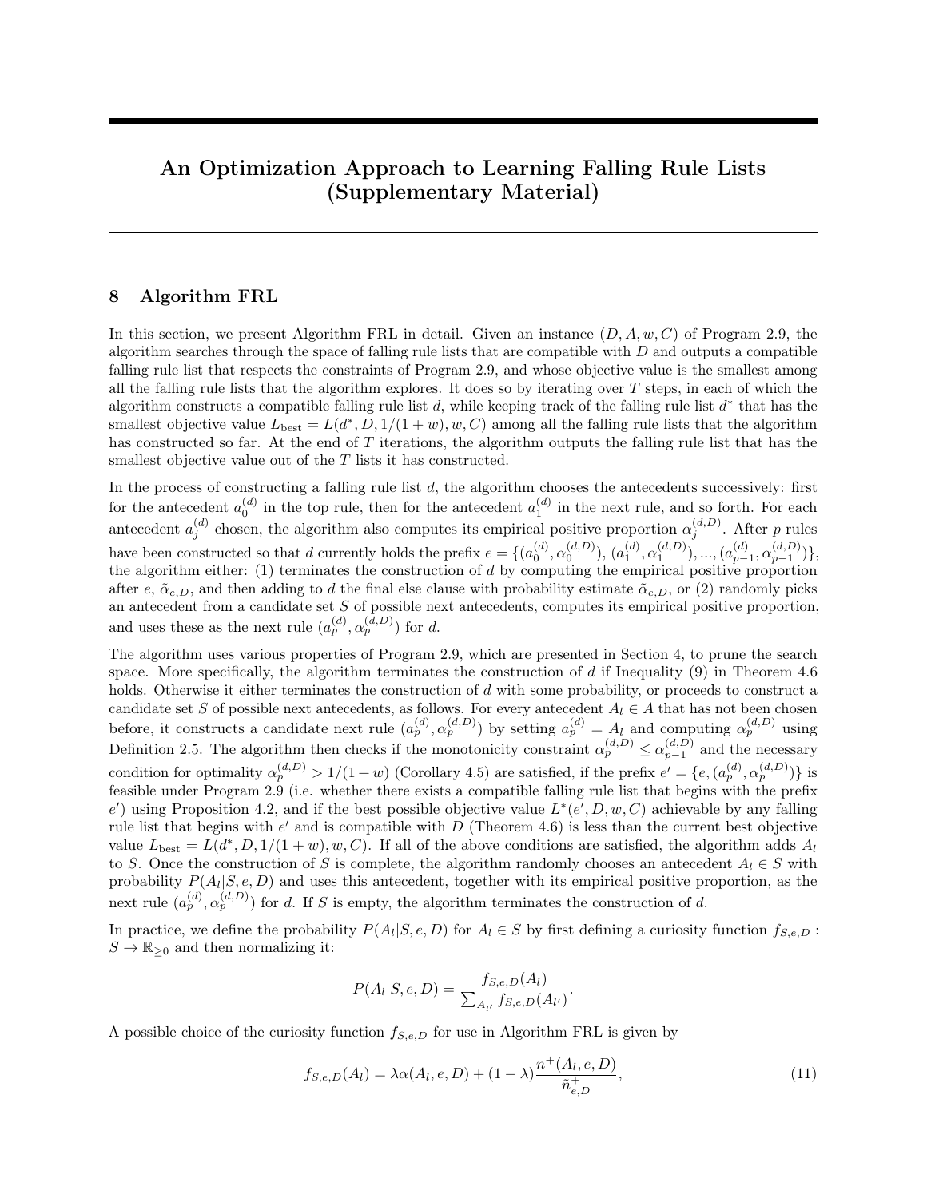# An Optimization Approach to Learning Falling Rule Lists (Supplementary Material)

## 8 Algorithm FRL

In this section, we present Algorithm FRL in detail. Given an instance $(D, A, w, C)$ of Program 2.9, the algorithm searches through the space of falling rule lists that are compatible with $D$ and outputs a compatible falling rule list that respects the constraints of Program 2.9, and whose objective value is the smallest among all the falling rule lists that the algorithm explores. It does so by iterating over $T$ steps, in each of which the algorithm constructs a compatible falling rule list $d$, while keeping track of the falling rule list $d^*$ that has the smallest objective value $L_{\text{best}} = L(d^*, D, 1/(1+w), w, C)$ among all the falling rule lists that the algorithm has constructed so far. At the end of $T$ iterations, the algorithm outputs the falling rule list that has the smallest objective value out of the $T$ lists it has constructed.

In the process of constructing a falling rule list $d$, the algorithm chooses the antecedents successively: first for the antecedent $a_0^{(d)}$ in the top rule, then for the antecedent $a_1^{(d)}$ in the next rule, and so forth. For each antecedent $a_j^{(d)}$ chosen, the algorithm also computes its empirical positive proportion $\alpha_j^{(d,D)}$. After $p$ rules have been constructed so that $d$ currently holds the prefix $e = \{(a_0^{(d)}, \alpha_0^{(d,D)}), (a_1^{(d)}, \alpha_1^{(d,D)}), ..., (a_{p-1}^{(d)}, \alpha_{p-1}^{(d,D)})\}$, the algorithm either: (1) terminates the construction of $d$ by computing the empirical positive proportion after $e$, $\tilde{\alpha}_{e,D}$, and then adding to $d$ the final else clause with probability estimate $\tilde{\alpha}_{e,D}$, or (2) randomly picks an antecedent from a candidate set $S$ of possible next antecedents, computes its empirical positive proportion, and uses these as the next rule $(a_p^{(d)}, \alpha_p^{(d,D)})$ for $d$.

The algorithm uses various properties of Program 2.9, which are presented in Section 4, to prune the search space. More specifically, the algorithm terminates the construction of $d$ if Inequality (9) in Theorem 4.6 holds. Otherwise it either terminates the construction of $d$ with some probability, or proceeds to construct a candidate set $S$ of possible next antecedents, as follows. For every antecedent $A_l \in A$ that has not been chosen before, it constructs a candidate next rule $(a_p^{(d)}, \alpha_p^{(d,D)})$ by setting $a_p^{(d)} = A_l$ and computing $\alpha_p^{(d,D)}$ using Definition 2.5. The algorithm then checks if the monotonicity constraint $\alpha_p^{(d,D)} \leq \alpha_{p-1}^{(d,D)}$ and the necessary condition for optimality $\alpha_p^{(d,D)} > 1/(1+w)$ (Corollary 4.5) are satisfied, if the prefix $e' = \{e, (a_p^{(d)}, \alpha_p^{(d,D)})\}$ is feasible under Program 2.9 (i.e. whether there exists a compatible falling rule list that begins with the prefix $e'$) using Proposition 4.2, and if the best possible objective value $L^*(e', D, w, C)$ achievable by any falling rule list that begins with $e'$ and is compatible with $D$ (Theorem 4.6) is less than the current best objective value $L_{\text{best}} = L(d^*, D, 1/(1+w), w, C)$. If all of the above conditions are satisfied, the algorithm adds $A_l$ to $S$. Once the construction of $S$ is complete, the algorithm randomly chooses an antecedent $A_l \in S$ with probability $P(A_l|S, e, D)$ and uses this antecedent, together with its empirical positive proportion, as the next rule $(a_p^{(d)}, \alpha_p^{(d,D)})$ for $d$. If $S$ is empty, the algorithm terminates the construction of $d$.

In practice, we define the probability $P(A_l|S, e, D)$ for $A_l \in S$ by first defining a curiosity function $f_{S,e,D} : S \to \mathbb{R}_{\geq 0}$ and then normalizing it:

$$P(A_l|S, e, D) = \frac{f_{S,e,D}(A_l)}{\sum_{A_{l'}} f_{S,e,D}(A_{l'})}.$$

A possible choice of the curiosity function $f_{S,e,D}$ for use in Algorithm FRL is given by

$$f_{S,e,D}(A_l) = \lambda \alpha(A_l, e, D) + (1 - \lambda) \frac{n^+(A_l, e, D)}{\tilde{n}^+_{e,D}}, \tag{11}$$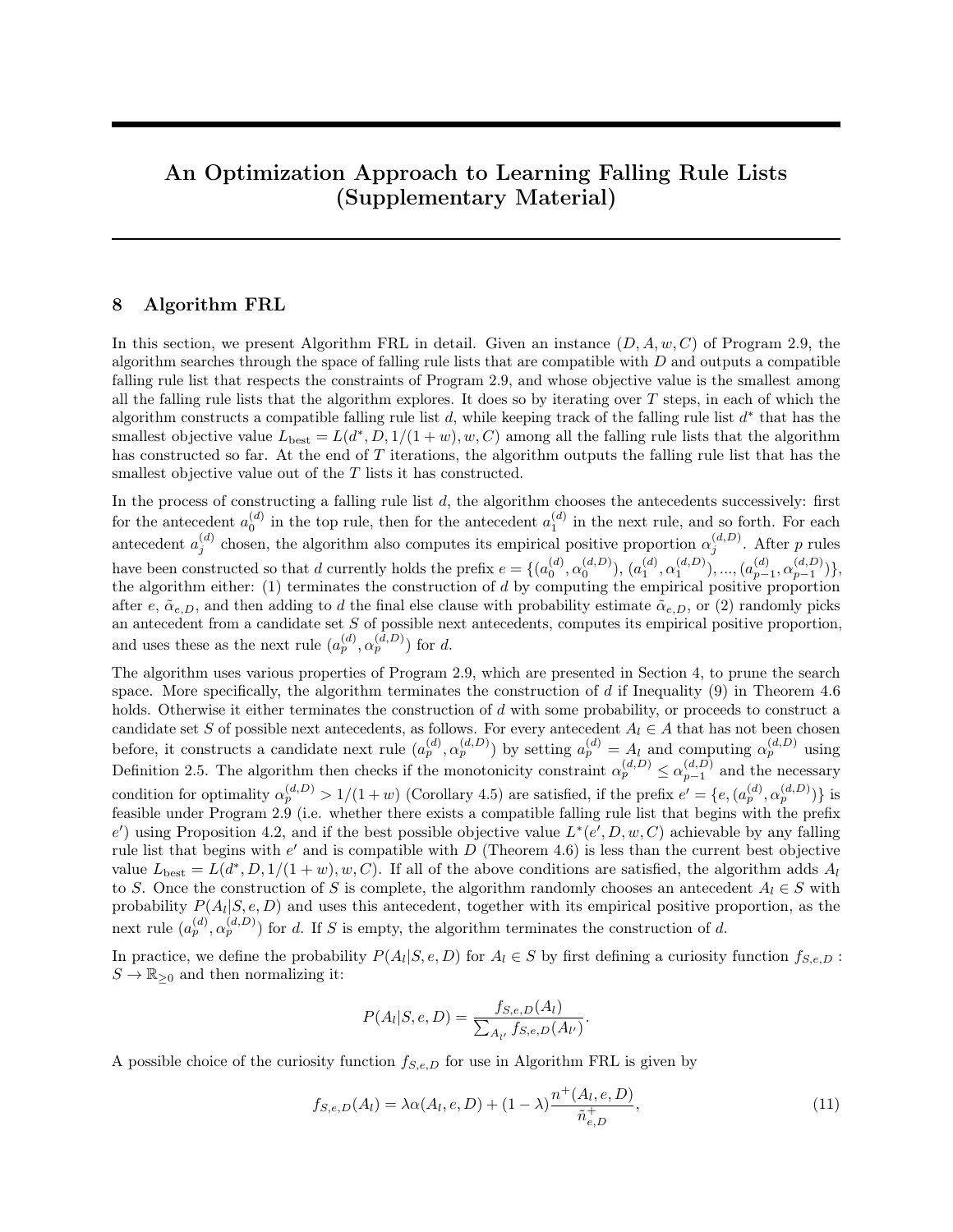# An Optimization Approach to Learning Falling Rule Lists (Supplementary Material)

## 8 Algorithm FRL

In this section, we present Algorithm FRL in detail. Given an instance $(D, A, w, C)$ of Program 2.9, the algorithm searches through the space of falling rule lists that are compatible with $D$ and outputs a compatible falling rule list that respects the constraints of Program 2.9, and whose objective value is the smallest among all the falling rule lists that the algorithm explores. It does so by iterating over $T$ steps, in each of which the algorithm constructs a compatible falling rule list $d$, while keeping track of the falling rule list $d^*$ that has the smallest objective value $L_{\text{best}} = L(d^*, D, 1/(1+w), w, C)$ among all the falling rule lists that the algorithm has constructed so far. At the end of $T$ iterations, the algorithm outputs the falling rule list that has the smallest objective value out of the $T$ lists it has constructed.

In the process of constructing a falling rule list $d$, the algorithm chooses the antecedents successively: first for the antecedent $a_0^{(d)}$ in the top rule, then for the antecedent $a_1^{(d)}$ in the next rule, and so forth. For each antecedent $a_j^{(d)}$ chosen, the algorithm also computes its empirical positive proportion $\alpha_j^{(d,D)}$. After $p$ rules have been constructed so that $d$ currently holds the prefix $e = \{(a_0^{(d)}, \alpha_0^{(d,D)}), (a_1^{(d)}, \alpha_1^{(d,D)}), ..., (a_{p-1}^{(d)}, \alpha_{p-1}^{(d,D)})\}$, the algorithm either: (1) terminates the construction of $d$ by computing the empirical positive proportion after $e$, $\tilde{\alpha}_{e,D}$, and then adding to $d$ the final else clause with probability estimate $\tilde{\alpha}_{e,D}$, or (2) randomly picks an antecedent from a candidate set $S$ of possible next antecedents, computes its empirical positive proportion, and uses these as the next rule $(a_p^{(d)}, \alpha_p^{(d,D)})$ for $d$.

The algorithm uses various properties of Program 2.9, which are presented in Section 4, to prune the search space. More specifically, the algorithm terminates the construction of $d$ if Inequality (9) in Theorem 4.6 holds. Otherwise it either terminates the construction of $d$ with some probability, or proceeds to construct a candidate set $S$ of possible next antecedents, as follows. For every antecedent $A_l \in A$ that has not been chosen before, it constructs a candidate next rule $(a_p^{(d)}, \alpha_p^{(d,D)})$ by setting $a_p^{(d)} = A_l$ and computing $\alpha_p^{(d,D)}$ using Definition 2.5. The algorithm then checks if the monotonicity constraint $\alpha_p^{(d,D)} \leq \alpha_{p-1}^{(d,D)}$ and the necessary condition for optimality $\alpha_p^{(d,D)} > 1/(1+w)$ (Corollary 4.5) are satisfied, if the prefix $e' = \{e, (a_p^{(d)}, \alpha_p^{(d,D)})\}$ is feasible under Program 2.9 (i.e. whether there exists a compatible falling rule list that begins with the prefix $e'$) using Proposition 4.2, and if the best possible objective value $L^*(e', D, w, C)$ achievable by any falling rule list that begins with $e'$ and is compatible with $D$ (Theorem 4.6) is less than the current best objective value $L_{\text{best}} = L(d^*, D, 1/(1+w), w, C)$. If all of the above conditions are satisfied, the algorithm adds $A_l$ to $S$. Once the construction of $S$ is complete, the algorithm randomly chooses an antecedent $A_l \in S$ with probability $P(A_l|S, e, D)$ and uses this antecedent, together with its empirical positive proportion, as the next rule $(a_p^{(d)}, \alpha_p^{(d,D)})$ for $d$. If $S$ is empty, the algorithm terminates the construction of $d$.

In practice, we define the probability $P(A_l|S, e, D)$ for $A_l \in S$ by first defining a curiosity function $f_{S,e,D} : S \to \mathbb{R}_{\geq 0}$ and then normalizing it:

$$P(A_l|S, e, D) = \frac{f_{S,e,D}(A_l)}{\sum_{A_{l'}} f_{S,e,D}(A_{l'})}.$$

A possible choice of the curiosity function $f_{S,e,D}$ for use in Algorithm FRL is given by

$$f_{S,e,D}(A_l) = \lambda\alpha(A_l, e, D) + (1-\lambda)\frac{n^+(A_l, e, D)}{\tilde{n}_{e,D}^+}, \tag{11}$$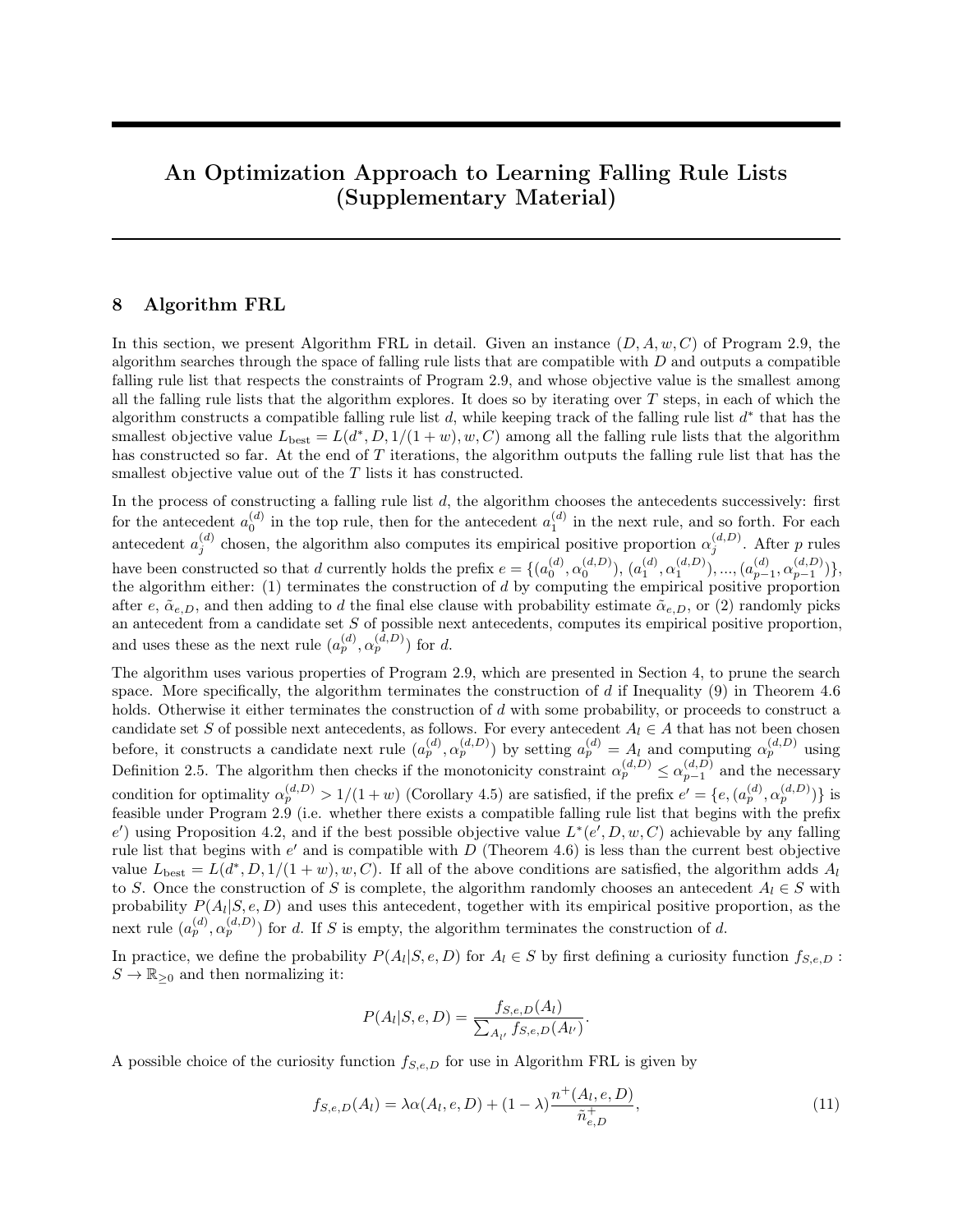# An Optimization Approach to Learning Falling Rule Lists (Supplementary Material)

## 8 Algorithm FRL

In this section, we present Algorithm FRL in detail. Given an instance $(D, A, w, C)$ of Program 2.9, the algorithm searches through the space of falling rule lists that are compatible with $D$ and outputs a compatible falling rule list that respects the constraints of Program 2.9, and whose objective value is the smallest among all the falling rule lists that the algorithm explores. It does so by iterating over $T$ steps, in each of which the algorithm constructs a compatible falling rule list $d$, while keeping track of the falling rule list $d^*$ that has the smallest objective value $L_{\text{best}} = L(d^*, D, 1/(1+w), w, C)$ among all the falling rule lists that the algorithm has constructed so far. At the end of $T$ iterations, the algorithm outputs the falling rule list that has the smallest objective value out of the $T$ lists it has constructed.

In the process of constructing a falling rule list $d$, the algorithm chooses the antecedents successively: first for the antecedent $a_0^{(d)}$ in the top rule, then for the antecedent $a_1^{(d)}$ in the next rule, and so forth. For each antecedent $a_j^{(d)}$ chosen, the algorithm also computes its empirical positive proportion $\alpha_j^{(d,D)}$. After $p$ rules have been constructed so that $d$ currently holds the prefix $e = \{(a_0^{(d)}, \alpha_0^{(d,D)}), (a_1^{(d)}, \alpha_1^{(d,D)}), ..., (a_{p-1}^{(d)}, \alpha_{p-1}^{(d,D)})\}$, the algorithm either: (1) terminates the construction of $d$ by computing the empirical positive proportion after $e$, $\tilde{\alpha}_{e,D}$, and then adding to $d$ the final else clause with probability estimate $\tilde{\alpha}_{e,D}$, or (2) randomly picks an antecedent from a candidate set $S$ of possible next antecedents, computes its empirical positive proportion, and uses these as the next rule $(a_p^{(d)}, \alpha_p^{(d,D)})$ for $d$.

The algorithm uses various properties of Program 2.9, which are presented in Section 4, to prune the search space. More specifically, the algorithm terminates the construction of $d$ if Inequality (9) in Theorem 4.6 holds. Otherwise it either terminates the construction of $d$ with some probability, or proceeds to construct a candidate set $S$ of possible next antecedents, as follows. For every antecedent $A_l \in A$ that has not been chosen before, it constructs a candidate next rule $(a_p^{(d)}, \alpha_p^{(d,D)})$ by setting $a_p^{(d)} = A_l$ and computing $\alpha_p^{(d,D)}$ using Definition 2.5. The algorithm then checks if the monotonicity constraint $\alpha_p^{(d,D)} \leq \alpha_{p-1}^{(d,D)}$ and the necessary condition for optimality $\alpha_p^{(d,D)} > 1/(1+w)$ (Corollary 4.5) are satisfied, if the prefix $e' = \{e, (a_p^{(d)}, \alpha_p^{(d,D)})\}$ is feasible under Program 2.9 (i.e. whether there exists a compatible falling rule list that begins with the prefix $e'$) using Proposition 4.2, and if the best possible objective value $L^*(e', D, w, C)$ achievable by any falling rule list that begins with $e'$ and is compatible with $D$ (Theorem 4.6) is less than the current best objective value $L_{\text{best}} = L(d^*, D, 1/(1+w), w, C)$. If all of the above conditions are satisfied, the algorithm adds $A_l$ to $S$. Once the construction of $S$ is complete, the algorithm randomly chooses an antecedent $A_l \in S$ with probability $P(A_l|S, e, D)$ and uses this antecedent, together with its empirical positive proportion, as the next rule $(a_p^{(d)}, \alpha_p^{(d,D)})$ for $d$. If $S$ is empty, the algorithm terminates the construction of $d$.

In practice, we define the probability $P(A_l|S, e, D)$ for $A_l \in S$ by first defining a curiosity function $f_{S,e,D} : S \to \mathbb{R}_{\geq 0}$ and then normalizing it:

$$P(A_l|S, e, D) = \frac{f_{S,e,D}(A_l)}{\sum_{A_{l'}} f_{S,e,D}(A_{l'})}.$$

A possible choice of the curiosity function $f_{S,e,D}$ for use in Algorithm FRL is given by

$$f_{S,e,D}(A_l) = \lambda \alpha(A_l, e, D) + (1-\lambda) \frac{n^+(A_l, e, D)}{\tilde{n}_{e,D}^+}, \tag{11}$$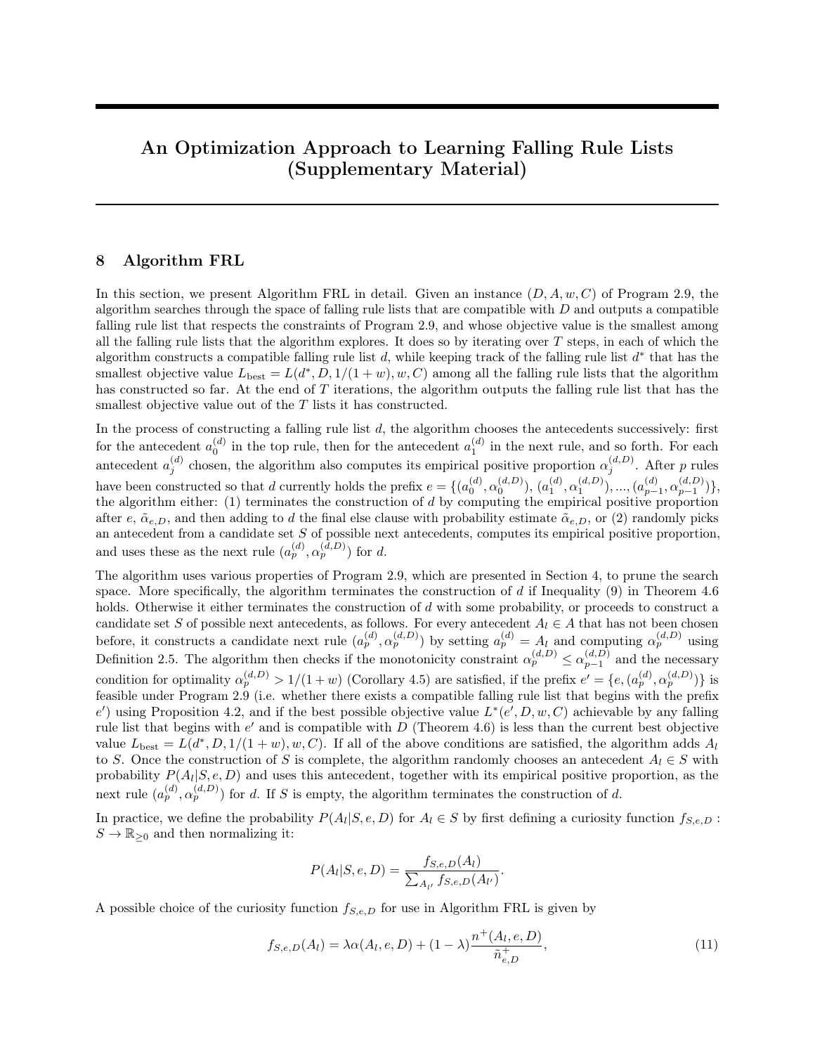# An Optimization Approach to Learning Falling Rule Lists (Supplementary Material)

## 8 Algorithm FRL

In this section, we present Algorithm FRL in detail. Given an instance $(D, A, w, C)$ of Program 2.9, the algorithm searches through the space of falling rule lists that are compatible with $D$ and outputs a compatible falling rule list that respects the constraints of Program 2.9, and whose objective value is the smallest among all the falling rule lists that the algorithm explores. It does so by iterating over $T$ steps, in each of which the algorithm constructs a compatible falling rule list $d$, while keeping track of the falling rule list $d^*$ that has the smallest objective value $L_{\text{best}} = L(d^*, D, 1/(1+w), w, C)$ among all the falling rule lists that the algorithm has constructed so far. At the end of $T$ iterations, the algorithm outputs the falling rule list that has the smallest objective value out of the $T$ lists it has constructed.

In the process of constructing a falling rule list $d$, the algorithm chooses the antecedents successively: first for the antecedent $a_0^{(d)}$ in the top rule, then for the antecedent $a_1^{(d)}$ in the next rule, and so forth. For each antecedent $a_j^{(d)}$ chosen, the algorithm also computes its empirical positive proportion $\alpha_j^{(d,D)}$. After $p$ rules have been constructed so that $d$ currently holds the prefix $e = \{(a_0^{(d)}, \alpha_0^{(d,D)}), (a_1^{(d)}, \alpha_1^{(d,D)}), ..., (a_{p-1}^{(d)}, \alpha_{p-1}^{(d,D)})\}$, the algorithm either: (1) terminates the construction of $d$ by computing the empirical positive proportion after $e$, $\tilde{\alpha}_{e,D}$, and then adding to $d$ the final else clause with probability estimate $\tilde{\alpha}_{e,D}$, or (2) randomly picks an antecedent from a candidate set $S$ of possible next antecedents, computes its empirical positive proportion, and uses these as the next rule $(a_p^{(d)}, \alpha_p^{(d,D)})$ for $d$.

The algorithm uses various properties of Program 2.9, which are presented in Section 4, to prune the search space. More specifically, the algorithm terminates the construction of $d$ if Inequality (9) in Theorem 4.6 holds. Otherwise it either terminates the construction of $d$ with some probability, or proceeds to construct a candidate set $S$ of possible next antecedents, as follows. For every antecedent $A_l \in A$ that has not been chosen before, it constructs a candidate next rule $(a_p^{(d)}, \alpha_p^{(d,D)})$ by setting $a_p^{(d)} = A_l$ and computing $\alpha_p^{(d,D)}$ using Definition 2.5. The algorithm then checks if the monotonicity constraint $\alpha_p^{(d,D)} \leq \alpha_{p-1}^{(d,D)}$ and the necessary condition for optimality $\alpha_p^{(d,D)} > 1/(1+w)$ (Corollary 4.5) are satisfied, if the prefix $e' = \{e, (a_p^{(d)}, \alpha_p^{(d,D)})\}$ is feasible under Program 2.9 (i.e. whether there exists a compatible falling rule list that begins with the prefix $e'$) using Proposition 4.2, and if the best possible objective value $L^*(e', D, w, C)$ achievable by any falling rule list that begins with $e'$ and is compatible with $D$ (Theorem 4.6) is less than the current best objective value $L_{\text{best}} = L(d^*, D, 1/(1+w), w, C)$. If all of the above conditions are satisfied, the algorithm adds $A_l$ to $S$. Once the construction of $S$ is complete, the algorithm randomly chooses an antecedent $A_l \in S$ with probability $P(A_l|S, e, D)$ and uses this antecedent, together with its empirical positive proportion, as the next rule $(a_p^{(d)}, \alpha_p^{(d,D)})$ for $d$. If $S$ is empty, the algorithm terminates the construction of $d$.

In practice, we define the probability $P(A_l|S, e, D)$ for $A_l \in S$ by first defining a curiosity function $f_{S,e,D} : S \to \mathbb{R}_{\geq 0}$ and then normalizing it:

$$P(A_l|S, e, D) = \frac{f_{S,e,D}(A_l)}{\sum_{A_{l'}} f_{S,e,D}(A_{l'})}.$$

A possible choice of the curiosity function $f_{S,e,D}$ for use in Algorithm FRL is given by

$$f_{S,e,D}(A_l) = \lambda \alpha(A_l, e, D) + (1-\lambda)\frac{n^+(A_l, e, D)}{\tilde{n}^+_{e,D}}, \tag{11}$$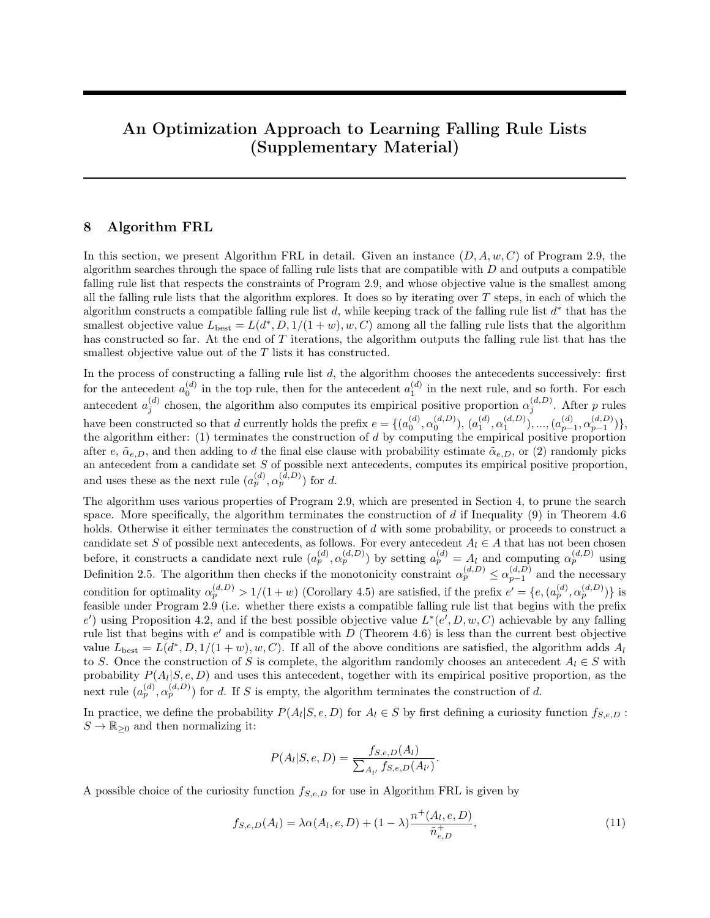# An Optimization Approach to Learning Falling Rule Lists (Supplementary Material)

## 8 Algorithm FRL

In this section, we present Algorithm FRL in detail. Given an instance $(D, A, w, C)$ of Program 2.9, the algorithm searches through the space of falling rule lists that are compatible with $D$ and outputs a compatible falling rule list that respects the constraints of Program 2.9, and whose objective value is the smallest among all the falling rule lists that the algorithm explores. It does so by iterating over $T$ steps, in each of which the algorithm constructs a compatible falling rule list $d$, while keeping track of the falling rule list $d^*$ that has the smallest objective value $L_{\text{best}} = L(d^*, D, 1/(1+w), w, C)$ among all the falling rule lists that the algorithm has constructed so far. At the end of $T$ iterations, the algorithm outputs the falling rule list that has the smallest objective value out of the $T$ lists it has constructed.

In the process of constructing a falling rule list $d$, the algorithm chooses the antecedents successively: first for the antecedent $a_0^{(d)}$ in the top rule, then for the antecedent $a_1^{(d)}$ in the next rule, and so forth. For each antecedent $a_j^{(d)}$ chosen, the algorithm also computes its empirical positive proportion $\alpha_j^{(d,D)}$. After $p$ rules have been constructed so that $d$ currently holds the prefix $e = \{(a_0^{(d)}, \alpha_0^{(d,D)}), (a_1^{(d)}, \alpha_1^{(d,D)}), ..., (a_{p-1}^{(d)}, \alpha_{p-1}^{(d,D)})\}$, the algorithm either: (1) terminates the construction of $d$ by computing the empirical positive proportion after $e$, $\tilde{\alpha}_{e,D}$, and then adding to $d$ the final else clause with probability estimate $\tilde{\alpha}_{e,D}$, or (2) randomly picks an antecedent from a candidate set $S$ of possible next antecedents, computes its empirical positive proportion, and uses these as the next rule $(a_p^{(d)}, \alpha_p^{(d,D)})$ for $d$.

The algorithm uses various properties of Program 2.9, which are presented in Section 4, to prune the search space. More specifically, the algorithm terminates the construction of $d$ if Inequality (9) in Theorem 4.6 holds. Otherwise it either terminates the construction of $d$ with some probability, or proceeds to construct a candidate set $S$ of possible next antecedents, as follows. For every antecedent $A_l \in A$ that has not been chosen before, it constructs a candidate next rule $(a_p^{(d)}, \alpha_p^{(d,D)})$ by setting $a_p^{(d)} = A_l$ and computing $\alpha_p^{(d,D)}$ using Definition 2.5. The algorithm then checks if the monotonicity constraint $\alpha_p^{(d,D)} \leq \alpha_{p-1}^{(d,D)}$ and the necessary condition for optimality $\alpha_p^{(d,D)} > 1/(1+w)$ (Corollary 4.5) are satisfied, if the prefix $e' = \{e, (a_p^{(d)}, \alpha_p^{(d,D)})\}$ is feasible under Program 2.9 (i.e. whether there exists a compatible falling rule list that begins with the prefix $e'$) using Proposition 4.2, and if the best possible objective value $L^*(e', D, w, C)$ achievable by any falling rule list that begins with $e'$ and is compatible with $D$ (Theorem 4.6) is less than the current best objective value $L_{\text{best}} = L(d^*, D, 1/(1+w), w, C)$. If all of the above conditions are satisfied, the algorithm adds $A_l$ to $S$. Once the construction of $S$ is complete, the algorithm randomly chooses an antecedent $A_l \in S$ with probability $P(A_l|S, e, D)$ and uses this antecedent, together with its empirical positive proportion, as the next rule $(a_p^{(d)}, \alpha_p^{(d,D)})$ for $d$. If $S$ is empty, the algorithm terminates the construction of $d$.

In practice, we define the probability $P(A_l|S, e, D)$ for $A_l \in S$ by first defining a curiosity function $f_{S,e,D} : S \to \mathbb{R}_{\geq 0}$ and then normalizing it:

$$P(A_l|S, e, D) = \frac{f_{S,e,D}(A_l)}{\sum_{A_{l'}} f_{S,e,D}(A_{l'})}.$$

A possible choice of the curiosity function $f_{S,e,D}$ for use in Algorithm FRL is given by

$$f_{S,e,D}(A_l) = \lambda \alpha(A_l, e, D) + (1-\lambda) \frac{n^+(A_l, e, D)}{\tilde{n}_{e,D}^+}, \tag{11}$$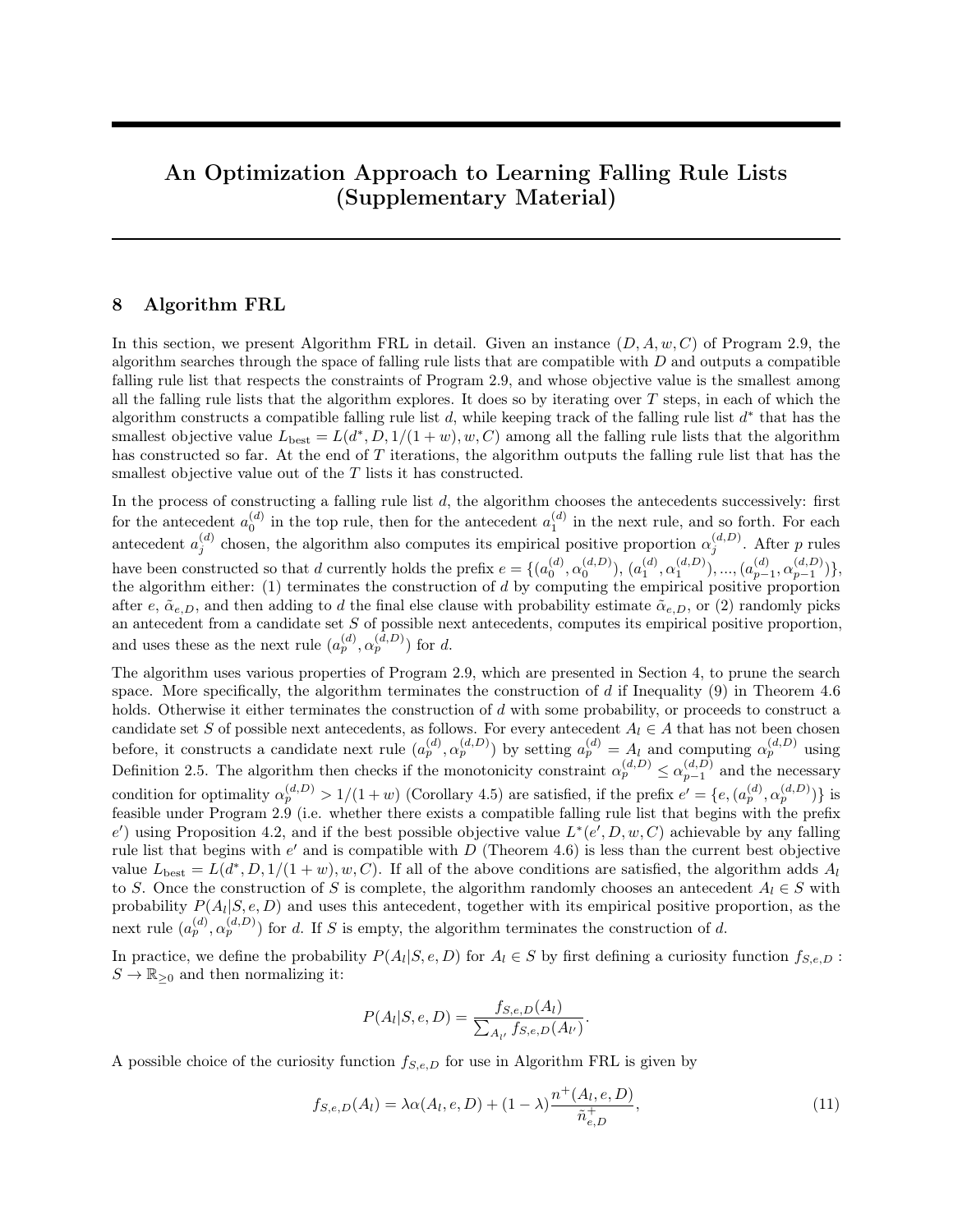# An Optimization Approach to Learning Falling Rule Lists (Supplementary Material)

## 8 Algorithm FRL

In this section, we present Algorithm FRL in detail. Given an instance $(D, A, w, C)$ of Program 2.9, the algorithm searches through the space of falling rule lists that are compatible with $D$ and outputs a compatible falling rule list that respects the constraints of Program 2.9, and whose objective value is the smallest among all the falling rule lists that the algorithm explores. It does so by iterating over $T$ steps, in each of which the algorithm constructs a compatible falling rule list $d$, while keeping track of the falling rule list $d^*$ that has the smallest objective value $L_{\text{best}} = L(d^*, D, 1/(1+w), w, C)$ among all the falling rule lists that the algorithm has constructed so far. At the end of $T$ iterations, the algorithm outputs the falling rule list that has the smallest objective value out of the $T$ lists it has constructed.

In the process of constructing a falling rule list $d$, the algorithm chooses the antecedents successively: first for the antecedent $a_0^{(d)}$ in the top rule, then for the antecedent $a_1^{(d)}$ in the next rule, and so forth. For each antecedent $a_j^{(d)}$ chosen, the algorithm also computes its empirical positive proportion $\alpha_j^{(d,D)}$. After $p$ rules have been constructed so that $d$ currently holds the prefix $e = \{(a_0^{(d)}, \alpha_0^{(d,D)}), (a_1^{(d)}, \alpha_1^{(d,D)}), ..., (a_{p-1}^{(d)}, \alpha_{p-1}^{(d,D)})\}$, the algorithm either: (1) terminates the construction of $d$ by computing the empirical positive proportion after $e$, $\tilde{\alpha}_{e,D}$, and then adding to $d$ the final else clause with probability estimate $\tilde{\alpha}_{e,D}$, or (2) randomly picks an antecedent from a candidate set $S$ of possible next antecedents, computes its empirical positive proportion, and uses these as the next rule $(a_p^{(d)}, \alpha_p^{(d,D)})$ for $d$.

The algorithm uses various properties of Program 2.9, which are presented in Section 4, to prune the search space. More specifically, the algorithm terminates the construction of $d$ if Inequality (9) in Theorem 4.6 holds. Otherwise it either terminates the construction of $d$ with some probability, or proceeds to construct a candidate set $S$ of possible next antecedents, as follows. For every antecedent $A_l \in A$ that has not been chosen before, it constructs a candidate next rule $(a_p^{(d)}, \alpha_p^{(d,D)})$ by setting $a_p^{(d)} = A_l$ and computing $\alpha_p^{(d,D)}$ using Definition 2.5. The algorithm then checks if the monotonicity constraint $\alpha_p^{(d,D)} \leq \alpha_{p-1}^{(d,D)}$ and the necessary condition for optimality $\alpha_p^{(d,D)} > 1/(1+w)$ (Corollary 4.5) are satisfied, if the prefix $e' = \{e, (a_p^{(d)}, \alpha_p^{(d,D)})\}$ is feasible under Program 2.9 (i.e. whether there exists a compatible falling rule list that begins with the prefix $e'$) using Proposition 4.2, and if the best possible objective value $L^*(e', D, w, C)$ achievable by any falling rule list that begins with $e'$ and is compatible with $D$ (Theorem 4.6) is less than the current best objective value $L_{\text{best}} = L(d^*, D, 1/(1+w), w, C)$. If all of the above conditions are satisfied, the algorithm adds $A_l$ to $S$. Once the construction of $S$ is complete, the algorithm randomly chooses an antecedent $A_l \in S$ with probability $P(A_l|S, e, D)$ and uses this antecedent, together with its empirical positive proportion, as the next rule $(a_p^{(d)}, \alpha_p^{(d,D)})$ for $d$. If $S$ is empty, the algorithm terminates the construction of $d$.

In practice, we define the probability $P(A_l|S, e, D)$ for $A_l \in S$ by first defining a curiosity function $f_{S,e,D} : S \to \mathbb{R}_{\geq 0}$ and then normalizing it:

$$P(A_l|S, e, D) = \frac{f_{S,e,D}(A_l)}{\sum_{A_{l'}} f_{S,e,D}(A_{l'})}.$$

A possible choice of the curiosity function $f_{S,e,D}$ for use in Algorithm FRL is given by

$$f_{S,e,D}(A_l) = \lambda \alpha(A_l, e, D) + (1-\lambda) \frac{n^+(A_l, e, D)}{\tilde{n}^+_{e,D}}, \tag{11}$$